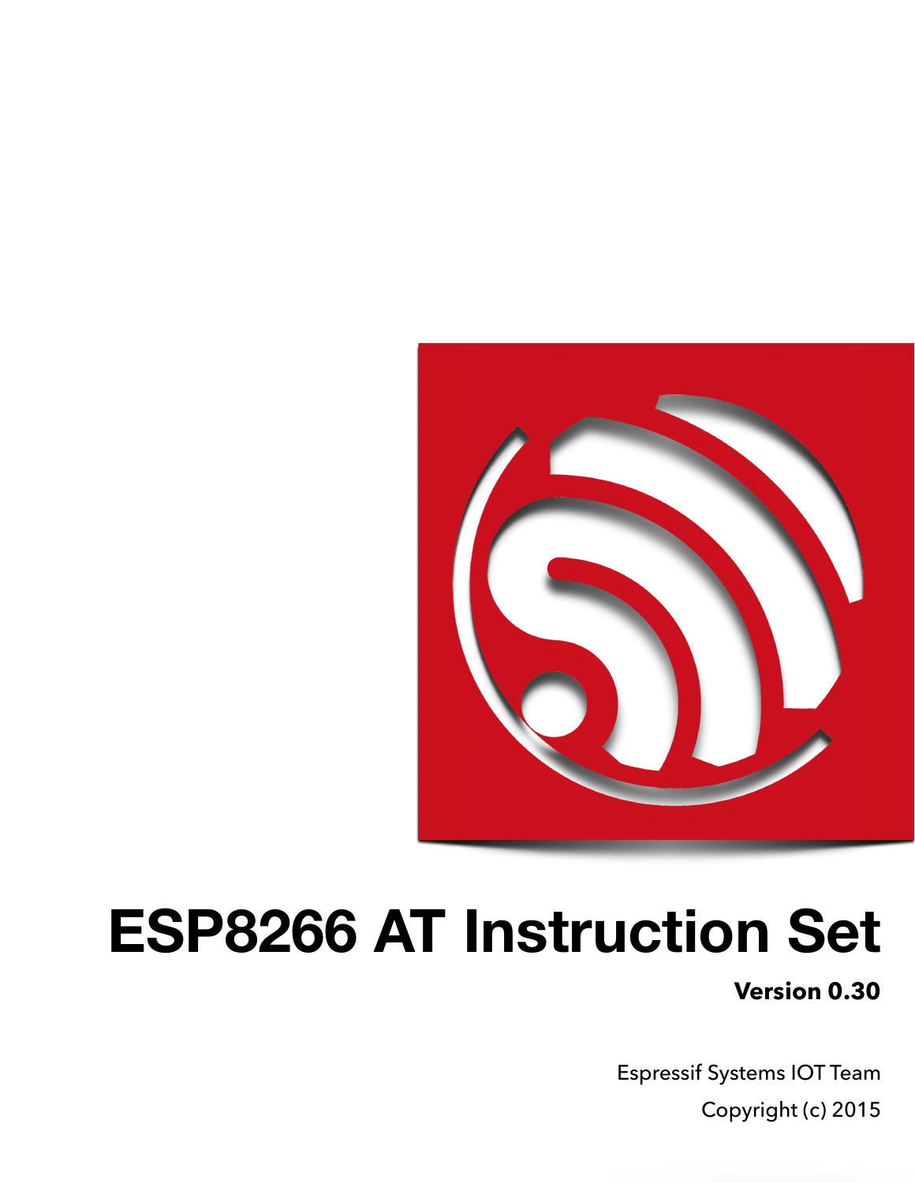# ESP8266 AT Instruction Set

**Version 0.30**

Espressif Systems IOT Team

Copyright (c) 2015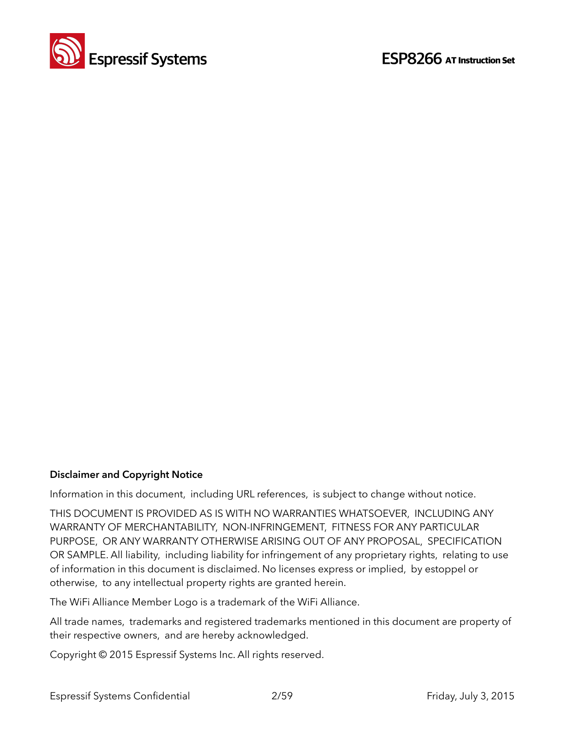**Disclaimer and Copyright Notice**

Information in this document, including URL references, is subject to change without notice.

THIS DOCUMENT IS PROVIDED AS IS WITH NO WARRANTIES WHATSOEVER, INCLUDING ANY WARRANTY OF MERCHANTABILITY, NON-INFRINGEMENT, FITNESS FOR ANY PARTICULAR PURPOSE, OR ANY WARRANTY OTHERWISE ARISING OUT OF ANY PROPOSAL, SPECIFICATION OR SAMPLE. All liability, including liability for infringement of any proprietary rights, relating to use of information in this document is disclaimed. No licenses express or implied, by estoppel or otherwise, to any intellectual property rights are granted herein.

The WiFi Alliance Member Logo is a trademark of the WiFi Alliance.

All trade names, trademarks and registered trademarks mentioned in this document are property of their respective owners, and are hereby acknowledged.

Copyright © 2015 Espressif Systems Inc. All rights reserved.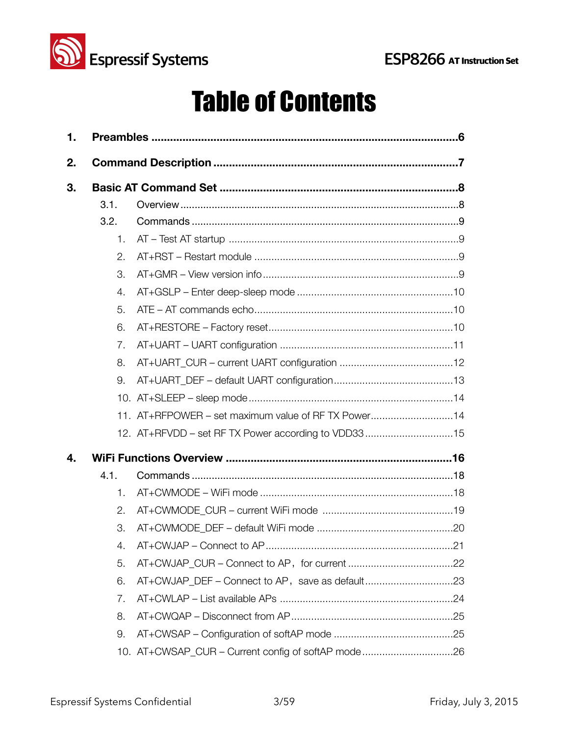# Table of Contents

1. **Preambles** ......................................................................................6

2. **Command Description** ....................................................................7

3. **Basic AT Command Set** ..................................................................8

   3.1. Overview ....................................................................................8

   3.2. Commands .................................................................................9

      1. AT – Test AT startup .................................................................9
      2. AT+RST – Restart module .........................................................9
      3. AT+GMR – View version info .....................................................9
      4. AT+GSLP – Enter deep-sleep mode .........................................10
      5. ATE – AT commands echo ......................................................10
      6. AT+RESTORE – Factory reset .................................................10
      7. AT+UART – UART configuration .............................................11
      8. AT+UART_CUR – current UART configuration .........................12
      9. AT+UART_DEF – default UART configuration ..........................13
      10. AT+SLEEP – sleep mode ........................................................14
      11. AT+RFPOWER – set maximum value of RF TX Power ..............14
      12. AT+RFVDD – set RF TX Power according to VDD33 ...............15

4. **WiFi Functions Overview** ..............................................................16

   4.1. Commands ...............................................................................18

      1. AT+CWMODE – WiFi mode .......................................................18
      2. AT+CWMODE_CUR – current WiFi mode ..................................19
      3. AT+CWMODE_DEF – default WiFi mode ...................................20
      4. AT+CWJAP – Connect to AP .....................................................21
      5. AT+CWJAP_CUR – Connect to AP，for current .........................22
      6. AT+CWJAP_DEF – Connect to AP，save as default ...................23
      7. AT+CWLAP – List available APs ...............................................24
      8. AT+CWQAP – Disconnect from AP ...........................................25
      9. AT+CWSAP – Configuration of softAP mode .............................25
      10. AT+CWSAP_CUR – Current config of softAP mode ..................26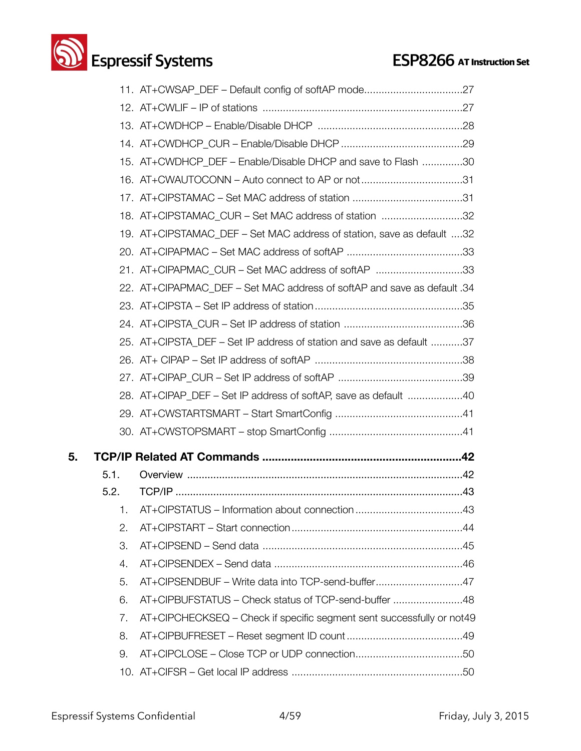11. AT+CWSAP_DEF – Default config of softAP mode..................................27
12. AT+CWLIF – IP of stations .....................................................................27
13. AT+CWDHCP – Enable/Disable DHCP ..................................................28
14. AT+CWDHCP_CUR – Enable/Disable DHCP ..........................................29
15. AT+CWDHCP_DEF – Enable/Disable DHCP and save to Flash ..............30
16. AT+CWAUTOCONN – Auto connect to AP or not...................................31
17. AT+CIPSTAMAC – Set MAC address of station ......................................31
18. AT+CIPSTAMAC_CUR – Set MAC address of station ............................32
19. AT+CIPSTAMAC_DEF – Set MAC address of station, save as default ....32
20. AT+CIPAPMAC – Set MAC address of softAP ........................................33
21. AT+CIPAPMAC_CUR – Set MAC address of softAP ..............................33
22. AT+CIPAPMAC_DEF – Set MAC address of softAP and save as default .34
23. AT+CIPSTA – Set IP address of station...................................................35
24. AT+CIPSTA_CUR – Set IP address of station .........................................36
25. AT+CIPSTA_DEF – Set IP address of station and save as default ...........37
26. AT+ CIPAP – Set IP address of softAP ...................................................38
27. AT+CIPAP_CUR – Set IP address of softAP ...........................................39
28. AT+CIPAP_DEF – Set IP address of softAP, save as default ...................40
29. AT+CWSTARTSMART – Start SmartConfig ............................................41
30. AT+CWSTOPSMART – stop SmartConfig ..............................................41

**5. TCP/IP Related AT Commands ...............................................................42**

5.1. Overview .............................................................................................42

5.2. TCP/IP .................................................................................................43

1. AT+CIPSTATUS – Information about connection.....................................43
2. AT+CIPSTART – Start connection...........................................................44
3. AT+CIPSEND – Send data .....................................................................45
4. AT+CIPSENDEX – Send data .................................................................46
5. AT+CIPSENDBUF – Write data into TCP-send-buffer..............................47
6. AT+CIPBUFSTATUS – Check status of TCP-send-buffer ........................48
7. AT+CIPCHECKSEQ – Check if specific segment sent successfully or not49
8. AT+CIPBUFRESET – Reset segment ID count........................................49
9. AT+CIPCLOSE – Close TCP or UDP connection.....................................50
10. AT+CIFSR – Get local IP address ...........................................................50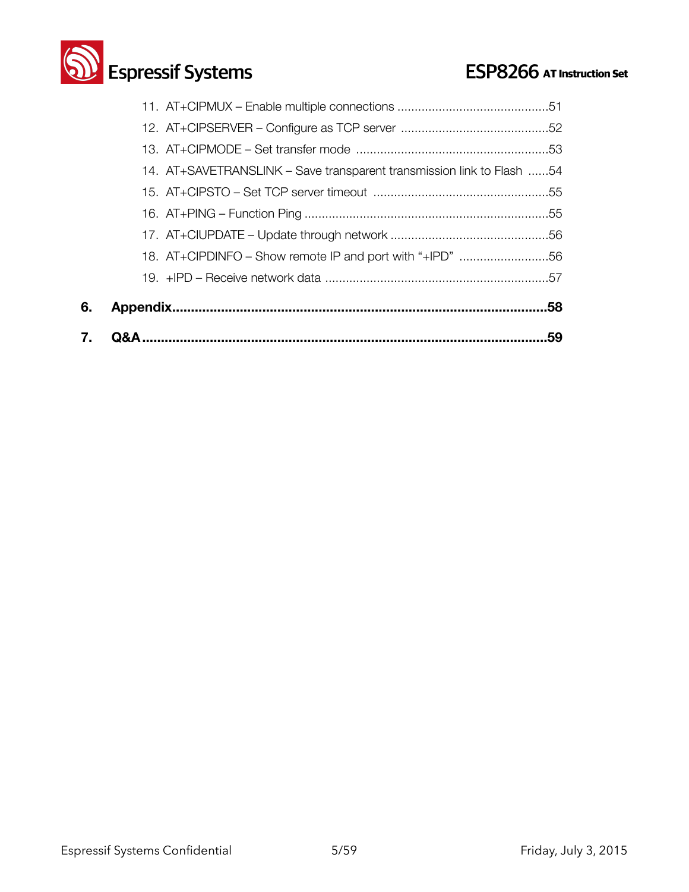11. AT+CIPMUX – Enable multiple connections ............................................51
12. AT+CIPSERVER – Configure as TCP server ..........................................52
13. AT+CIPMODE – Set transfer mode ........................................................53
14. AT+SAVETRANSLINK – Save transparent transmission link to Flash ......54
15. AT+CIPSTO – Set TCP server timeout ...................................................55
16. AT+PING – Function Ping .......................................................................55
17. AT+CIUPDATE – Update through network ..............................................56
18. AT+CIPDINFO – Show remote IP and port with "+IPD" ..........................56
19. +IPD – Receive network data .................................................................57

**6. Appendix........................................................................................58**

**7. Q&A...............................................................................................59**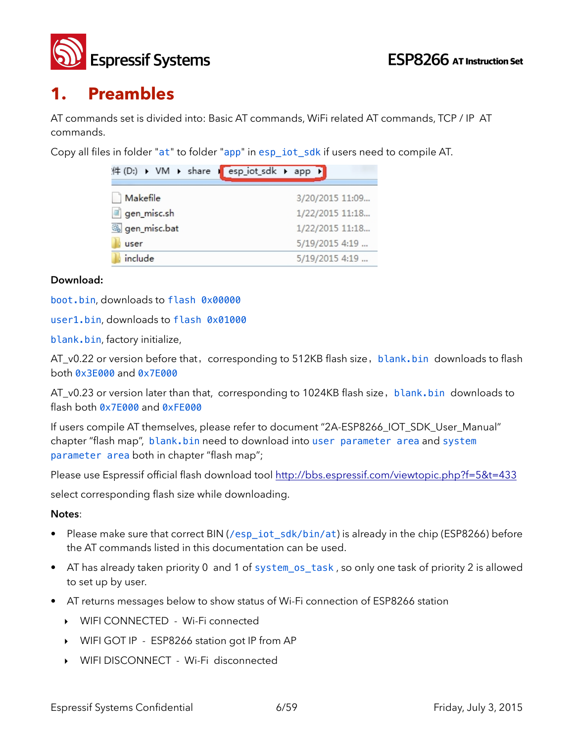# 1. Preambles

AT commands set is divided into: Basic AT commands, WiFi related AT commands, TCP / IP AT commands.

Copy all files in folder "`at`" to folder "`app`" in `esp_iot_sdk` if users need to compile AT.

**Download:**

`boot.bin`, downloads to `flash 0x00000`

`user1.bin`, downloads to `flash 0x01000`

`blank.bin`, factory initialize,

AT_v0.22 or version before that，corresponding to 512KB flash size，`blank.bin` downloads to flash both `0x3E000` and `0x7E000`

AT_v0.23 or version later than that, corresponding to 1024KB flash size，`blank.bin` downloads to flash both `0x7E000` and `0xFE000`

If users compile AT themselves, please refer to document "2A-ESP8266_IOT_SDK_User_Manual" chapter "flash map", `blank.bin` need to download into `user parameter area` and `system parameter area` both in chapter "flash map";

Please use Espressif official flash download tool http://bbs.espressif.com/viewtopic.php?f=5&t=433

select corresponding flash size while downloading.

**Notes**:

- Please make sure that correct BIN (`/esp_iot_sdk/bin/at`) is already in the chip (ESP8266) before the AT commands listed in this documentation can be used.
- AT has already taken priority 0 and 1 of `system_os_task`, so only one task of priority 2 is allowed to set up by user.
- AT returns messages below to show status of Wi-Fi connection of ESP8266 station
  - WIFI CONNECTED - Wi-Fi connected
  - WIFI GOT IP - ESP8266 station got IP from AP
  - WIFI DISCONNECT - Wi-Fi disconnected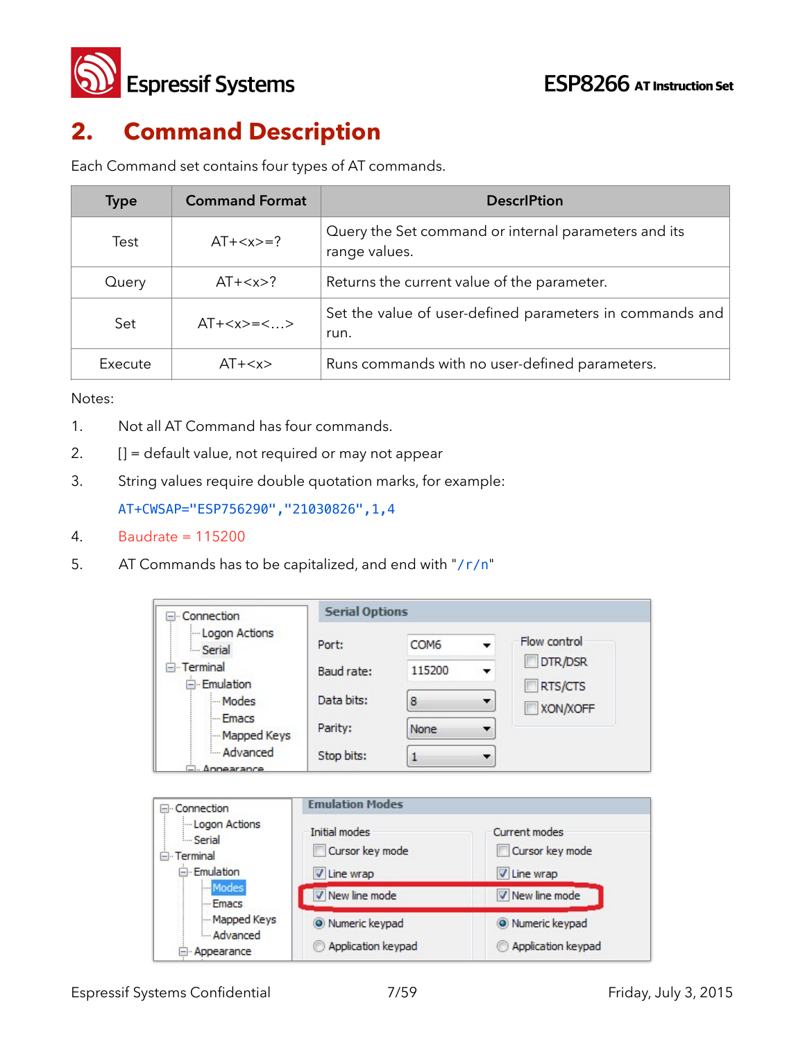# 2. Command Description

Each Command set contains four types of AT commands.

| Type | Command Format | DescrIPtion |
|---|---|---|
| Test | AT+<x>=? | Query the Set command or internal parameters and its range values. |
| Query | AT+<x>? | Returns the current value of the parameter. |
| Set | AT+<x>=<…> | Set the value of user-defined parameters in commands and run. |
| Execute | AT+<x> | Runs commands with no user-defined parameters. |

Notes:

1. Not all AT Command has four commands.
2. [] = default value, not required or may not appear
3. String values require double quotation marks, for example:
   `AT+CWSAP="ESP756290","21030826",1,4`
4. Baudrate = 115200
5. AT Commands has to be capitalized, and end with "`/r/n`"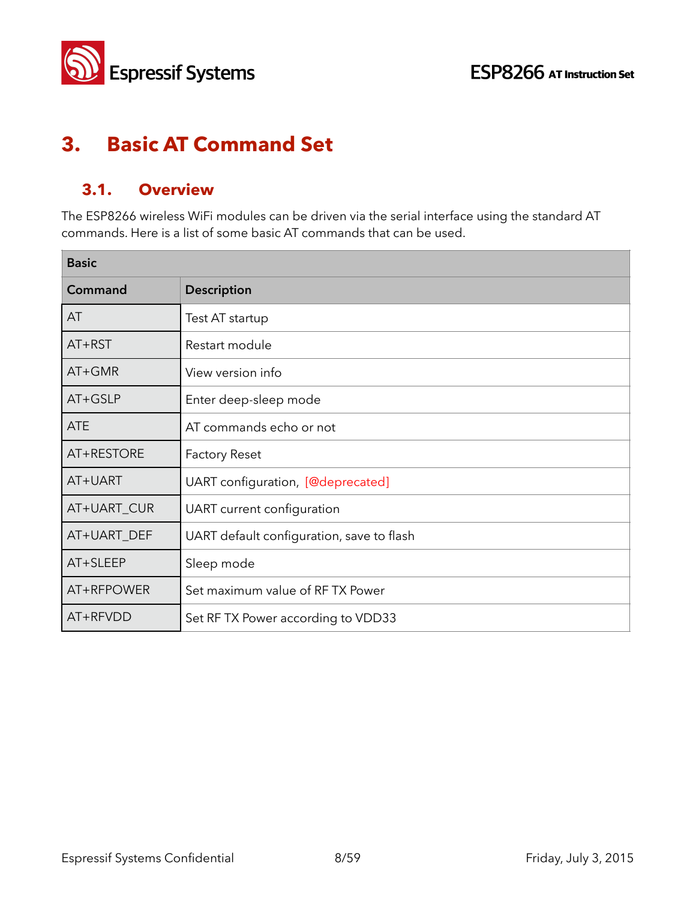# 3. Basic AT Command Set

## 3.1. Overview

The ESP8266 wireless WiFi modules can be driven via the serial interface using the standard AT commands. Here is a list of some basic AT commands that can be used.

| Basic | |
|---|---|
| **Command** | **Description** |
| AT | Test AT startup |
| AT+RST | Restart module |
| AT+GMR | View version info |
| AT+GSLP | Enter deep-sleep mode |
| ATE | AT commands echo or not |
| AT+RESTORE | Factory Reset |
| AT+UART | UART configuration, [@deprecated] |
| AT+UART_CUR | UART current configuration |
| AT+UART_DEF | UART default configuration, save to flash |
| AT+SLEEP | Sleep mode |
| AT+RFPOWER | Set maximum value of RF TX Power |
| AT+RFVDD | Set RF TX Power according to VDD33 |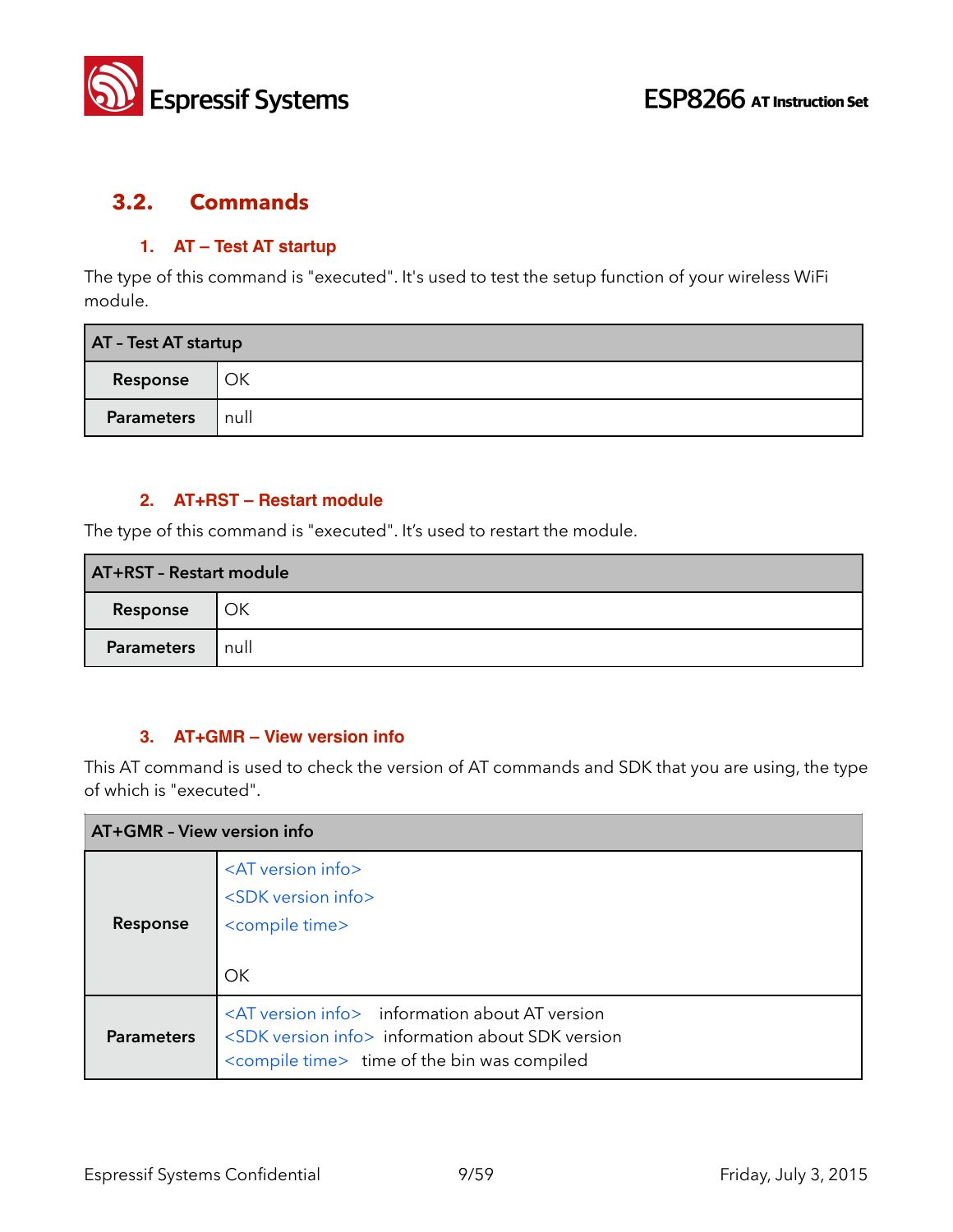## 3.2. Commands

### 1. AT – Test AT startup

The type of this command is "executed". It's used to test the setup function of your wireless WiFi module.

| AT – Test AT startup | |
|---|---|
| **Response** | OK |
| **Parameters** | null |

### 2. AT+RST – Restart module

The type of this command is "executed". It's used to restart the module.

| AT+RST – Restart module | |
|---|---|
| **Response** | OK |
| **Parameters** | null |

### 3. AT+GMR – View version info

This AT command is used to check the version of AT commands and SDK that you are using, the type of which is "executed".

| AT+GMR – View version info | |
|---|---|
| **Response** | <AT version info><br><SDK version info><br><compile time><br><br>OK |
| **Parameters** | <AT version info> information about AT version<br><SDK version info> information about SDK version<br><compile time> time of the bin was compiled |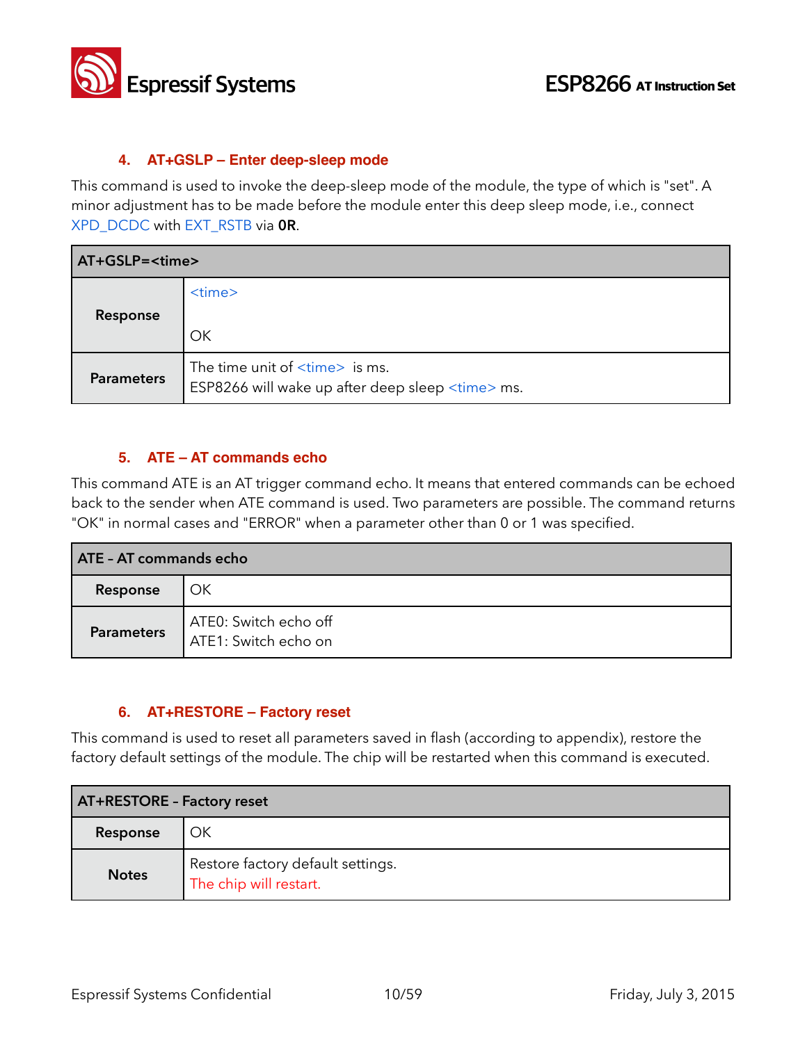### 4. AT+GSLP – Enter deep-sleep mode

This command is used to invoke the deep-sleep mode of the module, the type of which is "set". A minor adjustment has to be made before the module enter this deep sleep mode, i.e., connect XPD_DCDC with EXT_RSTB via **0R**.

| AT+GSLP=<time> | |
|---|---|
| **Response** | <time><br><br>OK |
| **Parameters** | The time unit of <time> is ms.<br>ESP8266 will wake up after deep sleep <time> ms. |

### 5. ATE – AT commands echo

This command ATE is an AT trigger command echo. It means that entered commands can be echoed back to the sender when ATE command is used. Two parameters are possible. The command returns "OK" in normal cases and "ERROR" when a parameter other than 0 or 1 was specified.

| ATE - AT commands echo | |
|---|---|
| **Response** | OK |
| **Parameters** | ATE0: Switch echo off<br>ATE1: Switch echo on |

### 6. AT+RESTORE – Factory reset

This command is used to reset all parameters saved in flash (according to appendix), restore the factory default settings of the module. The chip will be restarted when this command is executed.

| AT+RESTORE - Factory reset | |
|---|---|
| **Response** | OK |
| **Notes** | Restore factory default settings.<br>The chip will restart. |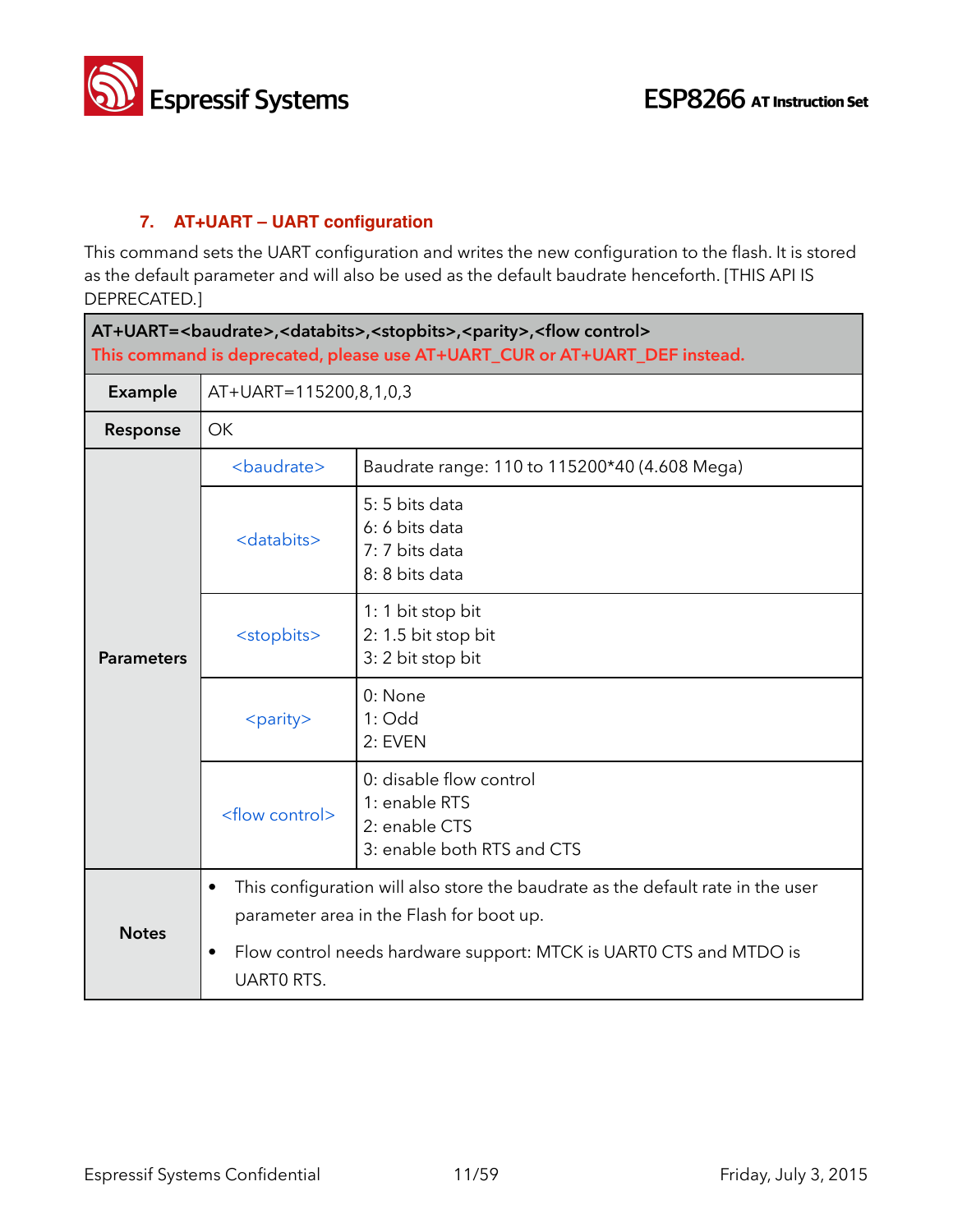### 7. AT+UART – UART configuration

This command sets the UART configuration and writes the new configuration to the flash. It is stored as the default parameter and will also be used as the default baudrate henceforth. [THIS API IS DEPRECATED.]

| **AT+UART=<baudrate>,<databits>,<stopbits>,<parity>,<flow control>**<br>**This command is deprecated, please use AT+UART_CUR or AT+UART_DEF instead.** | | |
|---|---|---|
| **Example** | AT+UART=115200,8,1,0,3 | |
| **Response** | OK | |
| **Parameters** | <baudrate> | Baudrate range: 110 to 115200*40 (4.608 Mega) |
| | <databits> | 5: 5 bits data<br>6: 6 bits data<br>7: 7 bits data<br>8: 8 bits data |
| | <stopbits> | 1: 1 bit stop bit<br>2: 1.5 bit stop bit<br>3: 2 bit stop bit |
| | <parity> | 0: None<br>1: Odd<br>2: EVEN |
| | <flow control> | 0: disable flow control<br>1: enable RTS<br>2: enable CTS<br>3: enable both RTS and CTS |
| **Notes** | • This configuration will also store the baudrate as the default rate in the user parameter area in the Flash for boot up.<br>• Flow control needs hardware support: MTCK is UART0 CTS and MTDO is UART0 RTS. | |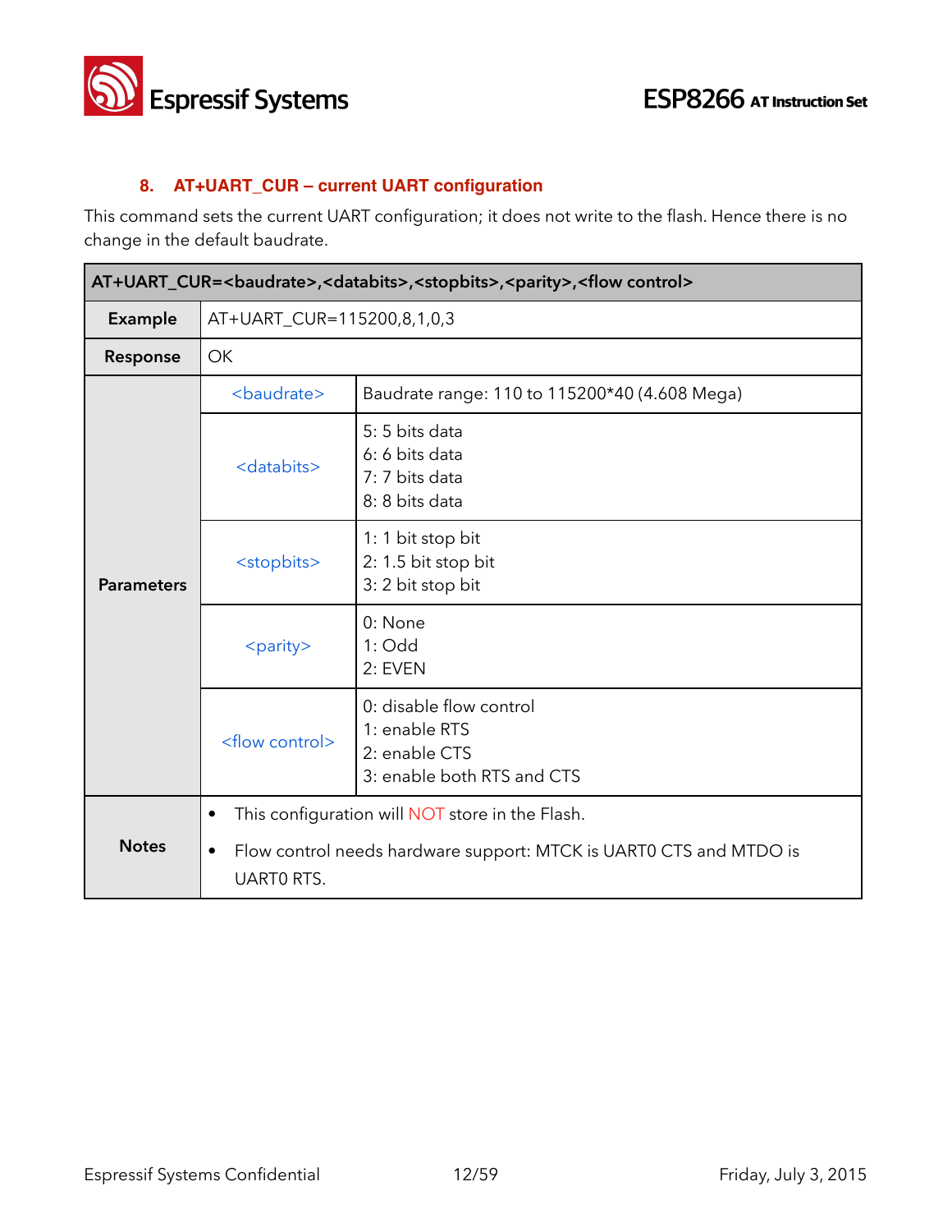### 8. AT+UART_CUR – current UART configuration

This command sets the current UART configuration; it does not write to the flash. Hence there is no change in the default baudrate.

| AT+UART_CUR=<baudrate>,<databits>,<stopbits>,<parity>,<flow control> | | |
|---|---|---|
| **Example** | AT+UART_CUR=115200,8,1,0,3 | |
| **Response** | OK | |
| **Parameters** | <baudrate> | Baudrate range: 110 to 115200*40 (4.608 Mega) |
| | <databits> | 5: 5 bits data<br>6: 6 bits data<br>7: 7 bits data<br>8: 8 bits data |
| | <stopbits> | 1: 1 bit stop bit<br>2: 1.5 bit stop bit<br>3: 2 bit stop bit |
| | <parity> | 0: None<br>1: Odd<br>2: EVEN |
| | <flow control> | 0: disable flow control<br>1: enable RTS<br>2: enable CTS<br>3: enable both RTS and CTS |
| **Notes** | • This configuration will NOT store in the Flash.<br>• Flow control needs hardware support: MTCK is UART0 CTS and MTDO is UART0 RTS. | |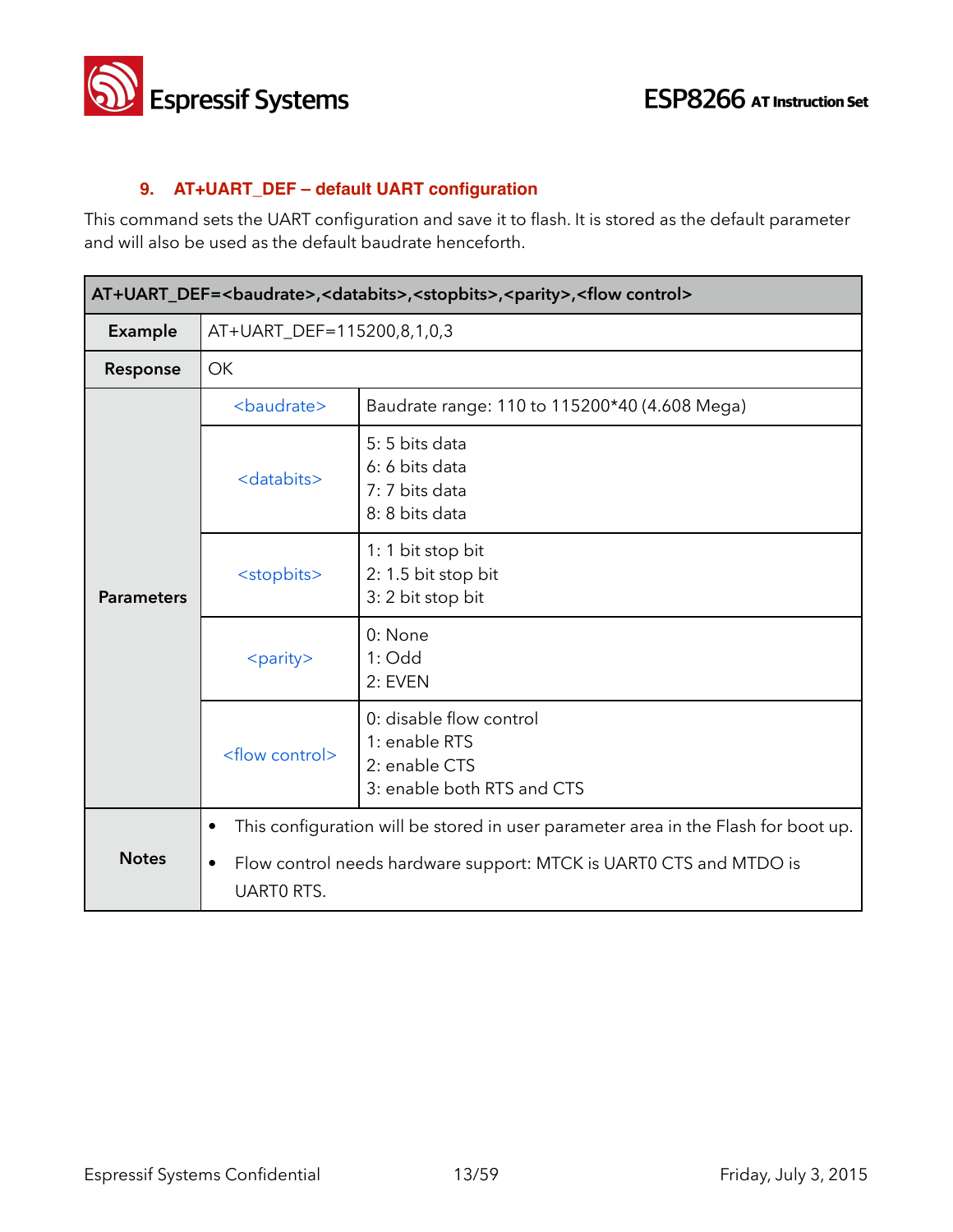## 9. AT+UART_DEF – default UART configuration

This command sets the UART configuration and save it to flash. It is stored as the default parameter and will also be used as the default baudrate henceforth.

| AT+UART_DEF=<baudrate>,<databits>,<stopbits>,<parity>,<flow control> | | |
|---|---|---|
| **Example** | AT+UART_DEF=115200,8,1,0,3 | |
| **Response** | OK | |
| **Parameters** | <baudrate> | Baudrate range: 110 to 115200*40 (4.608 Mega) |
| | <databits> | 5: 5 bits data<br>6: 6 bits data<br>7: 7 bits data<br>8: 8 bits data |
| | <stopbits> | 1: 1 bit stop bit<br>2: 1.5 bit stop bit<br>3: 2 bit stop bit |
| | <parity> | 0: None<br>1: Odd<br>2: EVEN |
| | <flow control> | 0: disable flow control<br>1: enable RTS<br>2: enable CTS<br>3: enable both RTS and CTS |
| **Notes** | • This configuration will be stored in user parameter area in the Flash for boot up.<br>• Flow control needs hardware support: MTCK is UART0 CTS and MTDO is UART0 RTS. | |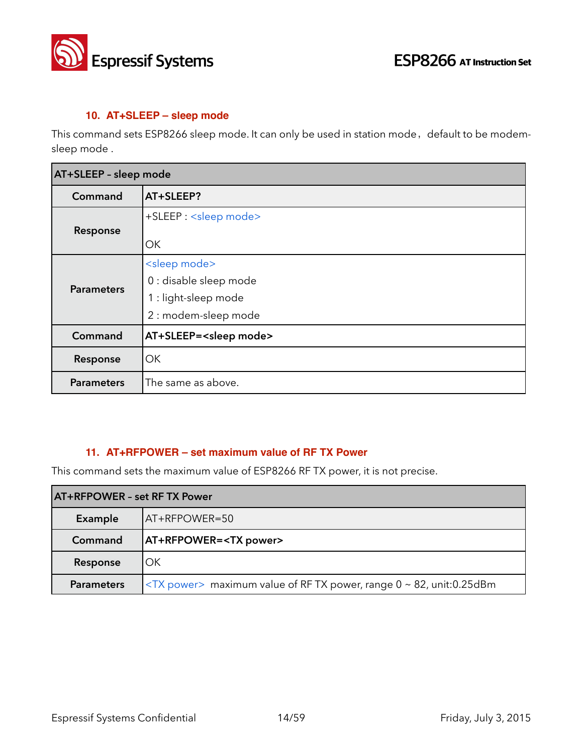### 10. AT+SLEEP – sleep mode

This command sets ESP8266 sleep mode. It can only be used in station mode，default to be modem-sleep mode .

| AT+SLEEP – sleep mode | |
|---|---|
| Command | AT+SLEEP? |
| Response | +SLEEP : <sleep mode><br><br>OK |
| Parameters | <sleep mode><br>0 : disable sleep mode<br>1 : light-sleep mode<br>2 : modem-sleep mode |
| Command | AT+SLEEP=<sleep mode> |
| Response | OK |
| Parameters | The same as above. |

### 11. AT+RFPOWER – set maximum value of RF TX Power

This command sets the maximum value of ESP8266 RF TX power, it is not precise.

| AT+RFPOWER – set RF TX Power | |
|---|---|
| Example | AT+RFPOWER=50 |
| Command | AT+RFPOWER=<TX power> |
| Response | OK |
| Parameters | <TX power> maximum value of RF TX power, range 0 ~ 82, unit:0.25dBm |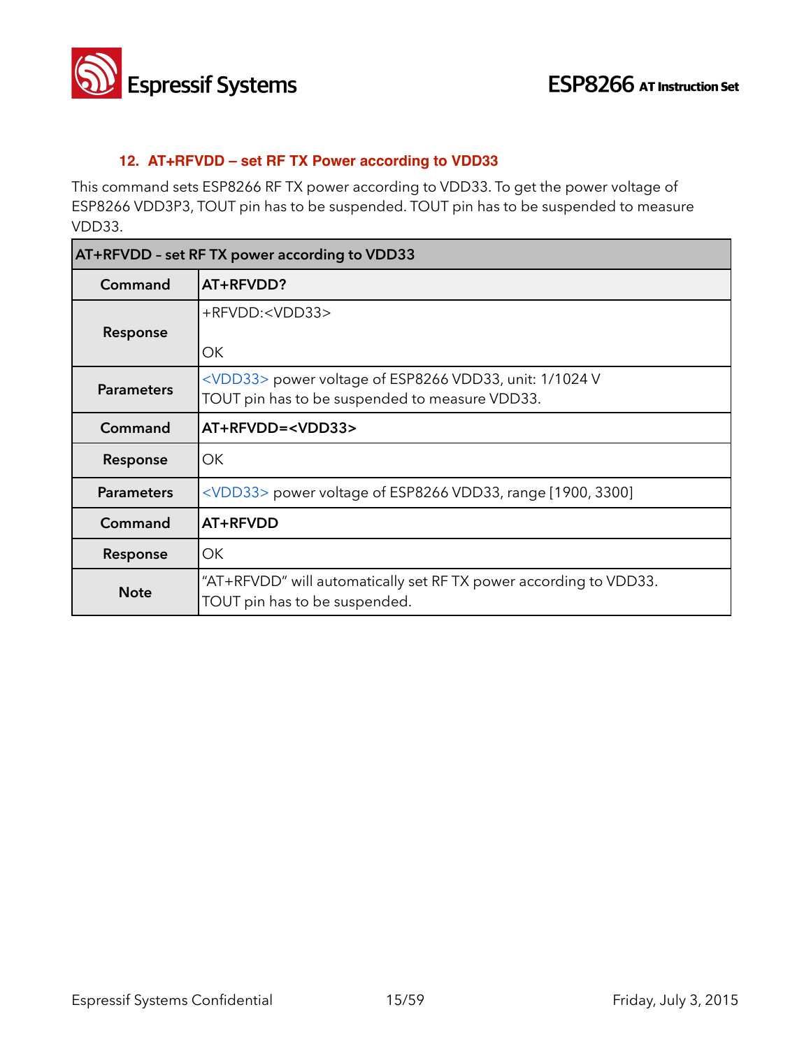### 12. AT+RFVDD – set RF TX Power according to VDD33

This command sets ESP8266 RF TX power according to VDD33. To get the power voltage of ESP8266 VDD3P3, TOUT pin has to be suspended. TOUT pin has to be suspended to measure VDD33.

| AT+RFVDD – set RF TX power according to VDD33 | |
|---|---|
| **Command** | **AT+RFVDD?** |
| **Response** | +RFVDD:<VDD33><br><br>OK |
| **Parameters** | <VDD33> power voltage of ESP8266 VDD33, unit: 1/1024 V<br>TOUT pin has to be suspended to measure VDD33. |
| **Command** | **AT+RFVDD=<VDD33>** |
| **Response** | OK |
| **Parameters** | <VDD33> power voltage of ESP8266 VDD33, range [1900, 3300] |
| **Command** | **AT+RFVDD** |
| **Response** | OK |
| **Note** | "AT+RFVDD" will automatically set RF TX power according to VDD33.<br>TOUT pin has to be suspended. |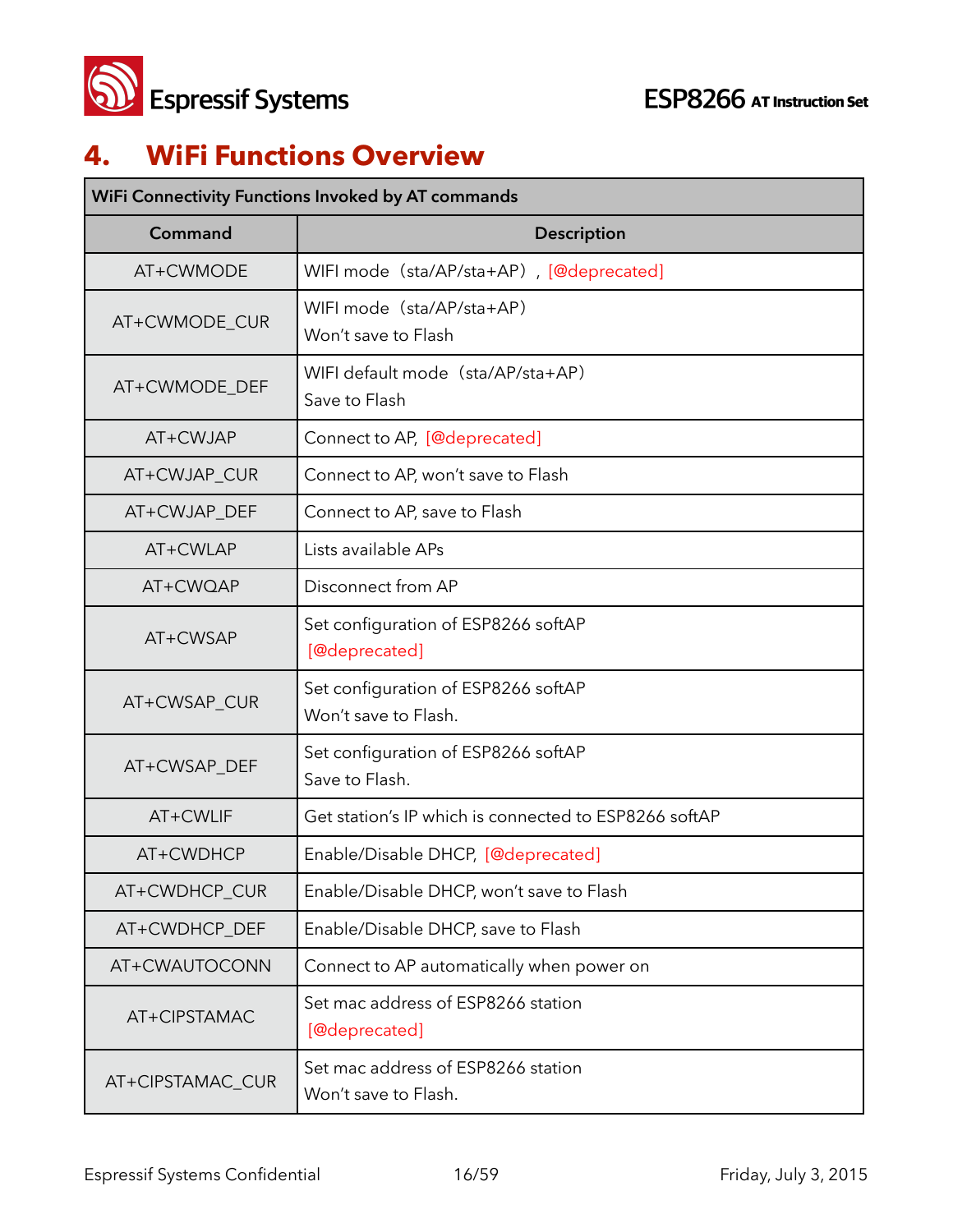# 4. WiFi Functions Overview

| WiFi Connectivity Functions Invoked by AT commands | |
|---|---|
| **Command** | **Description** |
| AT+CWMODE | WIFI mode（sta/AP/sta+AP），[@deprecated] |
| AT+CWMODE_CUR | WIFI mode（sta/AP/sta+AP）<br>Won't save to Flash |
| AT+CWMODE_DEF | WIFI default mode（sta/AP/sta+AP）<br>Save to Flash |
| AT+CWJAP | Connect to AP, [@deprecated] |
| AT+CWJAP_CUR | Connect to AP, won't save to Flash |
| AT+CWJAP_DEF | Connect to AP, save to Flash |
| AT+CWLAP | Lists available APs |
| AT+CWQAP | Disconnect from AP |
| AT+CWSAP | Set configuration of ESP8266 softAP<br>[@deprecated] |
| AT+CWSAP_CUR | Set configuration of ESP8266 softAP<br>Won't save to Flash. |
| AT+CWSAP_DEF | Set configuration of ESP8266 softAP<br>Save to Flash. |
| AT+CWLIF | Get station's IP which is connected to ESP8266 softAP |
| AT+CWDHCP | Enable/Disable DHCP, [@deprecated] |
| AT+CWDHCP_CUR | Enable/Disable DHCP, won't save to Flash |
| AT+CWDHCP_DEF | Enable/Disable DHCP, save to Flash |
| AT+CWAUTOCONN | Connect to AP automatically when power on |
| AT+CIPSTAMAC | Set mac address of ESP8266 station<br>[@deprecated] |
| AT+CIPSTAMAC_CUR | Set mac address of ESP8266 station<br>Won't save to Flash. |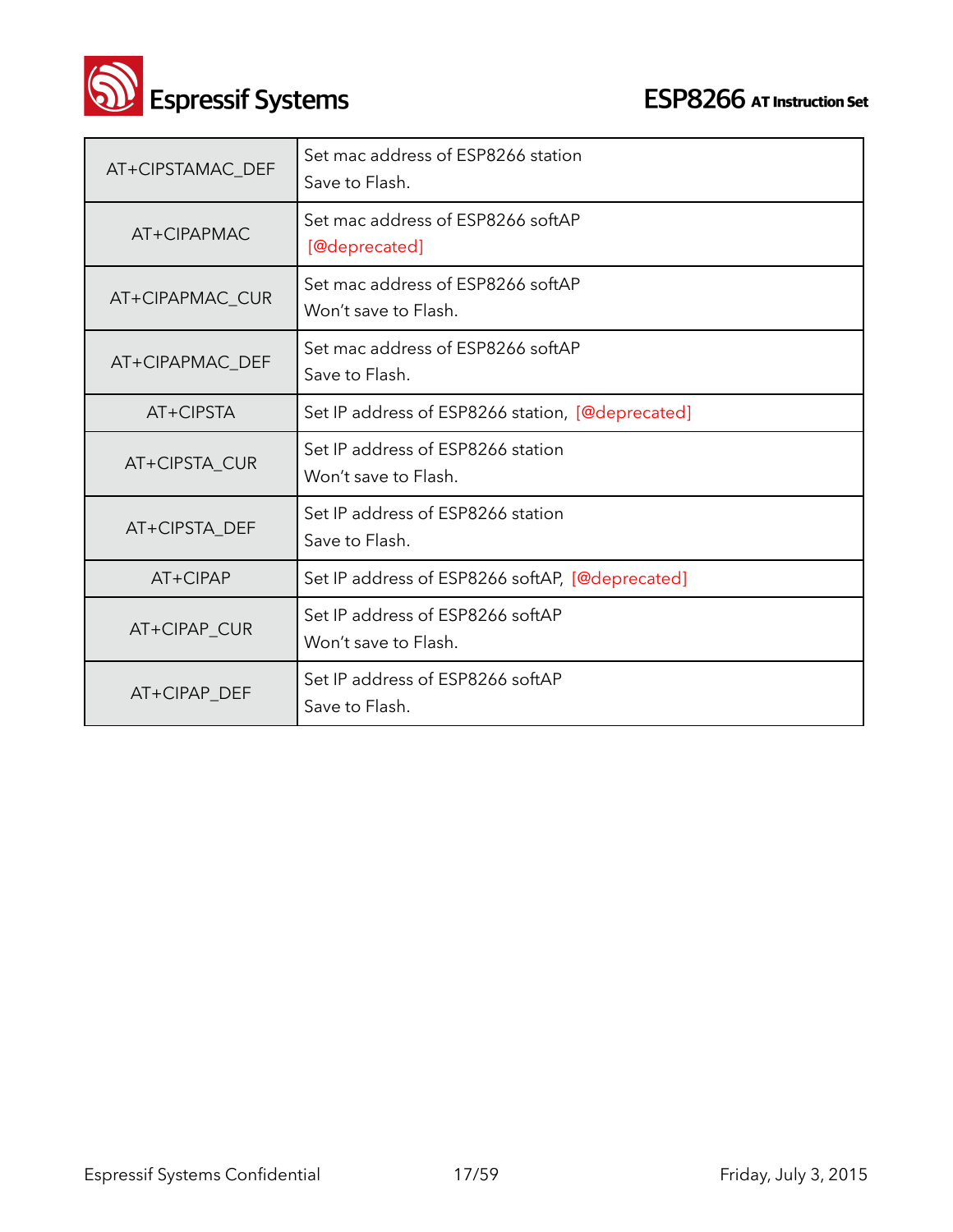| AT+CIPSTAMAC_DEF | Set mac address of ESP8266 station<br>Save to Flash. |
|---|---|
| AT+CIPAPMAC | Set mac address of ESP8266 softAP<br>[@deprecated] |
| AT+CIPAPMAC_CUR | Set mac address of ESP8266 softAP<br>Won't save to Flash. |
| AT+CIPAPMAC_DEF | Set mac address of ESP8266 softAP<br>Save to Flash. |
| AT+CIPSTA | Set IP address of ESP8266 station, [@deprecated] |
| AT+CIPSTA_CUR | Set IP address of ESP8266 station<br>Won't save to Flash. |
| AT+CIPSTA_DEF | Set IP address of ESP8266 station<br>Save to Flash. |
| AT+CIPAP | Set IP address of ESP8266 softAP, [@deprecated] |
| AT+CIPAP_CUR | Set IP address of ESP8266 softAP<br>Won't save to Flash. |
| AT+CIPAP_DEF | Set IP address of ESP8266 softAP<br>Save to Flash. |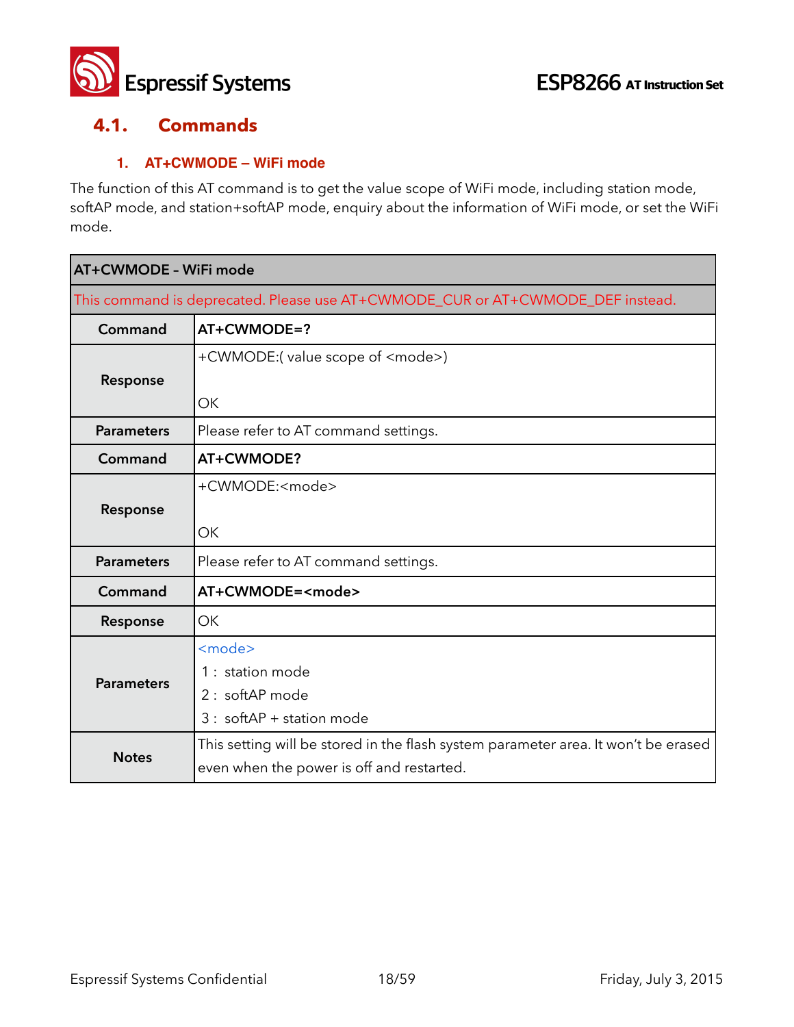## 4.1. Commands

### 1. AT+CWMODE – WiFi mode

The function of this AT command is to get the value scope of WiFi mode, including station mode, softAP mode, and station+softAP mode, enquiry about the information of WiFi mode, or set the WiFi mode.

| AT+CWMODE – WiFi mode | |
|---|---|
| This command is deprecated. Please use AT+CWMODE_CUR or AT+CWMODE_DEF instead. | |
| **Command** | **AT+CWMODE=?** |
| **Response** | +CWMODE:( value scope of <mode>)<br><br>OK |
| **Parameters** | Please refer to AT command settings. |
| **Command** | **AT+CWMODE?** |
| **Response** | +CWMODE:<mode><br><br>OK |
| **Parameters** | Please refer to AT command settings. |
| **Command** | **AT+CWMODE=<mode>** |
| **Response** | OK |
| **Parameters** | <mode><br>1 : station mode<br>2 : softAP mode<br>3 : softAP + station mode |
| **Notes** | This setting will be stored in the flash system parameter area. It won't be erased even when the power is off and restarted. |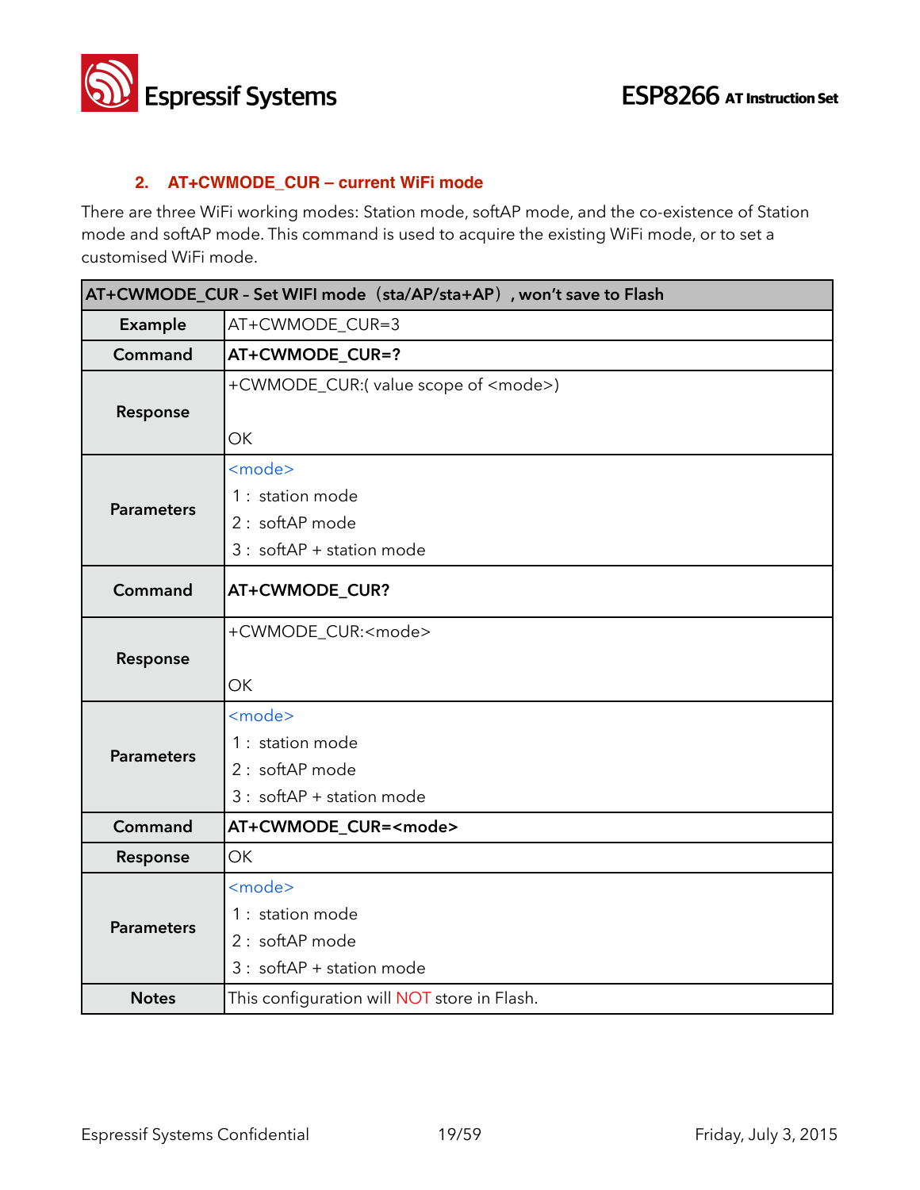## 2. AT+CWMODE_CUR – current WiFi mode

There are three WiFi working modes: Station mode, softAP mode, and the co-existence of Station mode and softAP mode. This command is used to acquire the existing WiFi mode, or to set a customised WiFi mode.

| AT+CWMODE_CUR - Set WIFI mode（sta/AP/sta+AP）, won't save to Flash | |
|---|---|
| **Example** | AT+CWMODE_CUR=3 |
| **Command** | **AT+CWMODE_CUR=?** |
| **Response** | +CWMODE_CUR:( value scope of <mode>)<br><br>OK |
| **Parameters** | <mode><br>1 : station mode<br>2 : softAP mode<br>3 : softAP + station mode |
| **Command** | **AT+CWMODE_CUR?** |
| **Response** | +CWMODE_CUR:<mode><br><br>OK |
| **Parameters** | <mode><br>1 : station mode<br>2 : softAP mode<br>3 : softAP + station mode |
| **Command** | **AT+CWMODE_CUR=<mode>** |
| **Response** | OK |
| **Parameters** | <mode><br>1 : station mode<br>2 : softAP mode<br>3 : softAP + station mode |
| **Notes** | This configuration will NOT store in Flash. |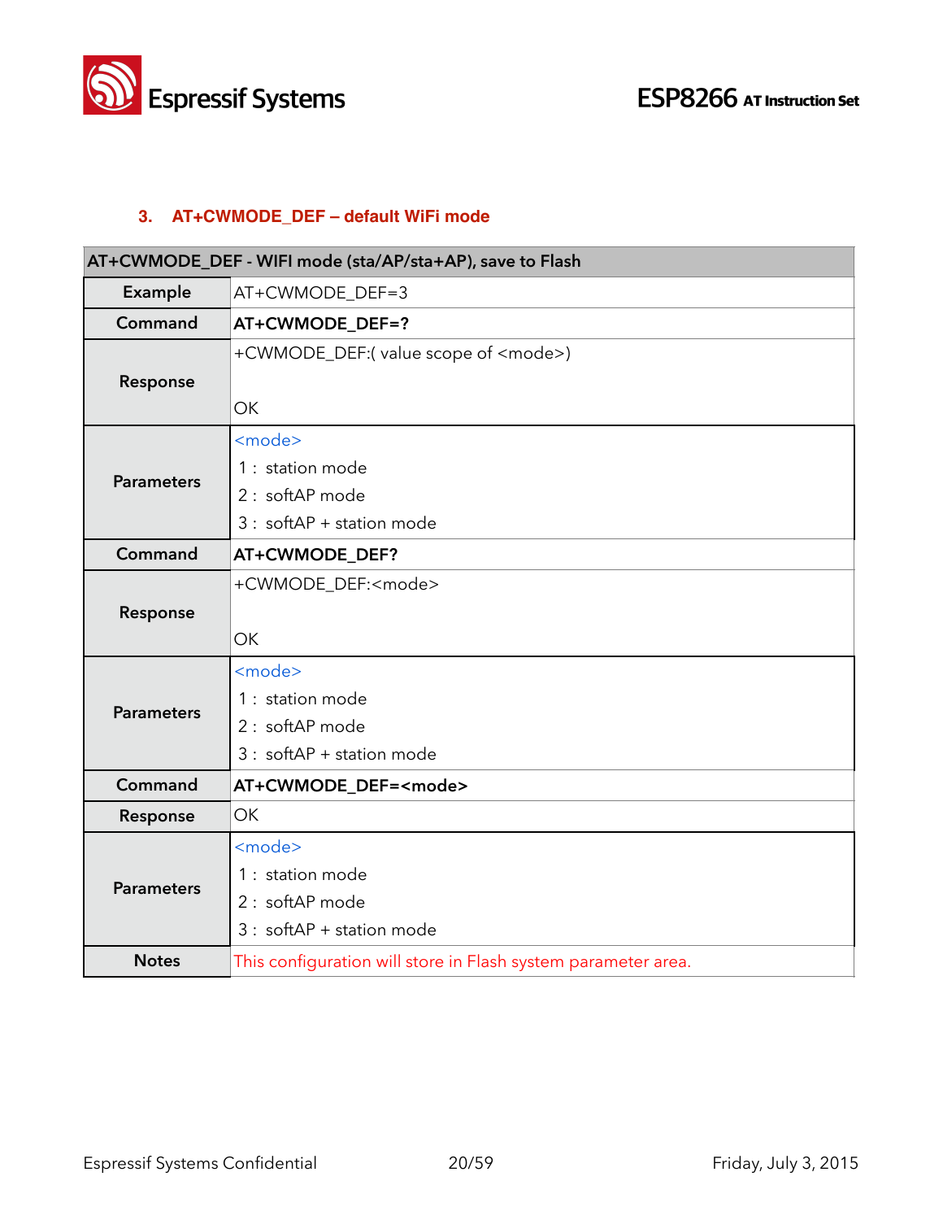### 3. AT+CWMODE_DEF – default WiFi mode

| AT+CWMODE_DEF - WIFI mode (sta/AP/sta+AP), save to Flash | |
|---|---|
| **Example** | AT+CWMODE_DEF=3 |
| **Command** | **AT+CWMODE_DEF=?** |
| **Response** | +CWMODE_DEF:( value scope of <mode>)<br><br>OK |
| **Parameters** | <mode><br>1 : station mode<br>2 : softAP mode<br>3 : softAP + station mode |
| **Command** | **AT+CWMODE_DEF?** |
| **Response** | +CWMODE_DEF:<mode><br><br>OK |
| **Parameters** | <mode><br>1 : station mode<br>2 : softAP mode<br>3 : softAP + station mode |
| **Command** | **AT+CWMODE_DEF=<mode>** |
| **Response** | OK |
| **Parameters** | <mode><br>1 : station mode<br>2 : softAP mode<br>3 : softAP + station mode |
| **Notes** | This configuration will store in Flash system parameter area. |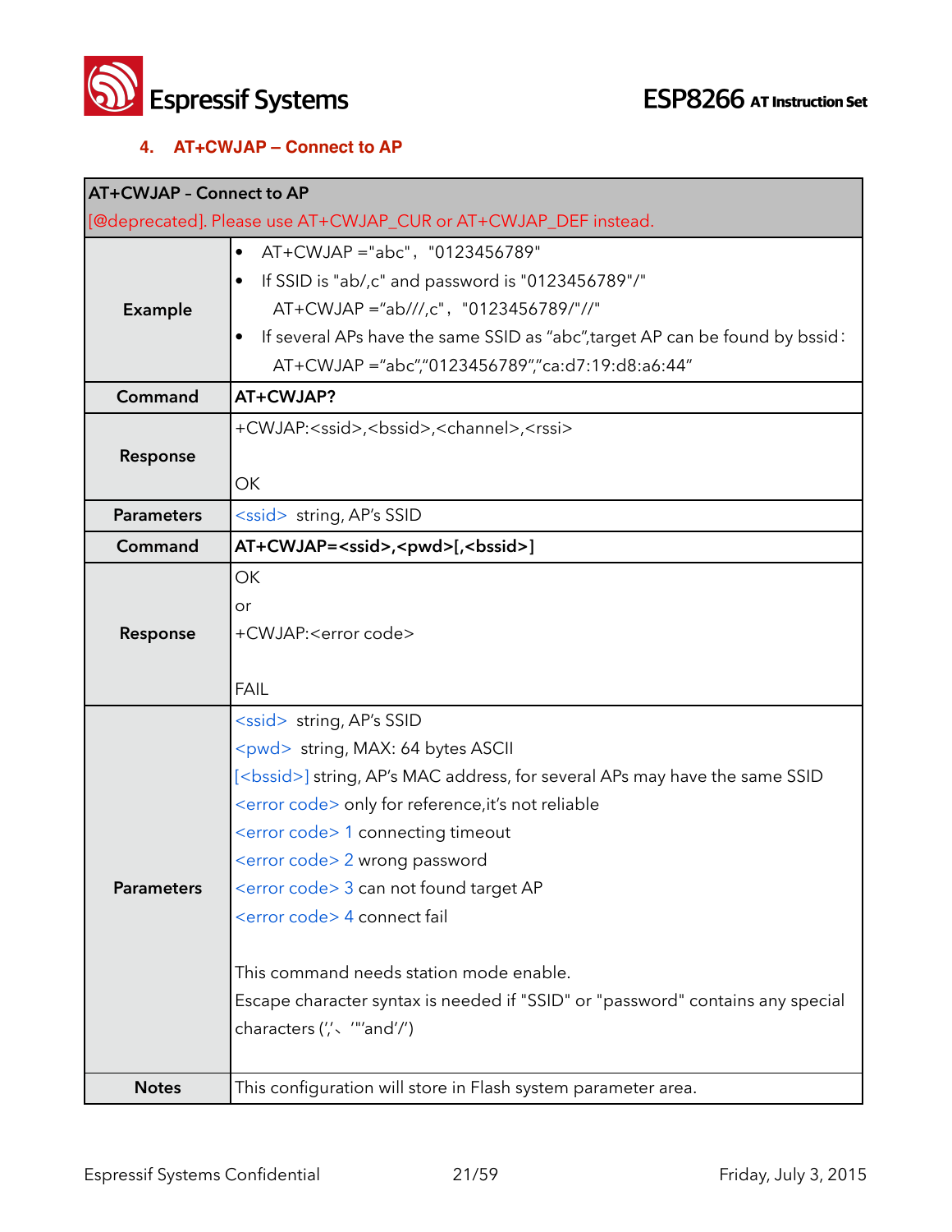### 4. AT+CWJAP – Connect to AP

| AT+CWJAP – Connect to AP<br>[@deprecated]. Please use AT+CWJAP_CUR or AT+CWJAP_DEF instead. | |
|---|---|
| **Example** | • AT+CWJAP ="abc"，"0123456789"<br>• If SSID is "ab/,c" and password is "0123456789"/"<br>AT+CWJAP ="ab///,c"，"0123456789/"//"<br>• If several APs have the same SSID as "abc",target AP can be found by bssid：<br>AT+CWJAP ="abc","0123456789","ca:d7:19:d8:a6:44" |
| **Command** | **AT+CWJAP?** |
| **Response** | +CWJAP:<ssid>,<bssid>,<channel>,<rssi><br><br>OK |
| **Parameters** | <ssid> string, AP's SSID |
| **Command** | **AT+CWJAP=<ssid>,<pwd>[,<bssid>]** |
| **Response** | OK<br>or<br>+CWJAP:<error code><br><br>FAIL |
| **Parameters** | <ssid> string, AP's SSID<br><pwd> string, MAX: 64 bytes ASCII<br>[<bssid>] string, AP's MAC address, for several APs may have the same SSID<br><error code> only for reference,it's not reliable<br><error code> 1 connecting timeout<br><error code> 2 wrong password<br><error code> 3 can not found target AP<br><error code> 4 connect fail<br><br>This command needs station mode enable.<br>Escape character syntax is needed if "SSID" or "password" contains any special characters (','、'"'and'/') |
| **Notes** | This configuration will store in Flash system parameter area. |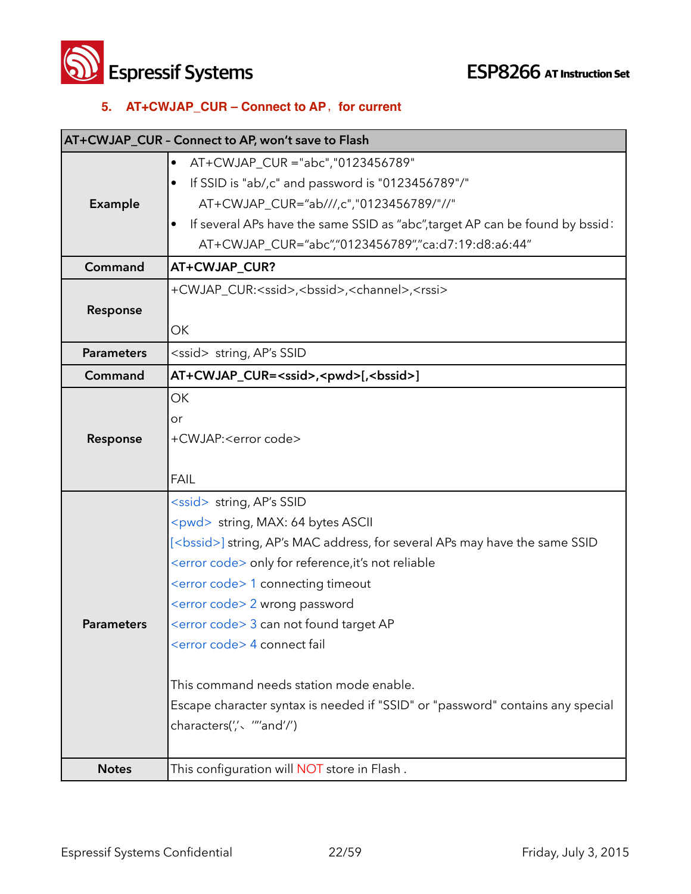### 5. AT+CWJAP_CUR – Connect to AP，for current

| AT+CWJAP_CUR – Connect to AP, won't save to Flash | |
|---|---|
| **Example** | • AT+CWJAP_CUR ="abc","0123456789"<br>• If SSID is "ab/,c" and password is "0123456789"/"<br>AT+CWJAP_CUR="ab///,c","0123456789/"//"<br>• If several APs have the same SSID as "abc",target AP can be found by bssid:<br>AT+CWJAP_CUR="abc","0123456789","ca:d7:19:d8:a6:44" |
| **Command** | **AT+CWJAP_CUR?** |
| **Response** | +CWJAP_CUR:<ssid>,<bssid>,<channel>,<rssi><br><br>OK |
| **Parameters** | <ssid> string, AP's SSID |
| **Command** | **AT+CWJAP_CUR=<ssid>,<pwd>[,<bssid>]** |
| **Response** | OK<br>or<br>+CWJAP:<error code><br><br>FAIL |
| **Parameters** | <ssid> string, AP's SSID<br><pwd> string, MAX: 64 bytes ASCII<br>[<bssid>] string, AP's MAC address, for several APs may have the same SSID<br><error code> only for reference,it's not reliable<br><error code> 1 connecting timeout<br><error code> 2 wrong password<br><error code> 3 can not found target AP<br><error code> 4 connect fail<br><br>This command needs station mode enable.<br>Escape character syntax is needed if "SSID" or "password" contains any special characters(',', '"'and'/') |
| **Notes** | This configuration will NOT store in Flash . |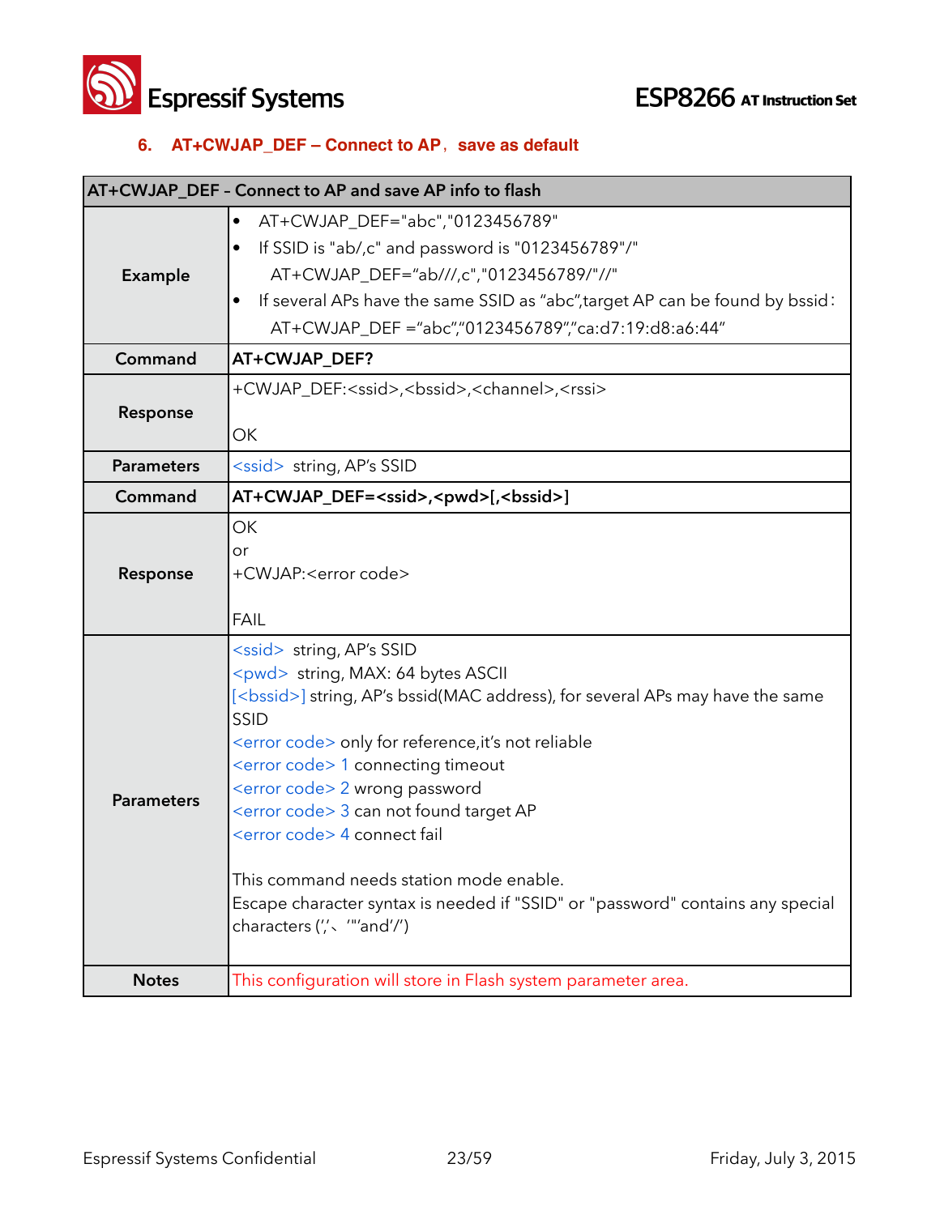### 6. AT+CWJAP_DEF – Connect to AP，save as default

| AT+CWJAP_DEF - Connect to AP and save AP info to flash | |
|---|---|
| **Example** | • AT+CWJAP_DEF="abc","0123456789"<br>• If SSID is "ab/,c" and password is "0123456789"/"<br>AT+CWJAP_DEF="ab///,c","0123456789/"//"<br>• If several APs have the same SSID as "abc",target AP can be found by bssid：<br>AT+CWJAP_DEF ="abc","0123456789","ca:d7:19:d8:a6:44" |
| **Command** | **AT+CWJAP_DEF?** |
| **Response** | +CWJAP_DEF:<ssid>,<bssid>,<channel>,<rssi><br><br>OK |
| **Parameters** | <ssid> string, AP's SSID |
| **Command** | **AT+CWJAP_DEF=<ssid>,<pwd>[,<bssid>]** |
| **Response** | OK<br>or<br>+CWJAP:<error code><br><br>FAIL |
| **Parameters** | <ssid> string, AP's SSID<br><pwd> string, MAX: 64 bytes ASCII<br>[<bssid>] string, AP's bssid(MAC address), for several APs may have the same SSID<br><error code> only for reference,it's not reliable<br><error code> 1 connecting timeout<br><error code> 2 wrong password<br><error code> 3 can not found target AP<br><error code> 4 connect fail<br><br>This command needs station mode enable.<br>Escape character syntax is needed if "SSID" or "password" contains any special characters (','、'"'and'/') |
| **Notes** | This configuration will store in Flash system parameter area. |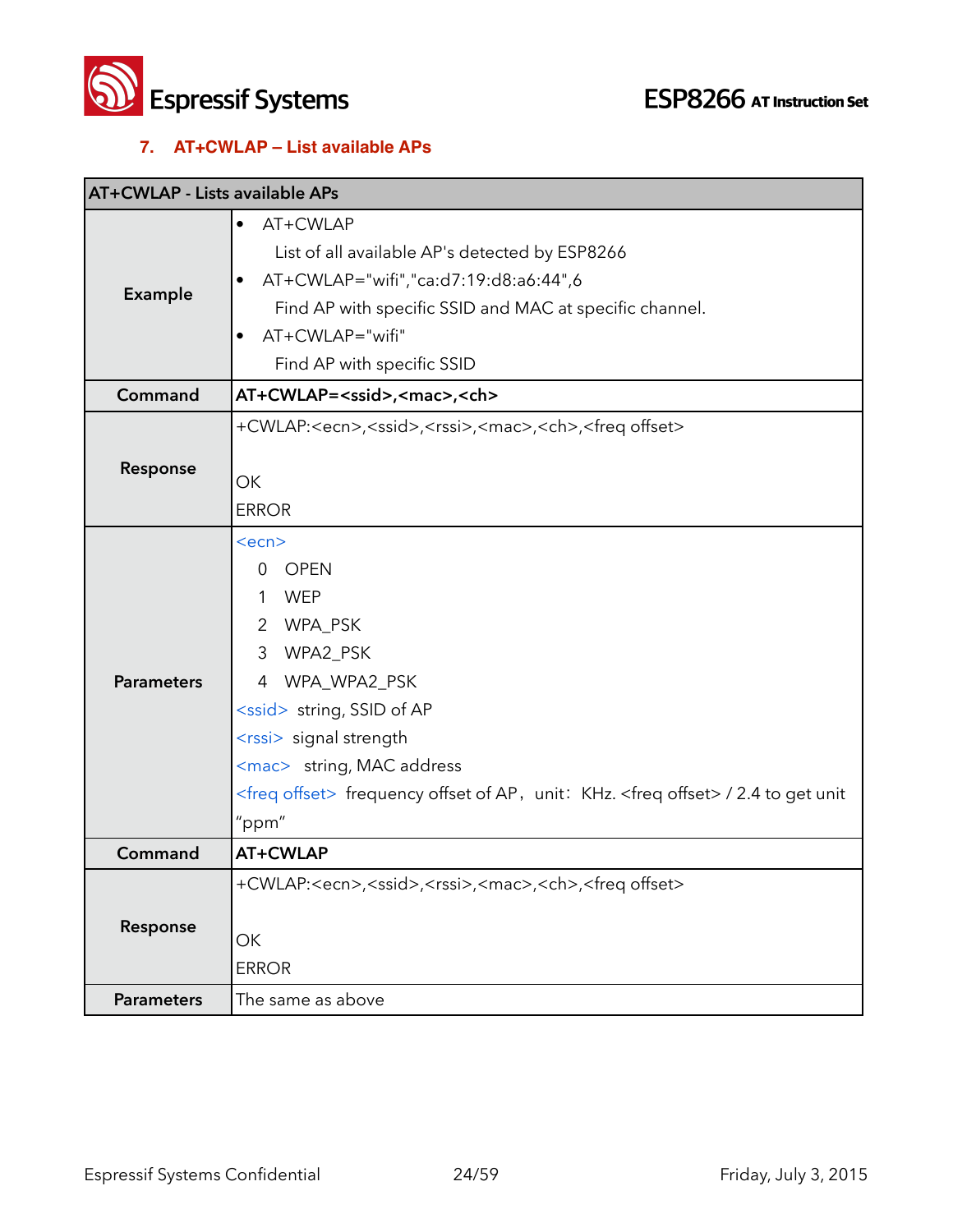## 7. AT+CWLAP – List available APs

| AT+CWLAP - Lists available APs | |
|---|---|
| **Example** | • AT+CWLAP<br>List of all available AP's detected by ESP8266<br>• AT+CWLAP="wifi","ca:d7:19:d8:a6:44",6<br>Find AP with specific SSID and MAC at specific channel.<br>• AT+CWLAP="wifi"<br>Find AP with specific SSID |
| **Command** | **AT+CWLAP=<ssid>,<mac>,<ch>** |
| **Response** | +CWLAP:<ecn>,<ssid>,<rssi>,<mac>,<ch>,<freq offset><br><br>OK<br>ERROR |
| **Parameters** | <ecn><br>0 OPEN<br>1 WEP<br>2 WPA_PSK<br>3 WPA2_PSK<br>4 WPA_WPA2_PSK<br><ssid> string, SSID of AP<br><rssi> signal strength<br><mac> string, MAC address<br><freq offset> frequency offset of AP，unit：KHz. <freq offset> / 2.4 to get unit "ppm" |
| **Command** | **AT+CWLAP** |
| **Response** | +CWLAP:<ecn>,<ssid>,<rssi>,<mac>,<ch>,<freq offset><br><br>OK<br>ERROR |
| **Parameters** | The same as above |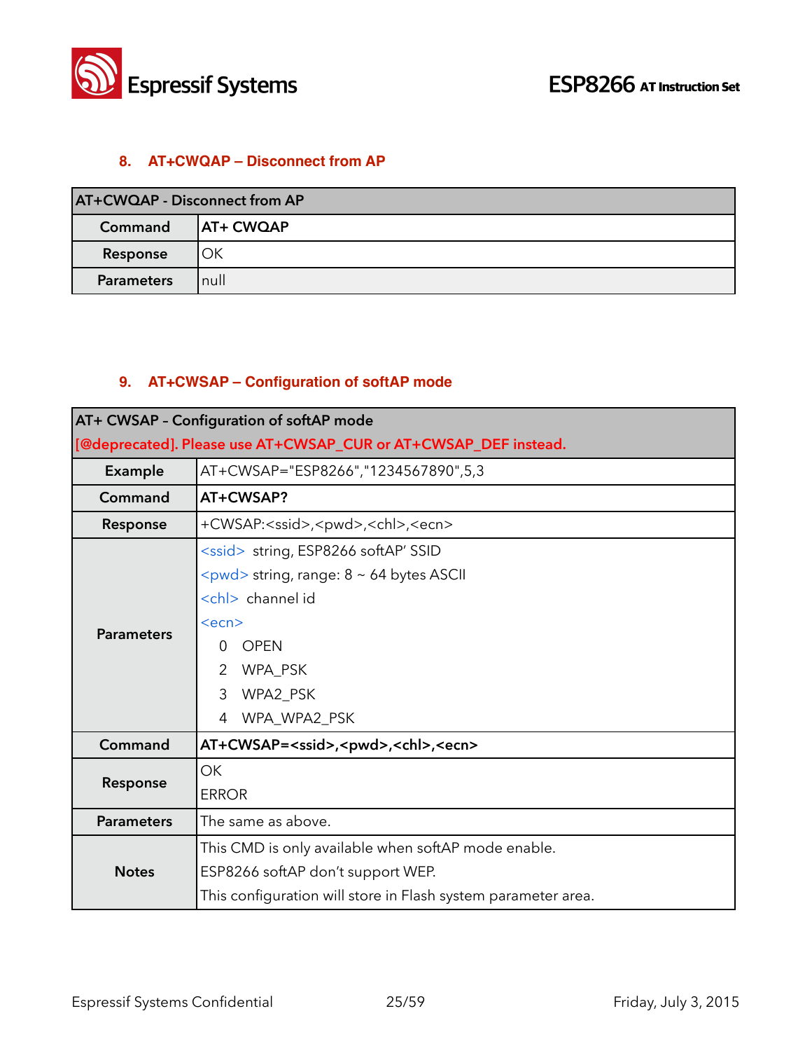### 8. AT+CWQAP – Disconnect from AP

| AT+CWQAP - Disconnect from AP | |
|---|---|
| **Command** | **AT+ CWQAP** |
| **Response** | OK |
| **Parameters** | null |

### 9. AT+CWSAP – Configuration of softAP mode

| AT+ CWSAP - Configuration of softAP mode<br>[@deprecated]. Please use AT+CWSAP_CUR or AT+CWSAP_DEF instead. | |
|---|---|
| **Example** | AT+CWSAP="ESP8266","1234567890",5,3 |
| **Command** | **AT+CWSAP?** |
| **Response** | +CWSAP:<ssid>,<pwd>,<chl>,<ecn> |
| **Parameters** | <ssid> string, ESP8266 softAP' SSID<br><pwd> string, range: 8 ~ 64 bytes ASCII<br><chl> channel id<br><ecn><br>0 OPEN<br>2 WPA_PSK<br>3 WPA2_PSK<br>4 WPA_WPA2_PSK |
| **Command** | **AT+CWSAP=<ssid>,<pwd>,<chl>,<ecn>** |
| **Response** | OK<br>ERROR |
| **Parameters** | The same as above. |
| **Notes** | This CMD is only available when softAP mode enable.<br>ESP8266 softAP don't support WEP.<br>This configuration will store in Flash system parameter area. |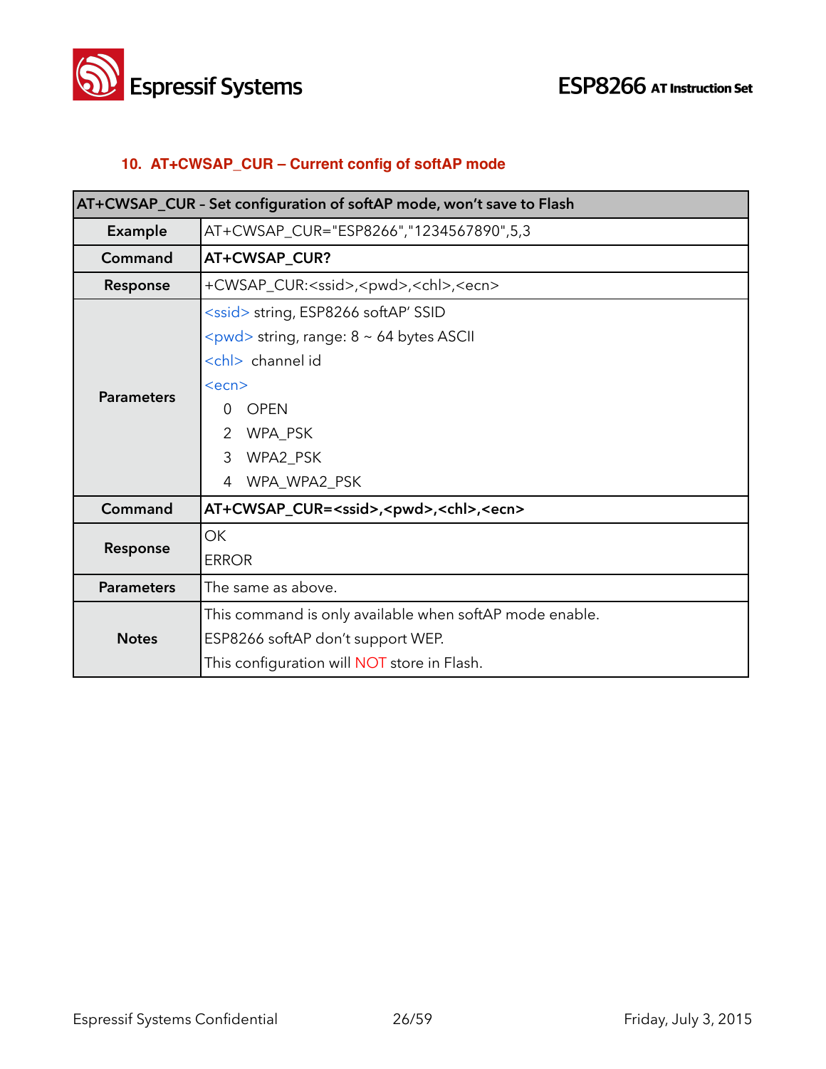## 10. AT+CWSAP_CUR – Current config of softAP mode

| AT+CWSAP_CUR - Set configuration of softAP mode, won't save to Flash | |
|---|---|
| **Example** | AT+CWSAP_CUR="ESP8266","1234567890",5,3 |
| **Command** | **AT+CWSAP_CUR?** |
| **Response** | +CWSAP_CUR:<ssid>,<pwd>,<chl>,<ecn> |
| **Parameters** | <ssid> string, ESP8266 softAP' SSID<br><pwd> string, range: 8 ~ 64 bytes ASCII<br><chl> channel id<br><ecn><br>0 OPEN<br>2 WPA_PSK<br>3 WPA2_PSK<br>4 WPA_WPA2_PSK |
| **Command** | **AT+CWSAP_CUR=<ssid>,<pwd>,<chl>,<ecn>** |
| **Response** | OK<br>ERROR |
| **Parameters** | The same as above. |
| **Notes** | This command is only available when softAP mode enable.<br>ESP8266 softAP don't support WEP.<br>This configuration will NOT store in Flash. |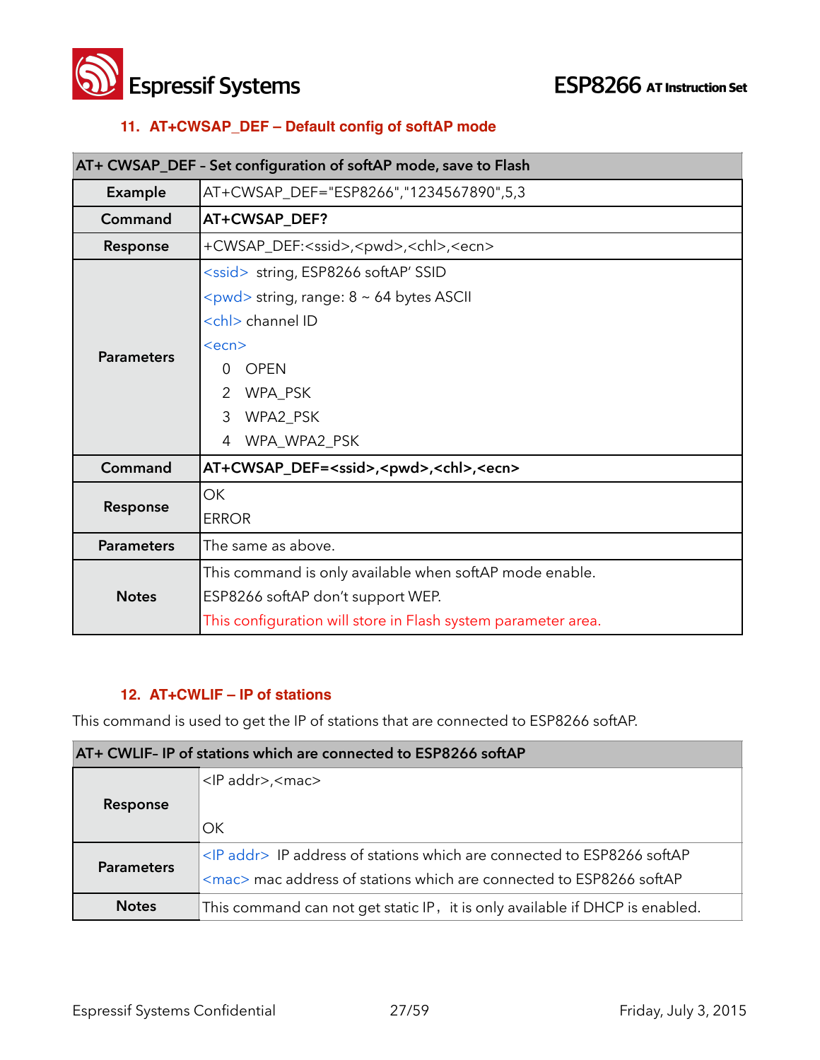### 11. AT+CWSAP_DEF – Default config of softAP mode

| AT+ CWSAP_DEF – Set configuration of softAP mode, save to Flash | |
|---|---|
| **Example** | AT+CWSAP_DEF="ESP8266","1234567890",5,3 |
| **Command** | **AT+CWSAP_DEF?** |
| **Response** | +CWSAP_DEF:<ssid>,<pwd>,<chl>,<ecn> |
| **Parameters** | <ssid> string, ESP8266 softAP' SSID<br><pwd> string, range: 8 ~ 64 bytes ASCII<br><chl> channel ID<br><ecn><br>0 OPEN<br>2 WPA_PSK<br>3 WPA2_PSK<br>4 WPA_WPA2_PSK |
| **Command** | **AT+CWSAP_DEF=<ssid>,<pwd>,<chl>,<ecn>** |
| **Response** | OK<br>ERROR |
| **Parameters** | The same as above. |
| **Notes** | This command is only available when softAP mode enable.<br>ESP8266 softAP don't support WEP.<br>This configuration will store in Flash system parameter area. |

### 12. AT+CWLIF – IP of stations

This command is used to get the IP of stations that are connected to ESP8266 softAP.

| AT+ CWLIF- IP of stations which are connected to ESP8266 softAP | |
|---|---|
| **Response** | <IP addr>,<mac><br><br>OK |
| **Parameters** | <IP addr> IP address of stations which are connected to ESP8266 softAP<br><mac> mac address of stations which are connected to ESP8266 softAP |
| **Notes** | This command can not get static IP，it is only available if DHCP is enabled. |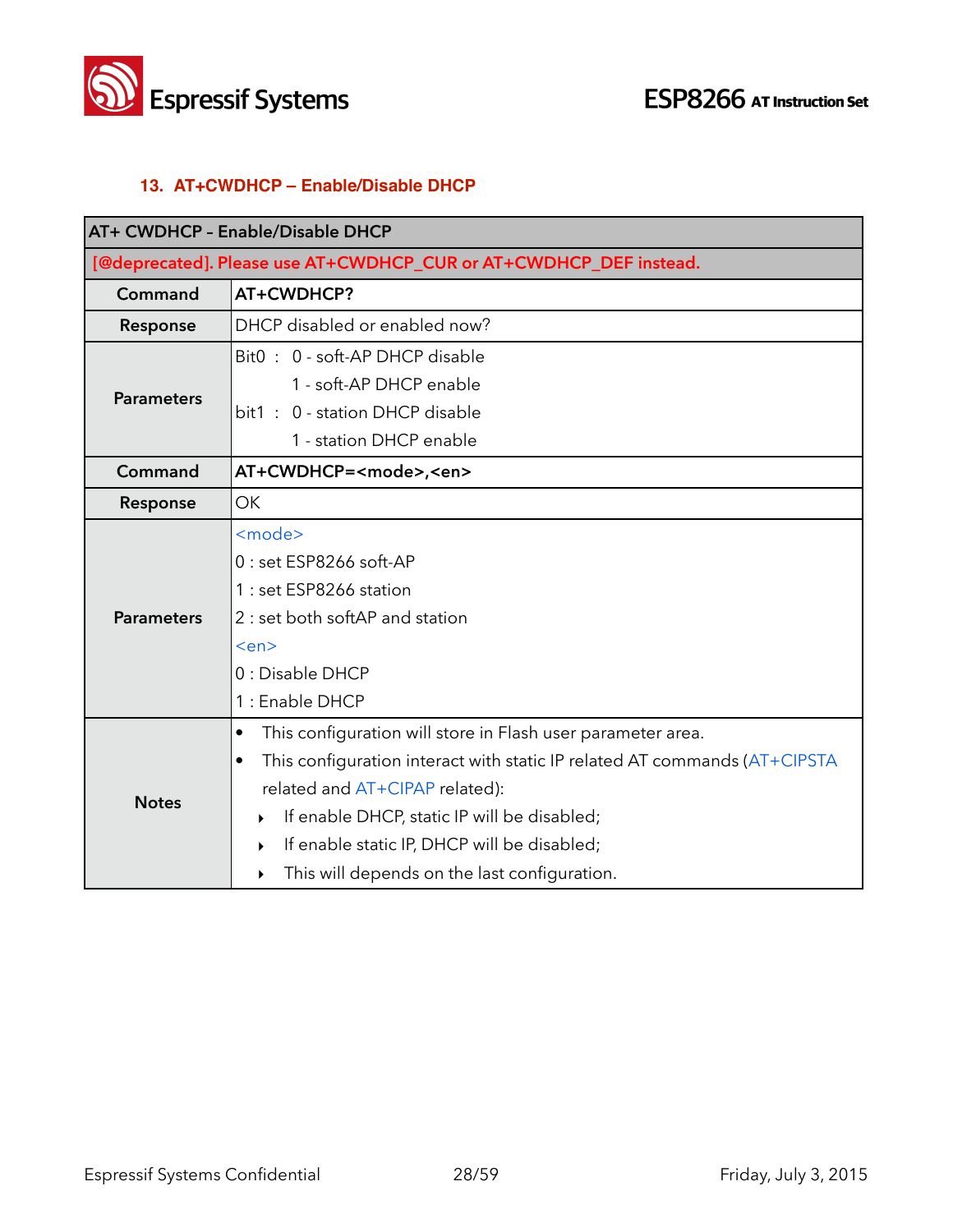### 13. AT+CWDHCP – Enable/Disable DHCP

| AT+ CWDHCP - Enable/Disable DHCP | |
|---|---|
| [@deprecated]. Please use AT+CWDHCP_CUR or AT+CWDHCP_DEF instead. | |
| **Command** | **AT+CWDHCP?** |
| **Response** | DHCP disabled or enabled now? |
| **Parameters** | Bit0 : 0 - soft-AP DHCP disable<br>1 - soft-AP DHCP enable<br>bit1 : 0 - station DHCP disable<br>1 - station DHCP enable |
| **Command** | **AT+CWDHCP=<mode>,<en>** |
| **Response** | OK |
| **Parameters** | <mode><br>0 : set ESP8266 soft-AP<br>1 : set ESP8266 station<br>2 : set both softAP and station<br><en><br>0 : Disable DHCP<br>1 : Enable DHCP |
| **Notes** | • This configuration will store in Flash user parameter area.<br>• This configuration interact with static IP related AT commands (AT+CIPSTA related and AT+CIPAP related):<br>‣ If enable DHCP, static IP will be disabled;<br>‣ If enable static IP, DHCP will be disabled;<br>‣ This will depends on the last configuration. |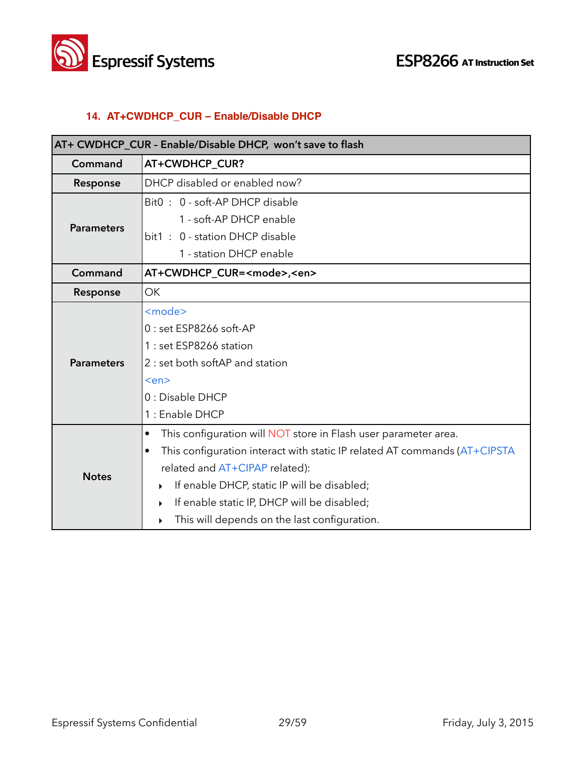## 14. AT+CWDHCP_CUR – Enable/Disable DHCP

| AT+ CWDHCP_CUR - Enable/Disable DHCP, won't save to flash | |
|---|---|
| **Command** | **AT+CWDHCP_CUR?** |
| **Response** | DHCP disabled or enabled now? |
| **Parameters** | Bit0 : 0 - soft-AP DHCP disable<br>1 - soft-AP DHCP enable<br>bit1 : 0 - station DHCP disable<br>1 - station DHCP enable |
| **Command** | **AT+CWDHCP_CUR=<mode>,<en>** |
| **Response** | OK |
| **Parameters** | <mode><br>0 : set ESP8266 soft-AP<br>1 : set ESP8266 station<br>2 : set both softAP and station<br><en><br>0 : Disable DHCP<br>1 : Enable DHCP |
| **Notes** | • This configuration will NOT store in Flash user parameter area.<br>• This configuration interact with static IP related AT commands (AT+CIPSTA related and AT+CIPAP related):<br>‣ If enable DHCP, static IP will be disabled;<br>‣ If enable static IP, DHCP will be disabled;<br>‣ This will depends on the last configuration. |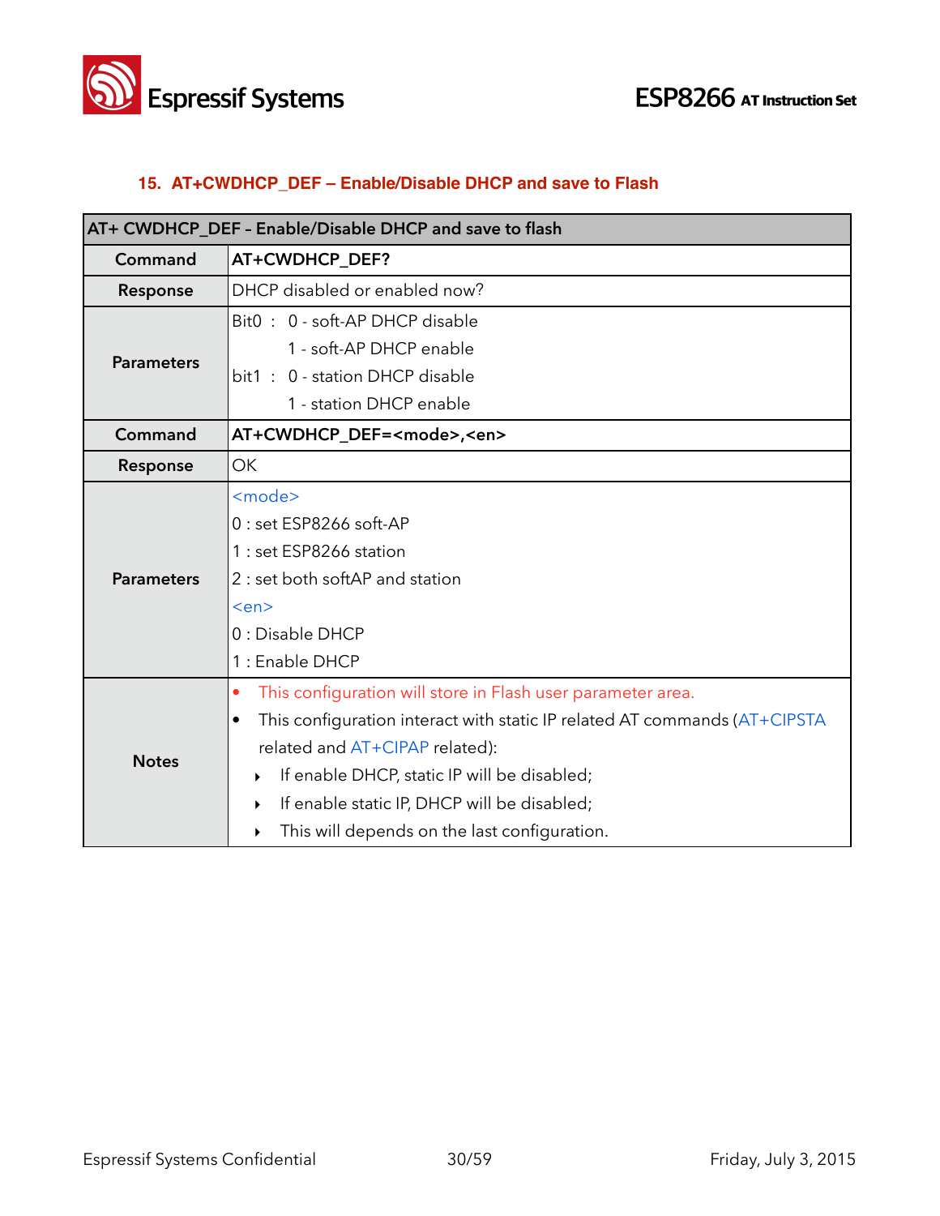## 15. AT+CWDHCP_DEF – Enable/Disable DHCP and save to Flash

| AT+ CWDHCP_DEF – Enable/Disable DHCP and save to flash | |
|---|---|
| **Command** | **AT+CWDHCP_DEF?** |
| **Response** | DHCP disabled or enabled now? |
| **Parameters** | Bit0 : 0 - soft-AP DHCP disable<br>1 - soft-AP DHCP enable<br>bit1 : 0 - station DHCP disable<br>1 - station DHCP enable |
| **Command** | **AT+CWDHCP_DEF=<mode>,<en>** |
| **Response** | OK |
| **Parameters** | <mode><br>0 : set ESP8266 soft-AP<br>1 : set ESP8266 station<br>2 : set both softAP and station<br><en><br>0 : Disable DHCP<br>1 : Enable DHCP |
| **Notes** | • This configuration will store in Flash user parameter area.<br>• This configuration interact with static IP related AT commands (AT+CIPSTA related and AT+CIPAP related):<br>‣ If enable DHCP, static IP will be disabled;<br>‣ If enable static IP, DHCP will be disabled;<br>‣ This will depends on the last configuration. |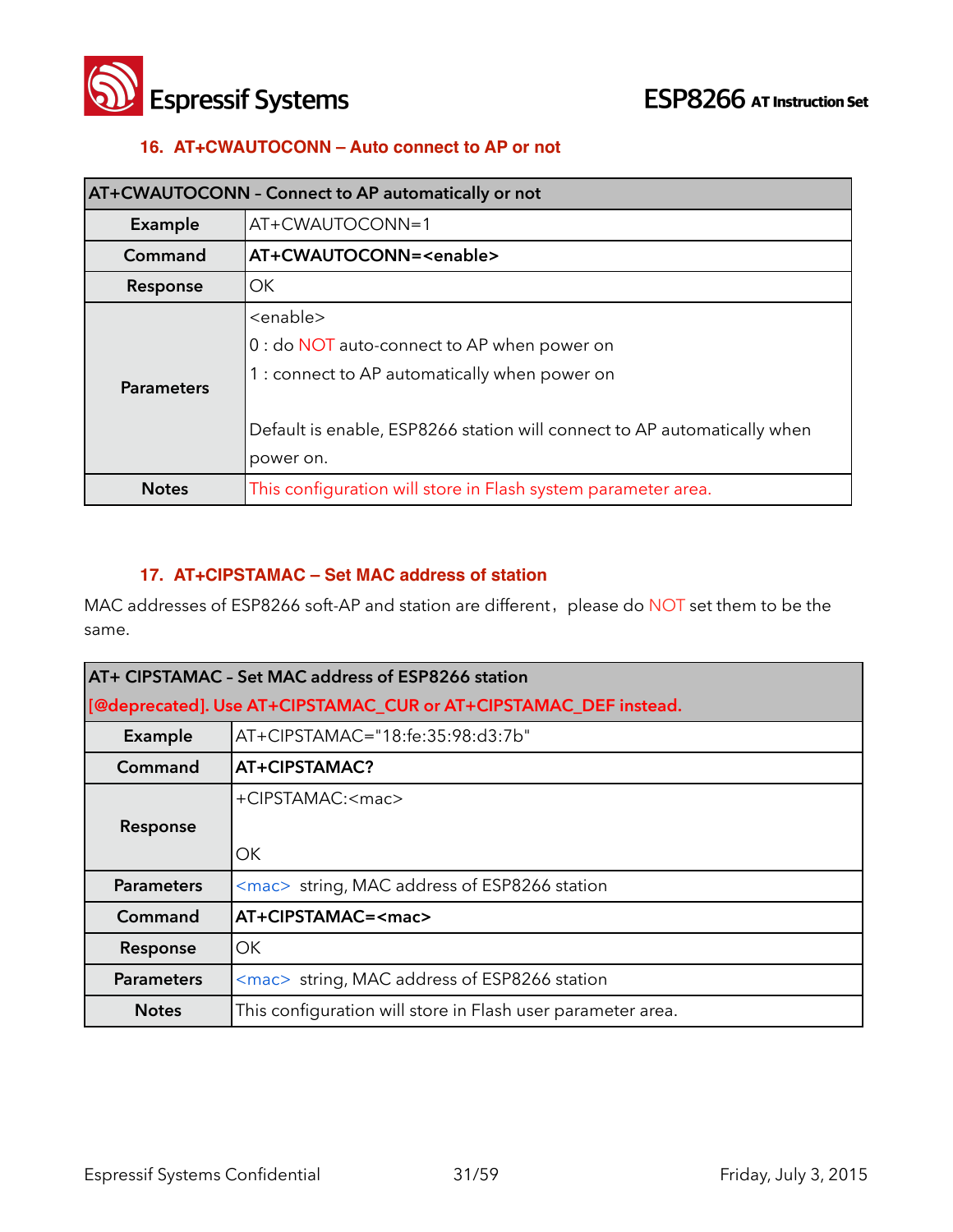### 16. AT+CWAUTOCONN – Auto connect to AP or not

| AT+CWAUTOCONN – Connect to AP automatically or not | |
|---|---|
| **Example** | AT+CWAUTOCONN=1 |
| **Command** | **AT+CWAUTOCONN=<enable>** |
| **Response** | OK |
| **Parameters** | <enable><br>0 : do NOT auto-connect to AP when power on<br>1 : connect to AP automatically when power on<br><br>Default is enable, ESP8266 station will connect to AP automatically when power on. |
| **Notes** | This configuration will store in Flash system parameter area. |

### 17. AT+CIPSTAMAC – Set MAC address of station

MAC addresses of ESP8266 soft-AP and station are different，please do NOT set them to be the same.

| AT+ CIPSTAMAC – Set MAC address of ESP8266 station<br>[@deprecated]. Use AT+CIPSTAMAC_CUR or AT+CIPSTAMAC_DEF instead. | |
|---|---|
| **Example** | AT+CIPSTAMAC="18:fe:35:98:d3:7b" |
| **Command** | **AT+CIPSTAMAC?** |
| **Response** | +CIPSTAMAC:<mac><br><br>OK |
| **Parameters** | <mac> string, MAC address of ESP8266 station |
| **Command** | **AT+CIPSTAMAC=<mac>** |
| **Response** | OK |
| **Parameters** | <mac> string, MAC address of ESP8266 station |
| **Notes** | This configuration will store in Flash user parameter area. |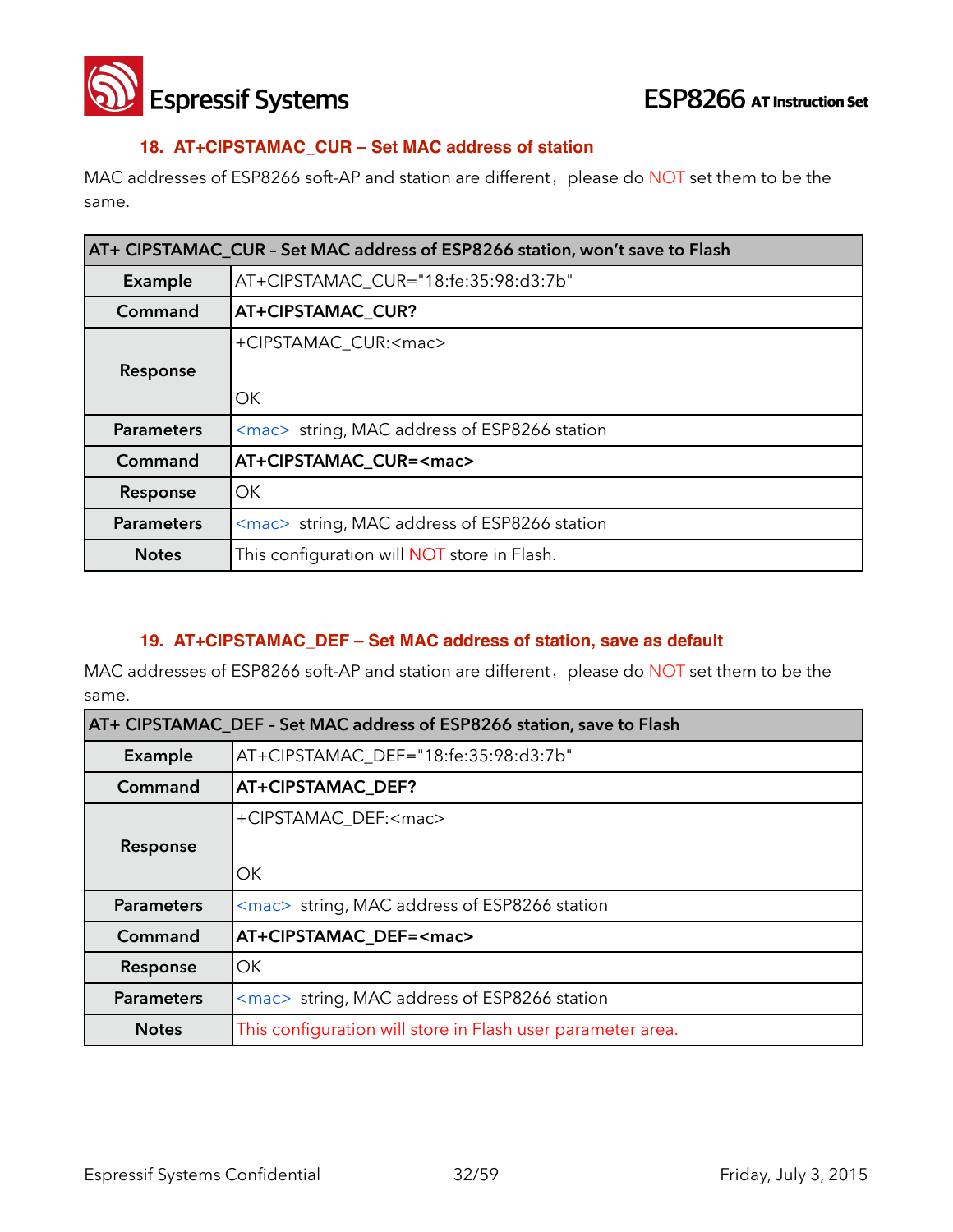### 18. AT+CIPSTAMAC_CUR – Set MAC address of station

MAC addresses of ESP8266 soft-AP and station are different，please do NOT set them to be the same.

| AT+ CIPSTAMAC_CUR - Set MAC address of ESP8266 station, won't save to Flash | |
|---|---|
| **Example** | AT+CIPSTAMAC_CUR="18:fe:35:98:d3:7b" |
| **Command** | **AT+CIPSTAMAC_CUR?** |
| **Response** | +CIPSTAMAC_CUR:<mac><br><br>OK |
| **Parameters** | <mac> string, MAC address of ESP8266 station |
| **Command** | **AT+CIPSTAMAC_CUR=<mac>** |
| **Response** | OK |
| **Parameters** | <mac> string, MAC address of ESP8266 station |
| **Notes** | This configuration will NOT store in Flash. |

### 19. AT+CIPSTAMAC_DEF – Set MAC address of station, save as default

MAC addresses of ESP8266 soft-AP and station are different，please do NOT set them to be the same.

| AT+ CIPSTAMAC_DEF - Set MAC address of ESP8266 station, save to Flash | |
|---|---|
| **Example** | AT+CIPSTAMAC_DEF="18:fe:35:98:d3:7b" |
| **Command** | **AT+CIPSTAMAC_DEF?** |
| **Response** | +CIPSTAMAC_DEF:<mac><br><br>OK |
| **Parameters** | <mac> string, MAC address of ESP8266 station |
| **Command** | **AT+CIPSTAMAC_DEF=<mac>** |
| **Response** | OK |
| **Parameters** | <mac> string, MAC address of ESP8266 station |
| **Notes** | This configuration will store in Flash user parameter area. |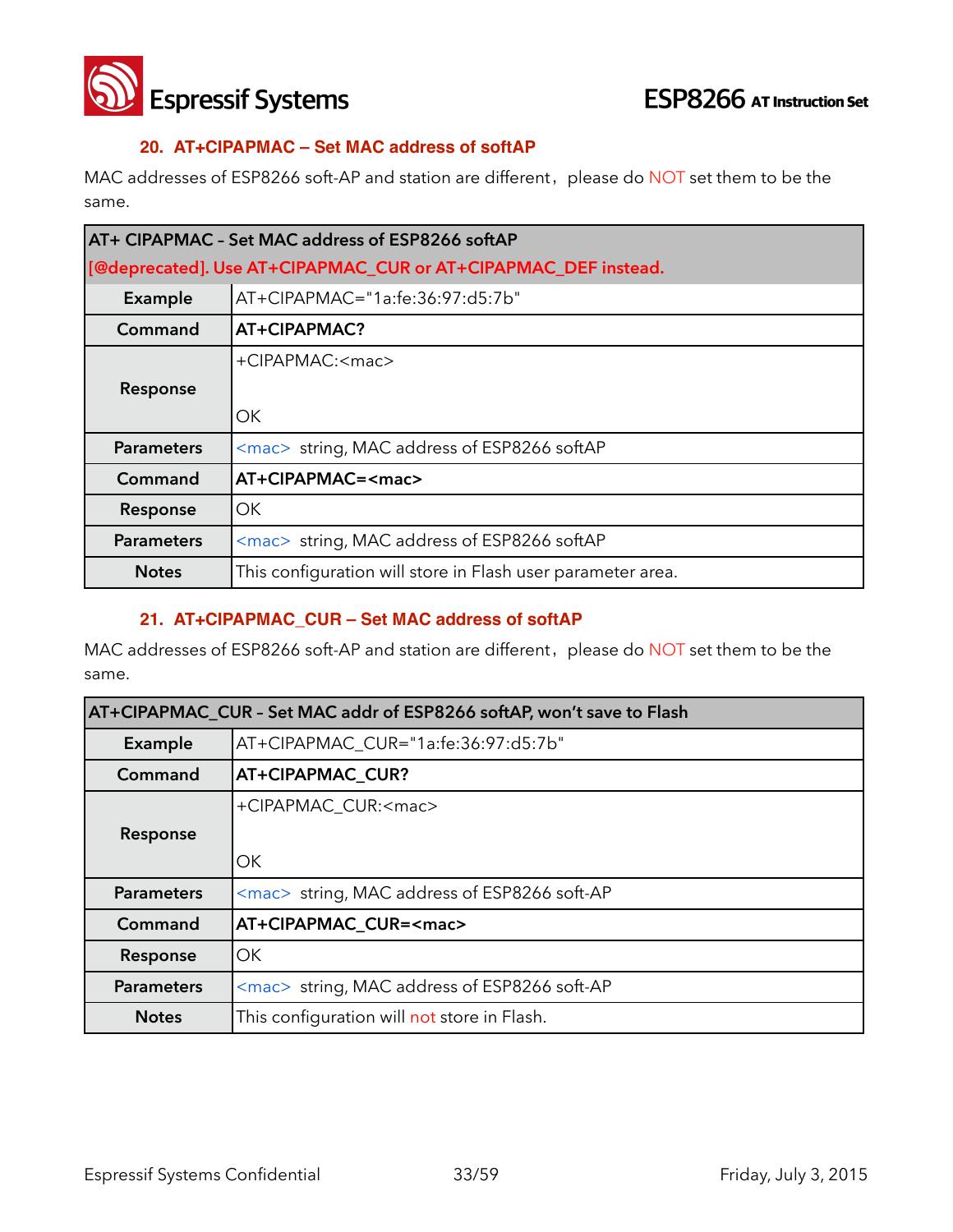## 20. AT+CIPAPMAC – Set MAC address of softAP

MAC addresses of ESP8266 soft-AP and station are different，please do NOT set them to be the same.

| AT+ CIPAPMAC – Set MAC address of ESP8266 softAP [@deprecated]. Use AT+CIPAPMAC_CUR or AT+CIPAPMAC_DEF instead. | |
|---|---|
| **Example** | AT+CIPAPMAC="1a:fe:36:97:d5:7b" |
| **Command** | **AT+CIPAPMAC?** |
| **Response** | +CIPAPMAC:<mac><br><br>OK |
| **Parameters** | <mac> string, MAC address of ESP8266 softAP |
| **Command** | **AT+CIPAPMAC=<mac>** |
| **Response** | OK |
| **Parameters** | <mac> string, MAC address of ESP8266 softAP |
| **Notes** | This configuration will store in Flash user parameter area. |

## 21. AT+CIPAPMAC_CUR – Set MAC address of softAP

MAC addresses of ESP8266 soft-AP and station are different，please do NOT set them to be the same.

| AT+CIPAPMAC_CUR – Set MAC addr of ESP8266 softAP, won't save to Flash | |
|---|---|
| **Example** | AT+CIPAPMAC_CUR="1a:fe:36:97:d5:7b" |
| **Command** | **AT+CIPAPMAC_CUR?** |
| **Response** | +CIPAPMAC_CUR:<mac><br><br>OK |
| **Parameters** | <mac> string, MAC address of ESP8266 soft-AP |
| **Command** | **AT+CIPAPMAC_CUR=<mac>** |
| **Response** | OK |
| **Parameters** | <mac> string, MAC address of ESP8266 soft-AP |
| **Notes** | This configuration will not store in Flash. |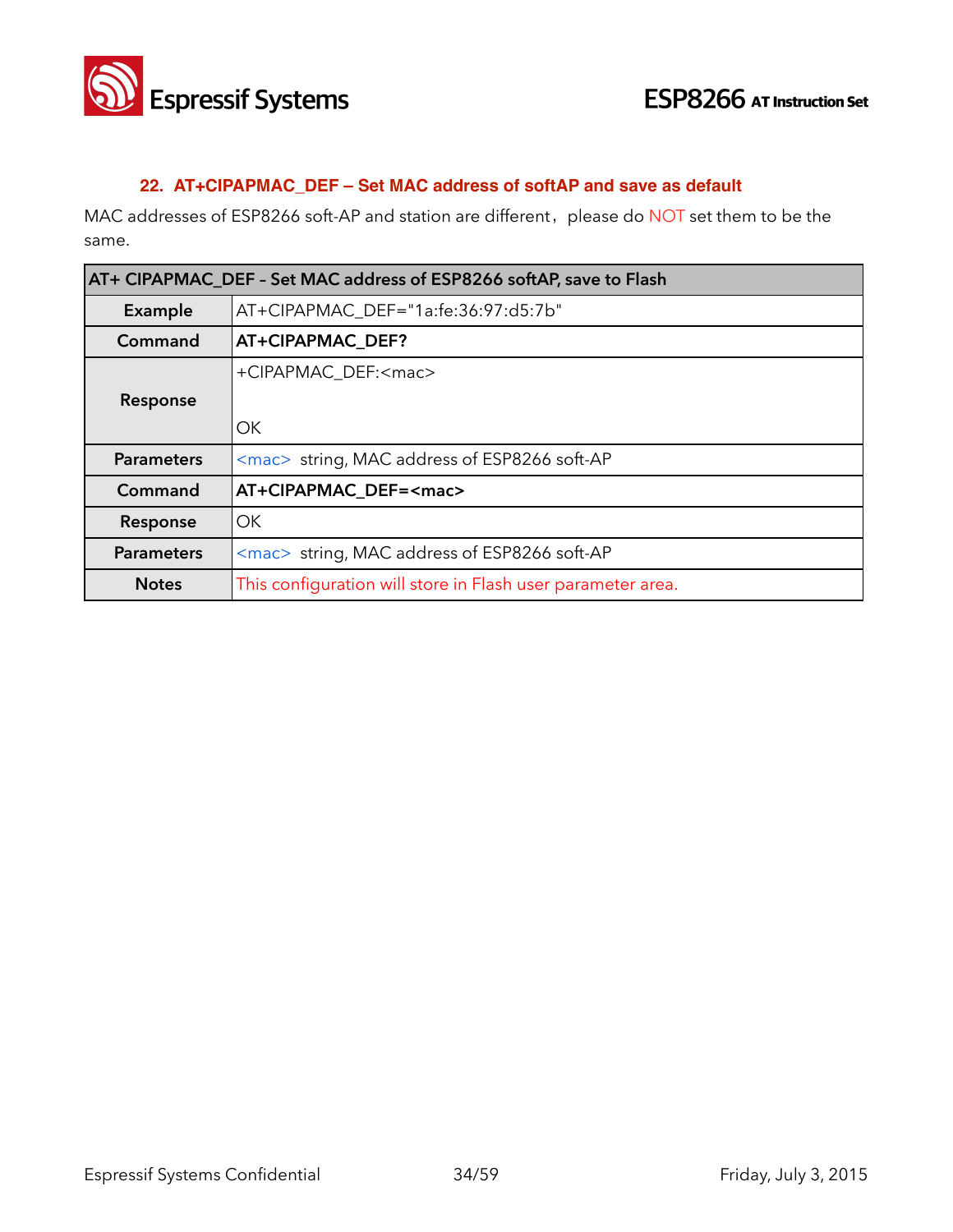### 22. AT+CIPAPMAC_DEF – Set MAC address of softAP and save as default

MAC addresses of ESP8266 soft-AP and station are different，please do NOT set them to be the same.

| AT+ CIPAPMAC_DEF – Set MAC address of ESP8266 softAP, save to Flash | |
|---|---|
| **Example** | AT+CIPAPMAC_DEF="1a:fe:36:97:d5:7b" |
| **Command** | **AT+CIPAPMAC_DEF?** |
| **Response** | +CIPAPMAC_DEF:<mac><br><br>OK |
| **Parameters** | <mac> string, MAC address of ESP8266 soft-AP |
| **Command** | **AT+CIPAPMAC_DEF=<mac>** |
| **Response** | OK |
| **Parameters** | <mac> string, MAC address of ESP8266 soft-AP |
| **Notes** | This configuration will store in Flash user parameter area. |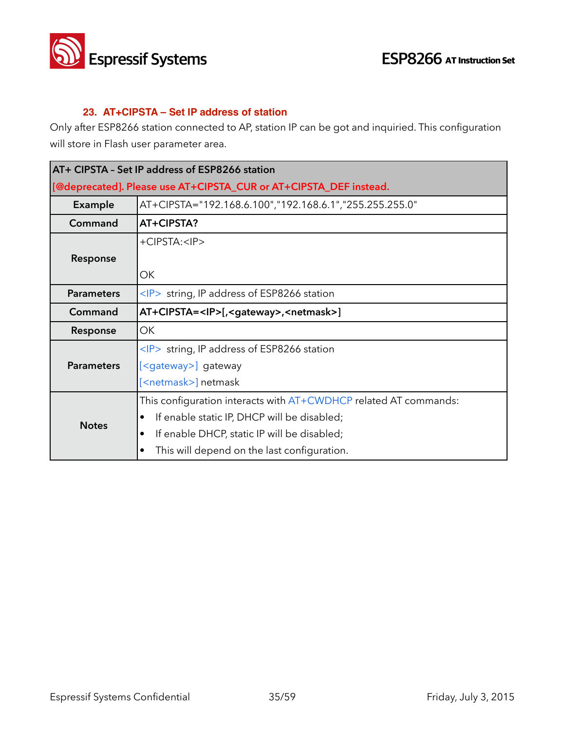### 23. AT+CIPSTA – Set IP address of station

Only after ESP8266 station connected to AP, station IP can be got and inquiried. This configuration will store in Flash user parameter area.

| AT+ CIPSTA - Set IP address of ESP8266 station<br>[@deprecated]. Please use AT+CIPSTA_CUR or AT+CIPSTA_DEF instead. | |
|---|---|
| **Example** | AT+CIPSTA="192.168.6.100","192.168.6.1","255.255.255.0" |
| **Command** | **AT+CIPSTA?** |
| **Response** | +CIPSTA:<IP><br><br>OK |
| **Parameters** | <IP> string, IP address of ESP8266 station |
| **Command** | **AT+CIPSTA=<IP>[,<gateway>,<netmask>]** |
| **Response** | OK |
| **Parameters** | <IP> string, IP address of ESP8266 station<br>[<gateway>] gateway<br>[<netmask>] netmask |
| **Notes** | This configuration interacts with AT+CWDHCP related AT commands:<br>• If enable static IP, DHCP will be disabled;<br>• If enable DHCP, static IP will be disabled;<br>• This will depend on the last configuration. |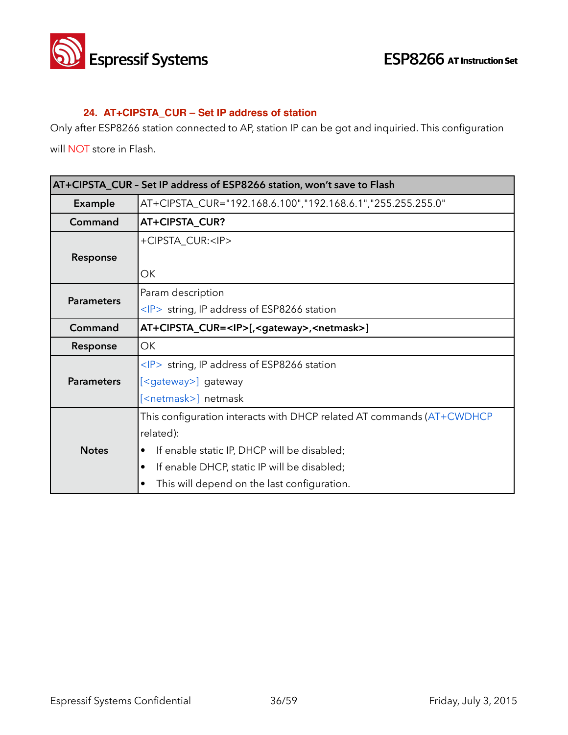### 24. AT+CIPSTA_CUR – Set IP address of station

Only after ESP8266 station connected to AP, station IP can be got and inquiried. This configuration will NOT store in Flash.

| AT+CIPSTA_CUR - Set IP address of ESP8266 station, won't save to Flash | |
|---|---|
| **Example** | AT+CIPSTA_CUR="192.168.6.100","192.168.6.1","255.255.255.0" |
| **Command** | **AT+CIPSTA_CUR?** |
| **Response** | +CIPSTA_CUR:<IP><br><br>OK |
| **Parameters** | Param description<br><IP> string, IP address of ESP8266 station |
| **Command** | **AT+CIPSTA_CUR=<IP>[,<gateway>,<netmask>]** |
| **Response** | OK |
| **Parameters** | <IP> string, IP address of ESP8266 station<br>[<gateway>] gateway<br>[<netmask>] netmask |
| **Notes** | This configuration interacts with DHCP related AT commands (AT+CWDHCP related):<br>• If enable static IP, DHCP will be disabled;<br>• If enable DHCP, static IP will be disabled;<br>• This will depend on the last configuration. |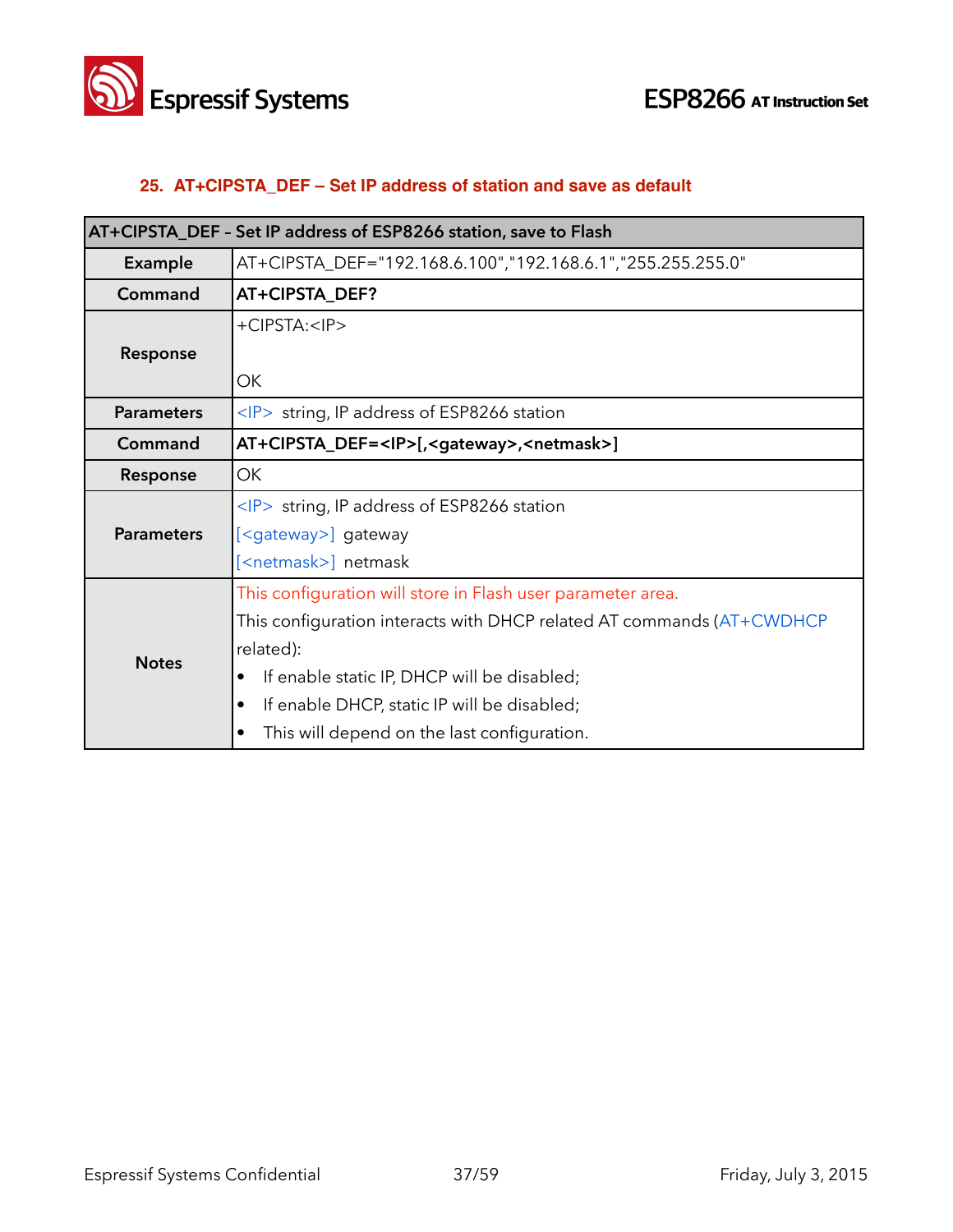## 25. AT+CIPSTA_DEF – Set IP address of station and save as default

| AT+CIPSTA_DEF – Set IP address of ESP8266 station, save to Flash | |
|---|---|
| **Example** | AT+CIPSTA_DEF="192.168.6.100","192.168.6.1","255.255.255.0" |
| **Command** | **AT+CIPSTA_DEF?** |
| **Response** | +CIPSTA:<IP><br><br>OK |
| **Parameters** | <IP> string, IP address of ESP8266 station |
| **Command** | **AT+CIPSTA_DEF=<IP>[,<gateway>,<netmask>]** |
| **Response** | OK |
| **Parameters** | <IP> string, IP address of ESP8266 station<br>[<gateway>] gateway<br>[<netmask>] netmask |
| **Notes** | This configuration will store in Flash user parameter area.<br>This configuration interacts with DHCP related AT commands (AT+CWDHCP related):<br>• If enable static IP, DHCP will be disabled;<br>• If enable DHCP, static IP will be disabled;<br>• This will depend on the last configuration. |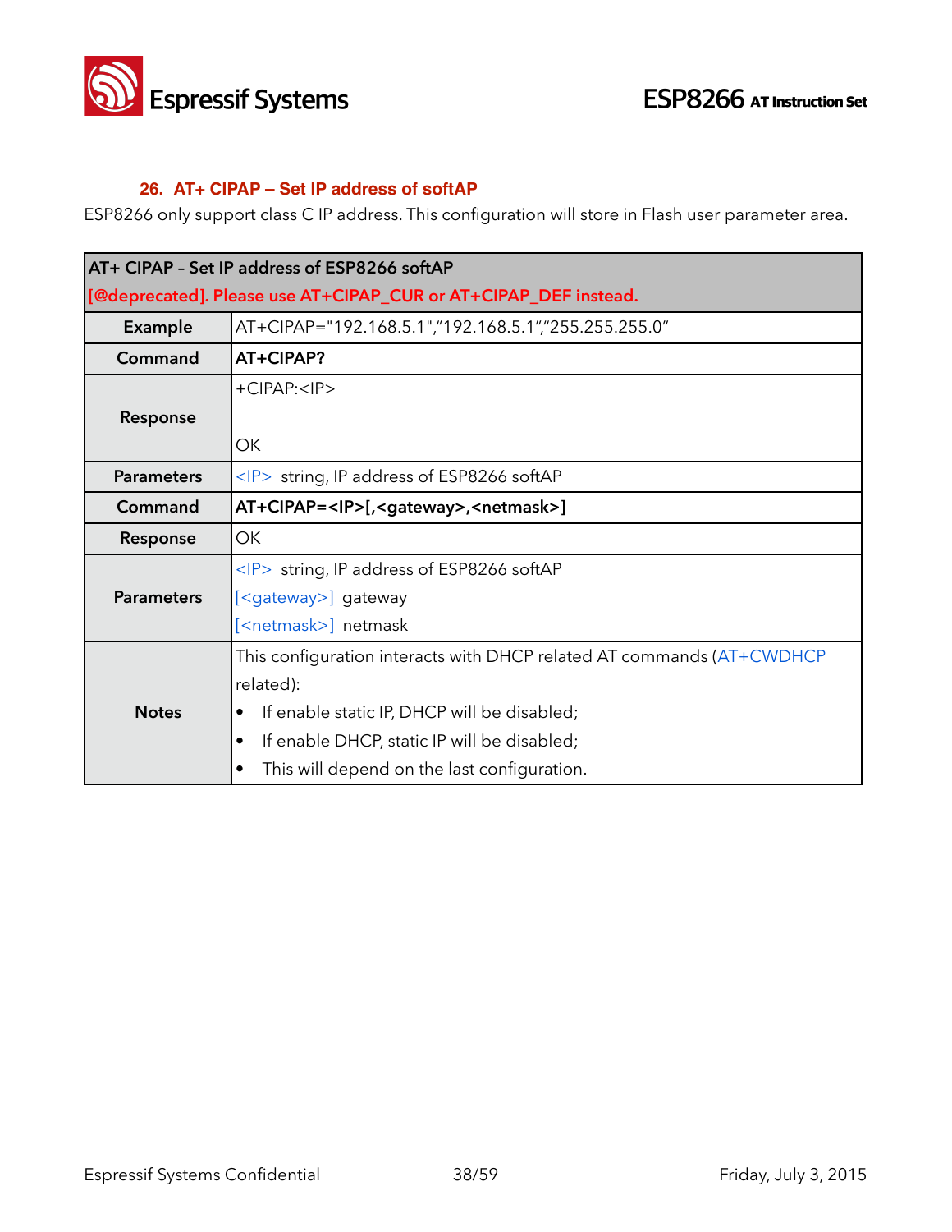### 26. AT+ CIPAP – Set IP address of softAP

ESP8266 only support class C IP address. This configuration will store in Flash user parameter area.

| AT+ CIPAP - Set IP address of ESP8266 softAP<br>[@deprecated]. Please use AT+CIPAP_CUR or AT+CIPAP_DEF instead. | |
|---|---|
| **Example** | AT+CIPAP="192.168.5.1","192.168.5.1","255.255.255.0" |
| **Command** | **AT+CIPAP?** |
| **Response** | +CIPAP:<IP><br><br>OK |
| **Parameters** | <IP> string, IP address of ESP8266 softAP |
| **Command** | **AT+CIPAP=<IP>[,<gateway>,<netmask>]** |
| **Response** | OK |
| **Parameters** | <IP> string, IP address of ESP8266 softAP<br>[<gateway>] gateway<br>[<netmask>] netmask |
| **Notes** | This configuration interacts with DHCP related AT commands (AT+CWDHCP related):<br>• If enable static IP, DHCP will be disabled;<br>• If enable DHCP, static IP will be disabled;<br>• This will depend on the last configuration. |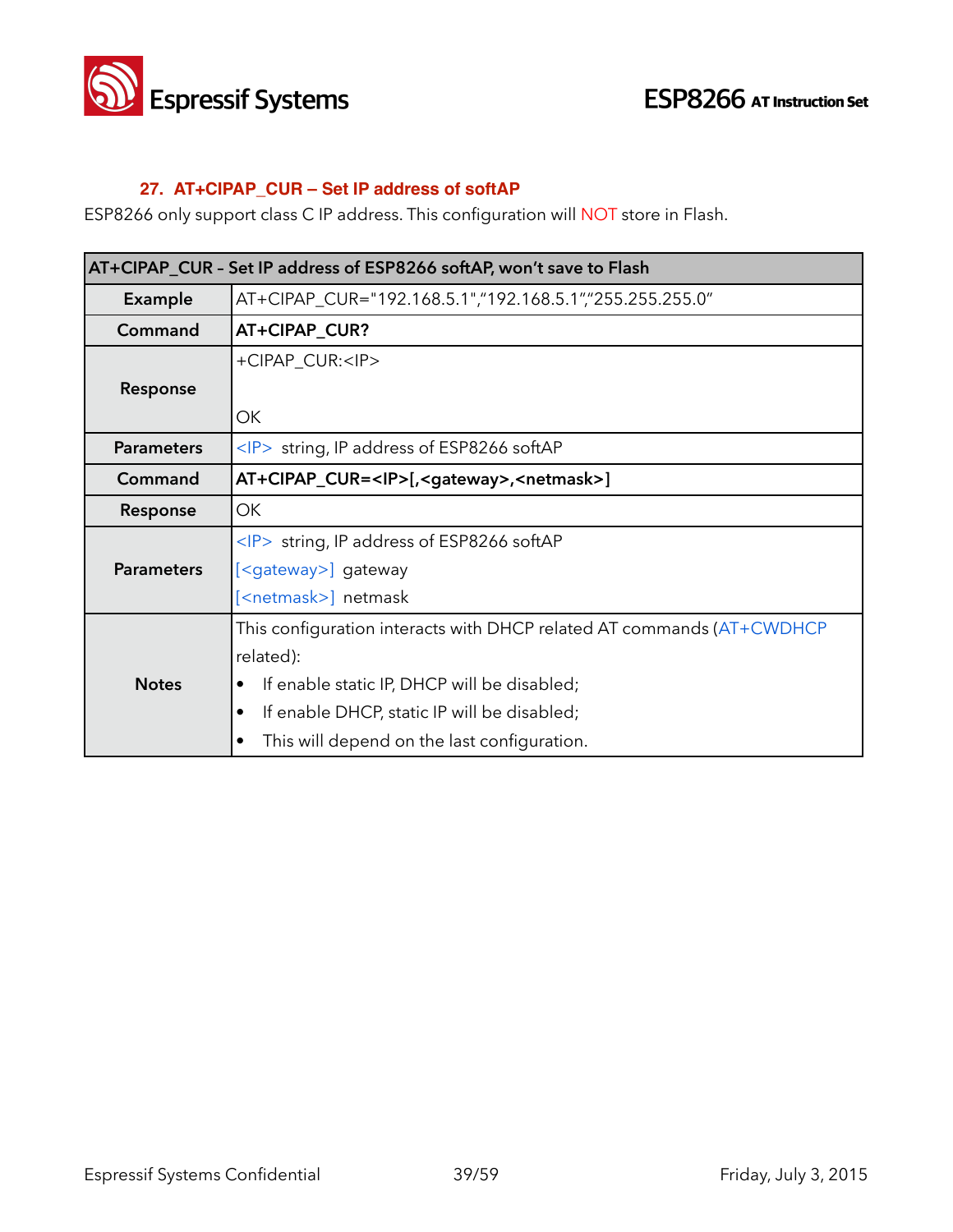### 27. AT+CIPAP_CUR – Set IP address of softAP

ESP8266 only support class C IP address. This configuration will NOT store in Flash.

| AT+CIPAP_CUR – Set IP address of ESP8266 softAP, won't save to Flash | |
|---|---|
| **Example** | AT+CIPAP_CUR="192.168.5.1","192.168.5.1","255.255.255.0" |
| **Command** | **AT+CIPAP_CUR?** |
| **Response** | +CIPAP_CUR:<IP><br><br>OK |
| **Parameters** | <IP> string, IP address of ESP8266 softAP |
| **Command** | **AT+CIPAP_CUR=<IP>[,<gateway>,<netmask>]** |
| **Response** | OK |
| **Parameters** | <IP> string, IP address of ESP8266 softAP<br>[<gateway>] gateway<br>[<netmask>] netmask |
| **Notes** | This configuration interacts with DHCP related AT commands (AT+CWDHCP related):<br>• If enable static IP, DHCP will be disabled;<br>• If enable DHCP, static IP will be disabled;<br>• This will depend on the last configuration. |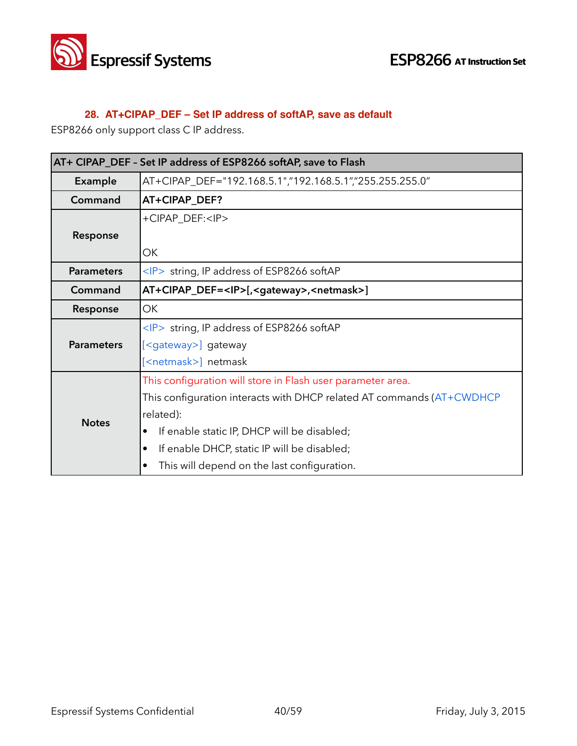### 28. AT+CIPAP_DEF – Set IP address of softAP, save as default

ESP8266 only support class C IP address.

| AT+ CIPAP_DEF – Set IP address of ESP8266 softAP, save to Flash | |
|---|---|
| **Example** | AT+CIPAP_DEF="192.168.5.1","192.168.5.1","255.255.255.0" |
| **Command** | **AT+CIPAP_DEF?** |
| **Response** | +CIPAP_DEF:<IP><br><br>OK |
| **Parameters** | <IP> string, IP address of ESP8266 softAP |
| **Command** | **AT+CIPAP_DEF=<IP>[,<gateway>,<netmask>]** |
| **Response** | OK |
| **Parameters** | <IP> string, IP address of ESP8266 softAP<br>[<gateway>] gateway<br>[<netmask>] netmask |
| **Notes** | This configuration will store in Flash user parameter area.<br>This configuration interacts with DHCP related AT commands (AT+CWDHCP related):<br>• If enable static IP, DHCP will be disabled;<br>• If enable DHCP, static IP will be disabled;<br>• This will depend on the last configuration. |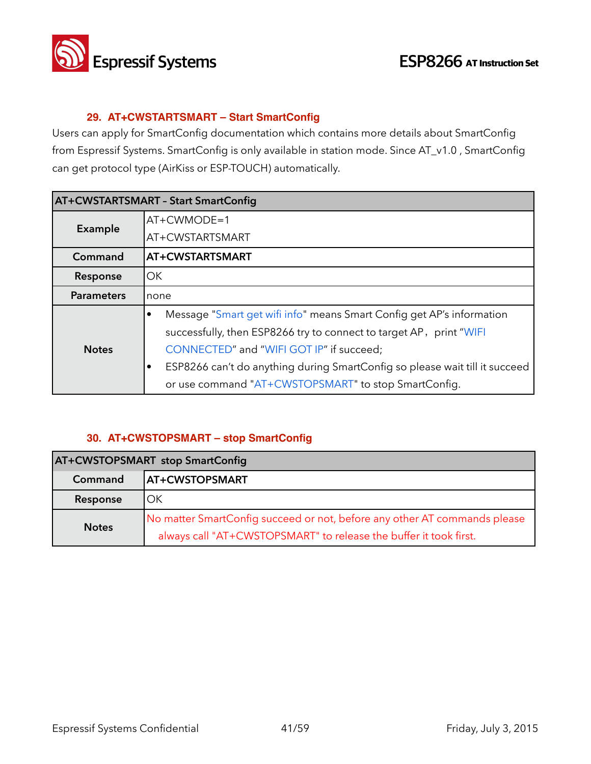### 29. AT+CWSTARTSMART – Start SmartConfig

Users can apply for SmartConfig documentation which contains more details about SmartConfig from Espressif Systems. SmartConfig is only available in station mode. Since AT_v1.0 , SmartConfig can get protocol type (AirKiss or ESP-TOUCH) automatically.

| AT+CWSTARTSMART – Start SmartConfig | |
|---|---|
| **Example** | AT+CWMODE=1<br>AT+CWSTARTSMART |
| **Command** | **AT+CWSTARTSMART** |
| **Response** | OK |
| **Parameters** | none |
| **Notes** | • Message "Smart get wifi info" means Smart Config get AP's information successfully, then ESP8266 try to connect to target AP，print "WIFI CONNECTED" and "WIFI GOT IP" if succeed;<br>• ESP8266 can't do anything during SmartConfig so please wait till it succeed or use command "AT+CWSTOPSMART" to stop SmartConfig. |

### 30. AT+CWSTOPSMART – stop SmartConfig

| AT+CWSTOPSMART stop SmartConfig | |
|---|---|
| **Command** | **AT+CWSTOPSMART** |
| **Response** | OK |
| **Notes** | No matter SmartConfig succeed or not, before any other AT commands please always call "AT+CWSTOPSMART" to release the buffer it took first. |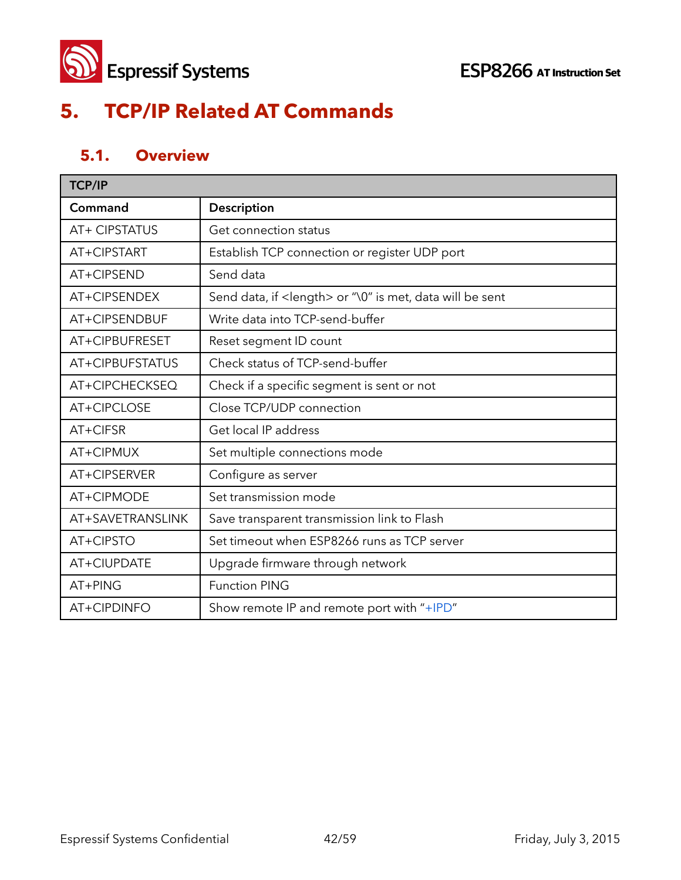# 5. TCP/IP Related AT Commands

## 5.1. Overview

| TCP/IP | |
|---|---|
| **Command** | **Description** |
| AT+ CIPSTATUS | Get connection status |
| AT+CIPSTART | Establish TCP connection or register UDP port |
| AT+CIPSEND | Send data |
| AT+CIPSENDEX | Send data, if <length> or "\0" is met, data will be sent |
| AT+CIPSENDBUF | Write data into TCP-send-buffer |
| AT+CIPBUFRESET | Reset segment ID count |
| AT+CIPBUFSTATUS | Check status of TCP-send-buffer |
| AT+CIPCHECKSEQ | Check if a specific segment is sent or not |
| AT+CIPCLOSE | Close TCP/UDP connection |
| AT+CIFSR | Get local IP address |
| AT+CIPMUX | Set multiple connections mode |
| AT+CIPSERVER | Configure as server |
| AT+CIPMODE | Set transmission mode |
| AT+SAVETRANSLINK | Save transparent transmission link to Flash |
| AT+CIPSTO | Set timeout when ESP8266 runs as TCP server |
| AT+CIUPDATE | Upgrade firmware through network |
| AT+PING | Function PING |
| AT+CIPDINFO | Show remote IP and remote port with "+IPD" |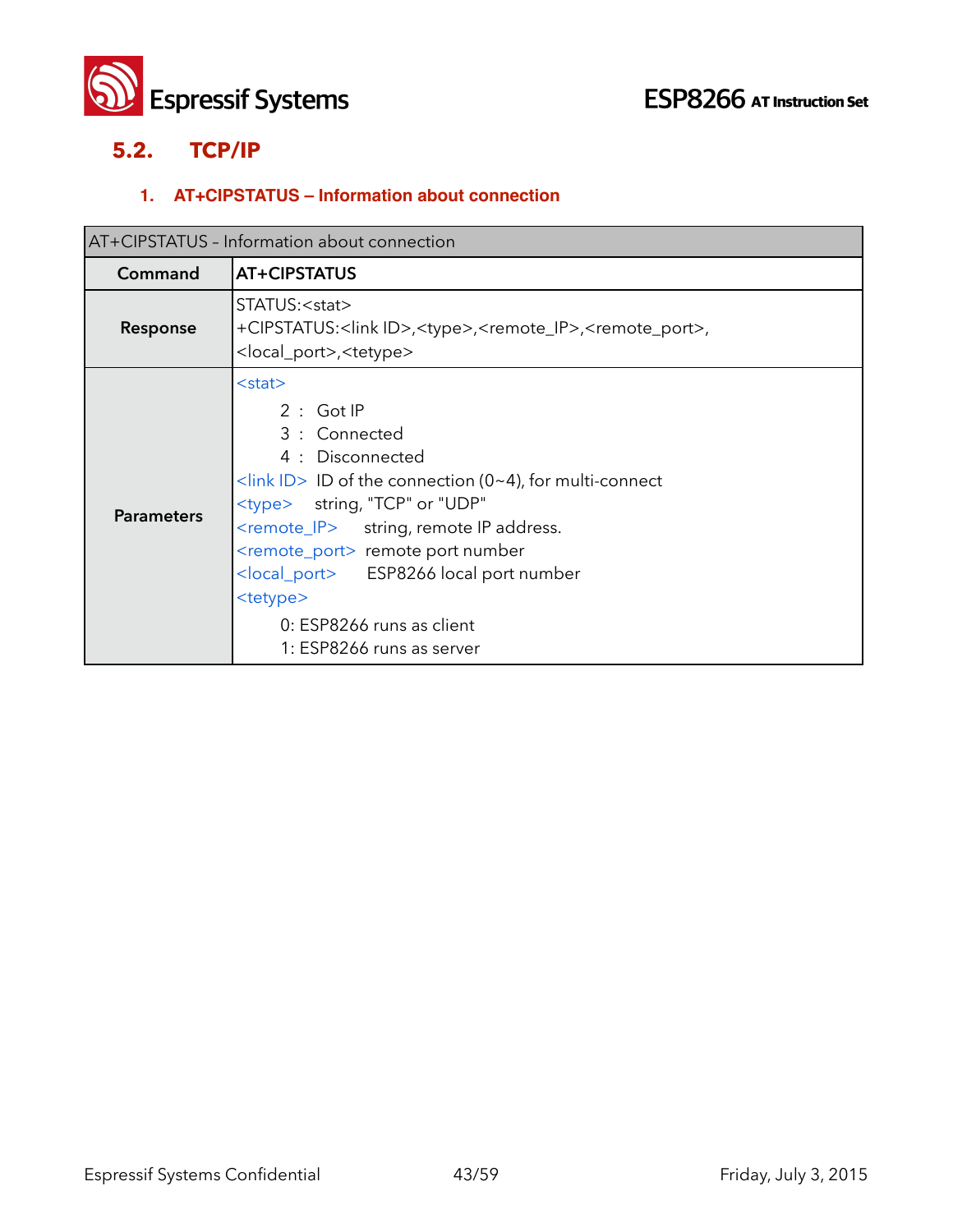## 5.2. TCP/IP

### 1. AT+CIPSTATUS – Information about connection

| AT+CIPSTATUS - Information about connection | |
|---|---|
| **Command** | **AT+CIPSTATUS** |
| **Response** | STATUS:<stat><br>+CIPSTATUS:<link ID>,<type>,<remote_IP>,<remote_port>,<local_port>,<tetype> |
| **Parameters** | <stat><br>2 : Got IP<br>3 : Connected<br>4 : Disconnected<br><link ID> ID of the connection (0~4), for multi-connect<br><type> string, "TCP" or "UDP"<br><remote_IP> string, remote IP address.<br><remote_port> remote port number<br><local_port> ESP8266 local port number<br><tetype><br>0: ESP8266 runs as client<br>1: ESP8266 runs as server |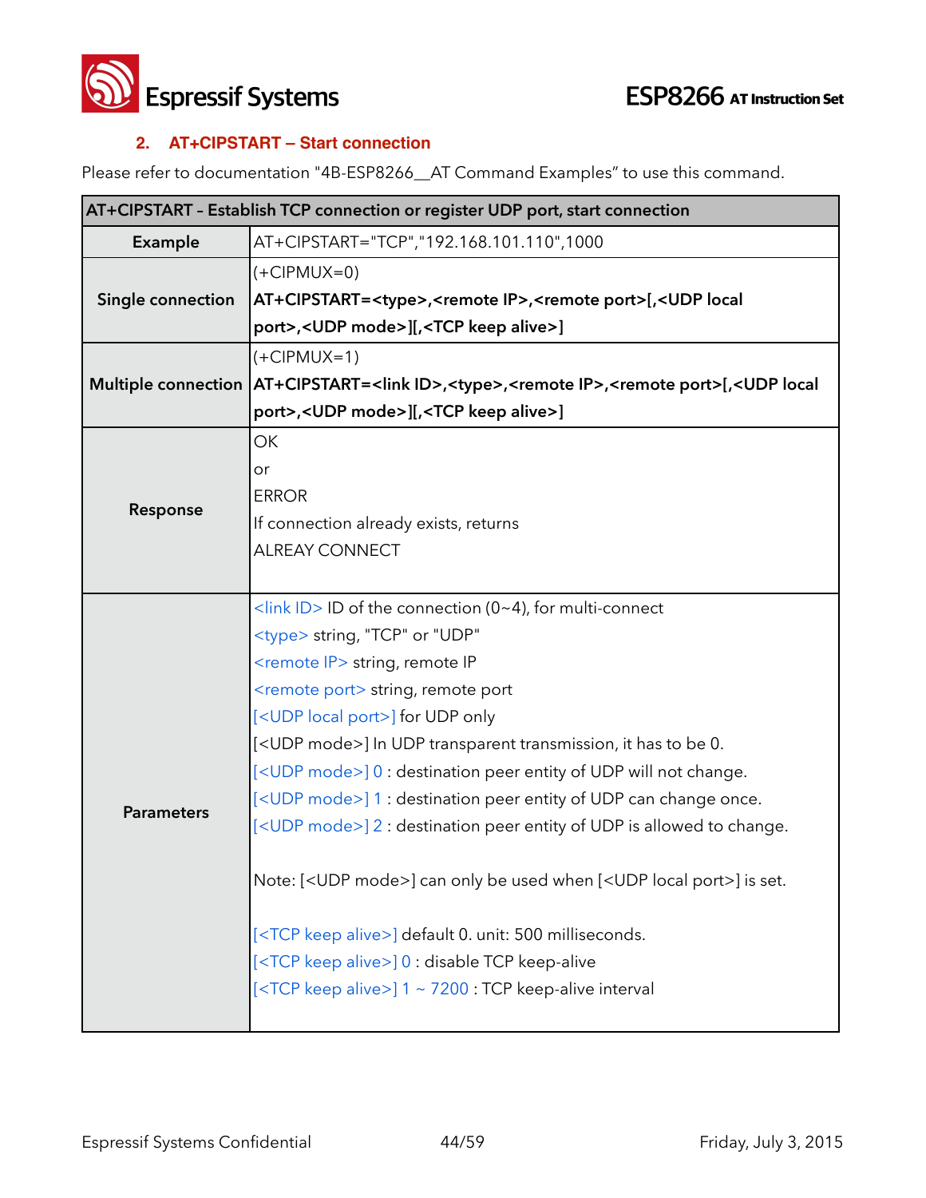### 2. AT+CIPSTART – Start connection

Please refer to documentation "4B-ESP8266__AT Command Examples" to use this command.

| AT+CIPSTART - Establish TCP connection or register UDP port, start connection | |
|---|---|
| **Example** | AT+CIPSTART="TCP","192.168.101.110",1000 |
| **Single connection** | (+CIPMUX=0)<br>**AT+CIPSTART=<type>,<remote IP>,<remote port>[,<UDP local port>,<UDP mode>][,<TCP keep alive>]** |
| **Multiple connection** | (+CIPMUX=1)<br>**AT+CIPSTART=<link ID>,<type>,<remote IP>,<remote port>[,<UDP local port>,<UDP mode>][,<TCP keep alive>]** |
| **Response** | OK<br>or<br>ERROR<br>If connection already exists, returns<br>ALREAY CONNECT |
| **Parameters** | <link ID> ID of the connection (0~4), for multi-connect<br><type> string, "TCP" or "UDP"<br><remote IP> string, remote IP<br><remote port> string, remote port<br>[<UDP local port>] for UDP only<br>[<UDP mode>] In UDP transparent transmission, it has to be 0.<br>[<UDP mode>] 0 : destination peer entity of UDP will not change.<br>[<UDP mode>] 1 : destination peer entity of UDP can change once.<br>[<UDP mode>] 2 : destination peer entity of UDP is allowed to change.<br><br>Note: [<UDP mode>] can only be used when [<UDP local port>] is set.<br><br>[<TCP keep alive>] default 0. unit: 500 milliseconds.<br>[<TCP keep alive>] 0 : disable TCP keep-alive<br>[<TCP keep alive>] 1 ~ 7200 : TCP keep-alive interval |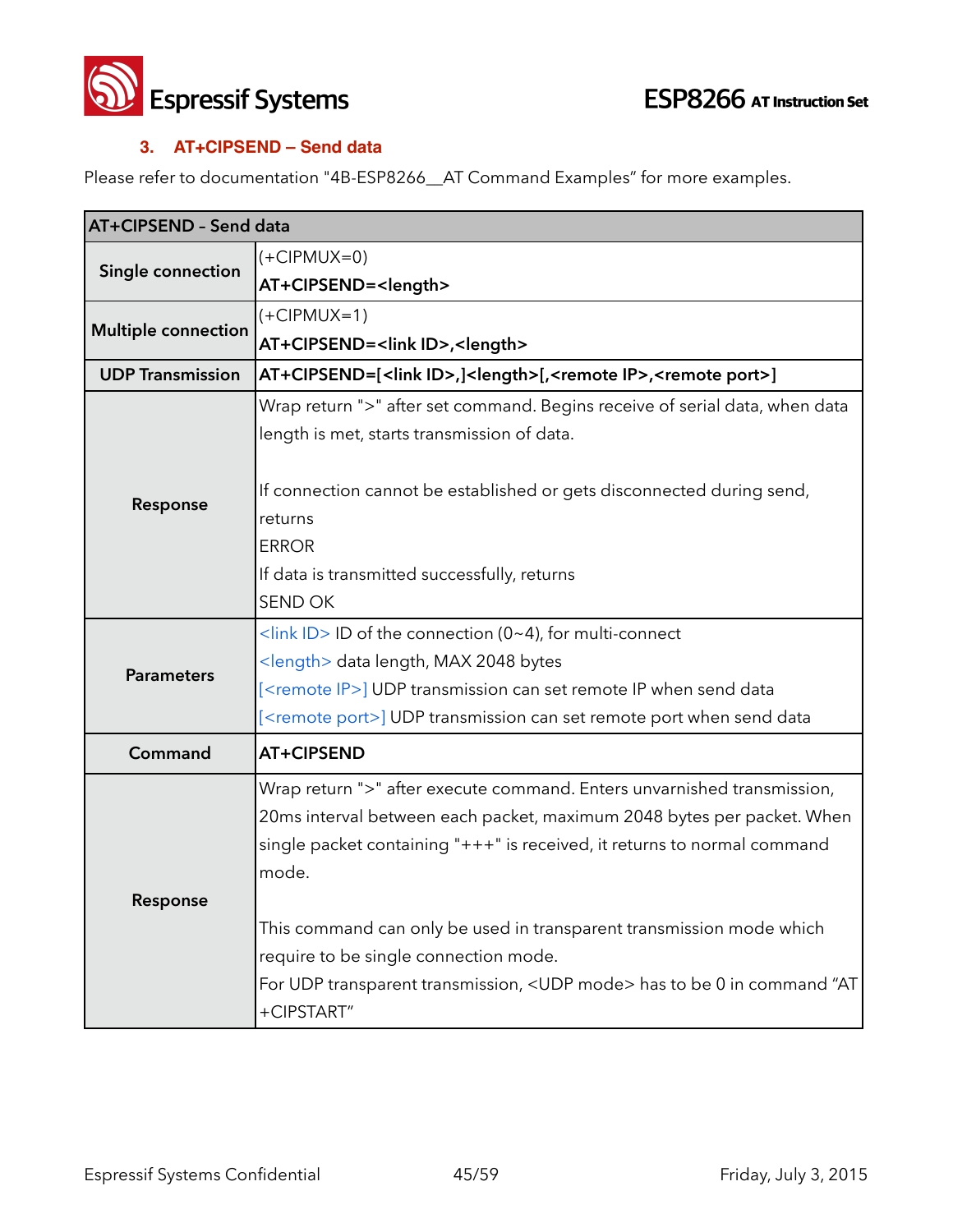### 3. AT+CIPSEND – Send data

Please refer to documentation "4B-ESP8266__AT Command Examples" for more examples.

| AT+CIPSEND - Send data | |
|---|---|
| **Single connection** | (+CIPMUX=0)<br>**AT+CIPSEND=<length>** |
| **Multiple connection** | (+CIPMUX=1)<br>**AT+CIPSEND=<link ID>,<length>** |
| **UDP Transmission** | **AT+CIPSEND=[<link ID>,]<length>[,<remote IP>,<remote port>]** |
| **Response** | Wrap return ">" after set command. Begins receive of serial data, when data length is met, starts transmission of data.<br><br>If connection cannot be established or gets disconnected during send, returns<br>ERROR<br>If data is transmitted successfully, returns<br>SEND OK |
| **Parameters** | <link ID> ID of the connection (0~4), for multi-connect<br><length> data length, MAX 2048 bytes<br>[<remote IP>] UDP transmission can set remote IP when send data<br>[<remote port>] UDP transmission can set remote port when send data |
| **Command** | **AT+CIPSEND** |
| **Response** | Wrap return ">" after execute command. Enters unvarnished transmission, 20ms interval between each packet, maximum 2048 bytes per packet. When single packet containing "+++" is received, it returns to normal command mode.<br><br>This command can only be used in transparent transmission mode which require to be single connection mode.<br>For UDP transparent transmission, <UDP mode> has to be 0 in command "AT+CIPSTART" |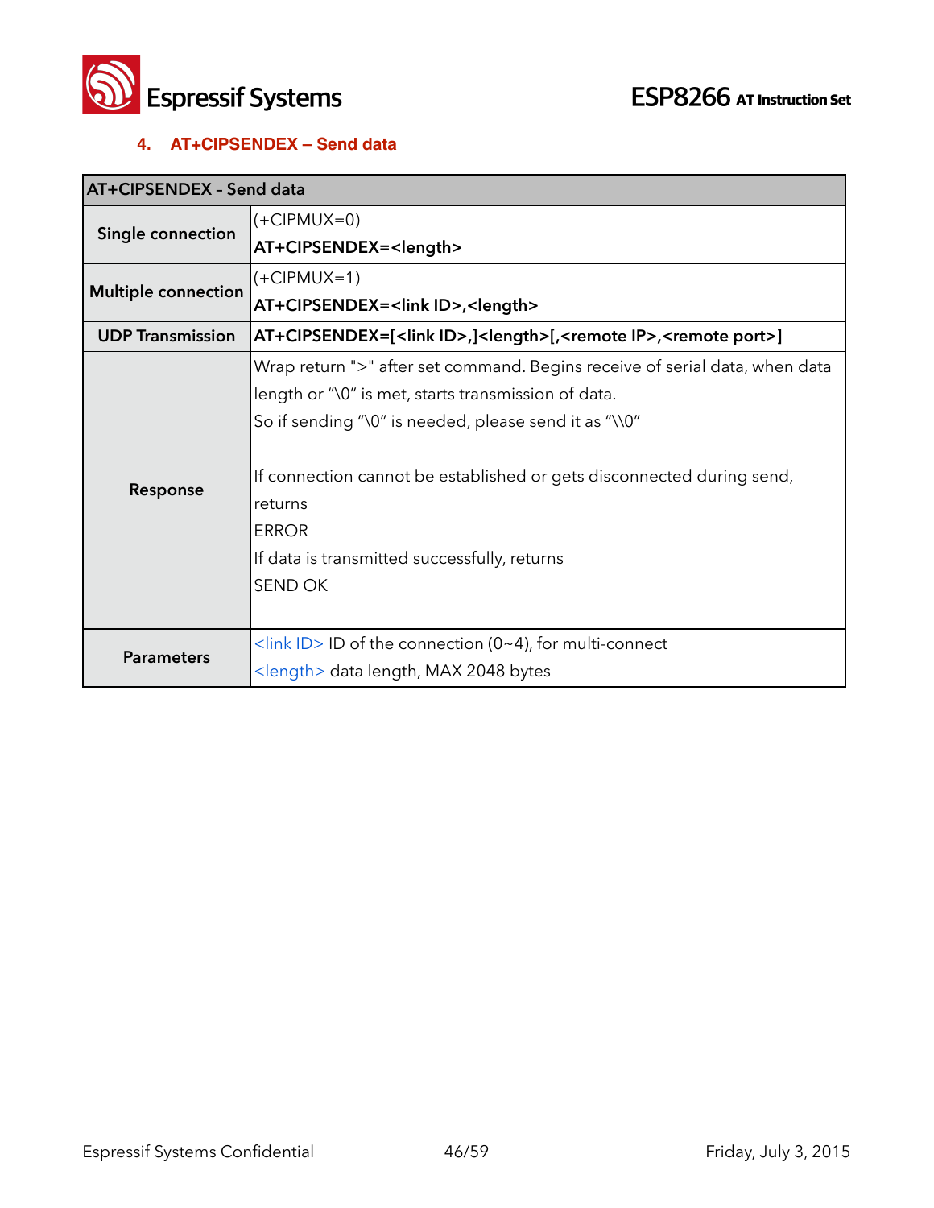### 4. AT+CIPSENDEX – Send data

| AT+CIPSENDEX - Send data | |
|---|---|
| Single connection | (+CIPMUX=0)<br>**AT+CIPSENDEX=<length>** |
| Multiple connection | (+CIPMUX=1)<br>**AT+CIPSENDEX=<link ID>,<length>** |
| UDP Transmission | **AT+CIPSENDEX=[<link ID>,]<length>[,<remote IP>,<remote port>]** |
| Response | Wrap return ">" after set command. Begins receive of serial data, when data length or "\0" is met, starts transmission of data.<br>So if sending "\0" is needed, please send it as "\\0"<br><br>If connection cannot be established or gets disconnected during send, returns<br>ERROR<br>If data is transmitted successfully, returns<br>SEND OK |
| Parameters | <link ID> ID of the connection (0~4), for multi-connect<br><length> data length, MAX 2048 bytes |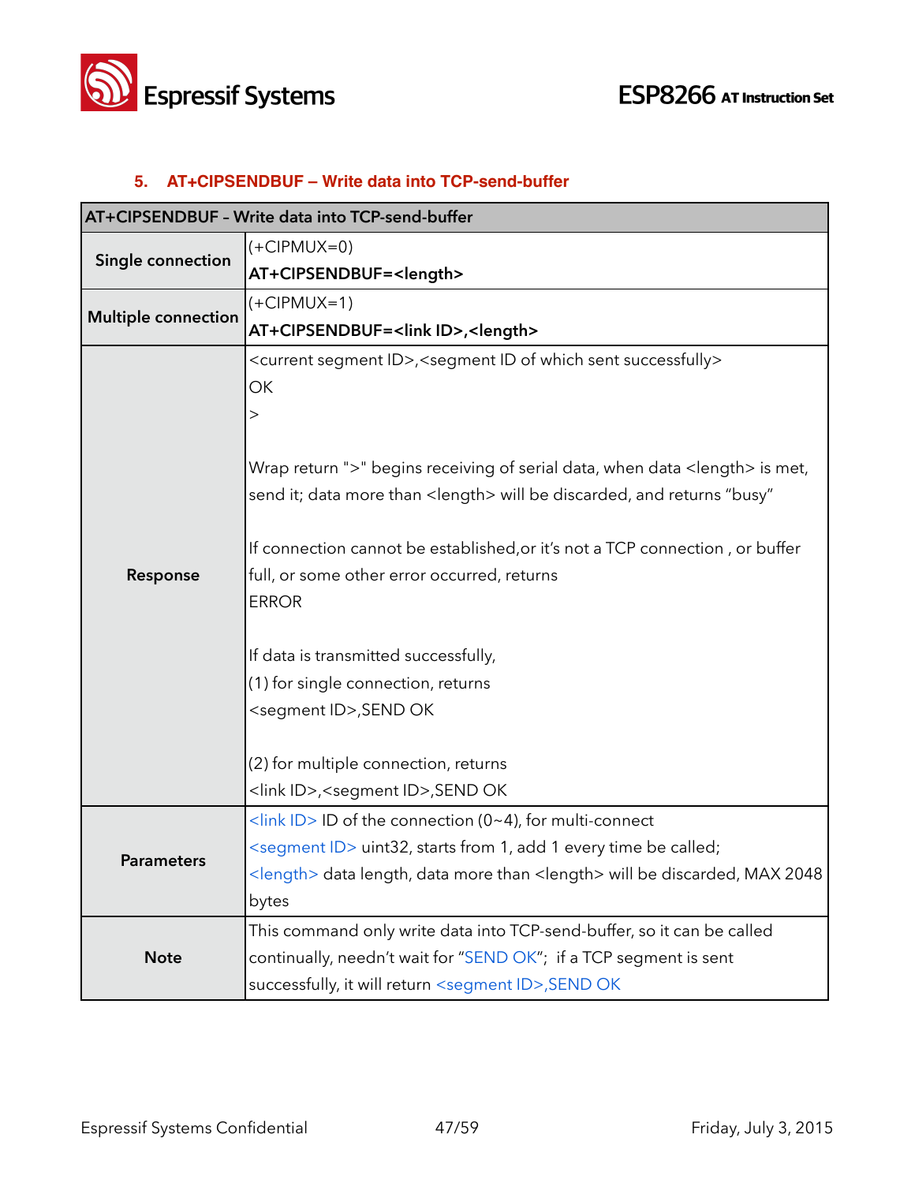### 5. AT+CIPSENDBUF – Write data into TCP-send-buffer

| AT+CIPSENDBUF – Write data into TCP-send-buffer | |
|---|---|
| **Single connection** | (+CIPMUX=0)<br>**AT+CIPSENDBUF=<length>** |
| **Multiple connection** | (+CIPMUX=1)<br>**AT+CIPSENDBUF=<link ID>,<length>** |
| **Response** | <current segment ID>,<segment ID of which sent successfully><br>OK<br>><br><br>Wrap return ">" begins receiving of serial data, when data <length> is met, send it; data more than <length> will be discarded, and returns "busy"<br><br>If connection cannot be established,or it's not a TCP connection , or buffer full, or some other error occurred, returns<br>ERROR<br><br>If data is transmitted successfully,<br>(1) for single connection, returns<br><segment ID>,SEND OK<br><br>(2) for multiple connection, returns<br><link ID>,<segment ID>,SEND OK |
| **Parameters** | <link ID> ID of the connection (0~4), for multi-connect<br><segment ID> uint32, starts from 1, add 1 every time be called;<br><length> data length, data more than <length> will be discarded, MAX 2048 bytes |
| **Note** | This command only write data into TCP-send-buffer, so it can be called continually, needn't wait for "SEND OK"; if a TCP segment is sent successfully, it will return <segment ID>,SEND OK |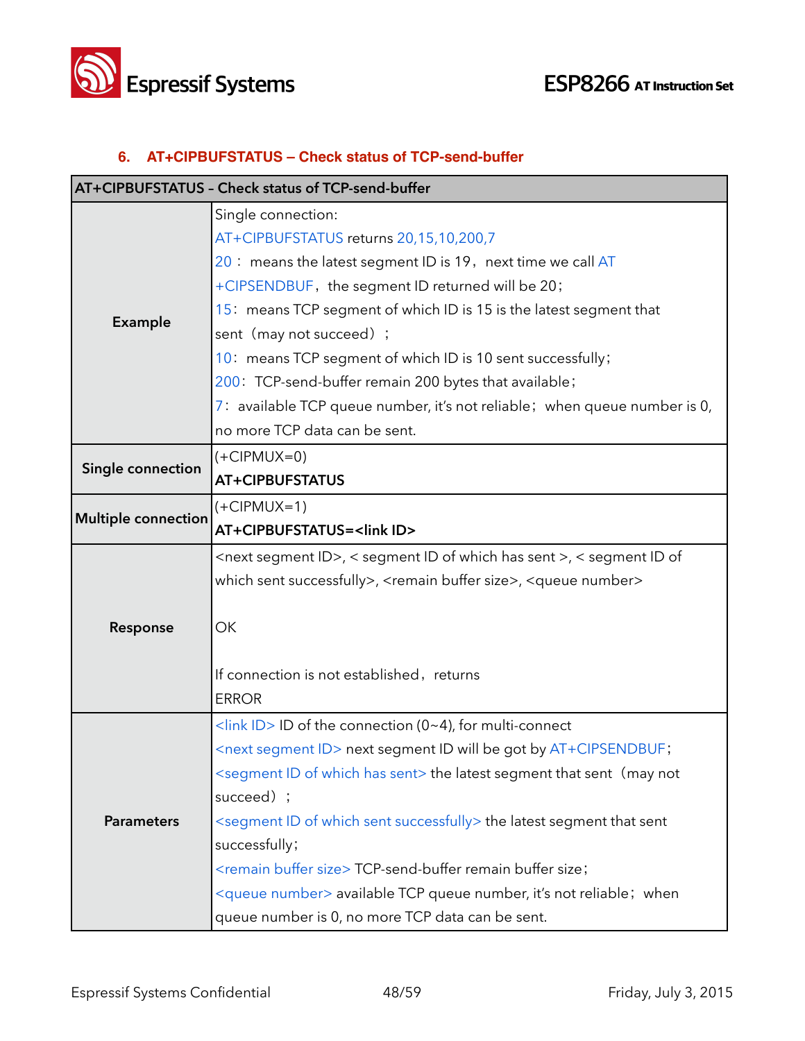### 6. AT+CIPBUFSTATUS – Check status of TCP-send-buffer

| AT+CIPBUFSTATUS – Check status of TCP-send-buffer | |
|---|---|
| **Example** | Single connection:<br>AT+CIPBUFSTATUS returns 20,15,10,200,7<br>20： means the latest segment ID is 19，next time we call AT +CIPSENDBUF，the segment ID returned will be 20；<br>15：means TCP segment of which ID is 15 is the latest segment that sent（may not succeed）；<br>10：means TCP segment of which ID is 10 sent successfully；<br>200：TCP-send-buffer remain 200 bytes that available；<br>7：available TCP queue number, it's not reliable；when queue number is 0, no more TCP data can be sent. |
| **Single connection** | (+CIPMUX=0)<br>**AT+CIPBUFSTATUS** |
| **Multiple connection** | (+CIPMUX=1)<br>**AT+CIPBUFSTATUS=<link ID>** |
| **Response** | <next segment ID>, < segment ID of which has sent >, < segment ID of which sent successfully>, <remain buffer size>, <queue number><br><br>OK<br><br>If connection is not established，returns<br>ERROR |
| **Parameters** | <link ID> ID of the connection (0~4), for multi-connect<br><next segment ID> next segment ID will be got by AT+CIPSENDBUF；<br><segment ID of which has sent> the latest segment that sent（may not succeed）；<br><segment ID of which sent successfully> the latest segment that sent successfully；<br><remain buffer size> TCP-send-buffer remain buffer size；<br><queue number> available TCP queue number, it's not reliable；when queue number is 0, no more TCP data can be sent. |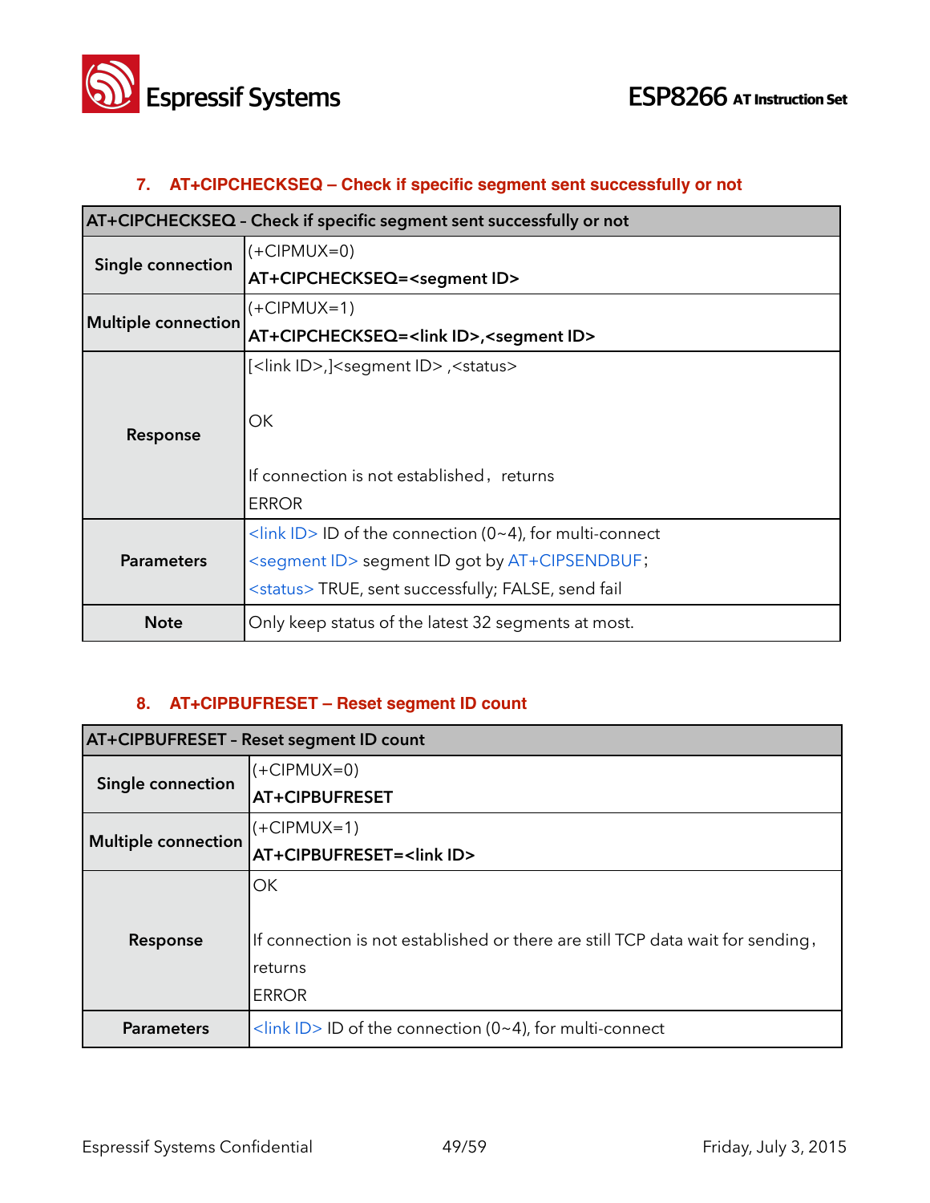## 7. AT+CIPCHECKSEQ – Check if specific segment sent successfully or not

| AT+CIPCHECKSEQ – Check if specific segment sent successfully or not | |
|---|---|
| **Single connection** | (+CIPMUX=0)<br>**AT+CIPCHECKSEQ=<segment ID>** |
| **Multiple connection** | (+CIPMUX=1)<br>**AT+CIPCHECKSEQ=<link ID>,<segment ID>** |
| **Response** | [<link ID>,]<segment ID> ,<status><br><br>OK<br><br>If connection is not established，returns<br>ERROR |
| **Parameters** | <link ID> ID of the connection (0~4), for multi-connect<br><segment ID> segment ID got by AT+CIPSENDBUF;<br><status> TRUE, sent successfully; FALSE, send fail |
| **Note** | Only keep status of the latest 32 segments at most. |

## 8. AT+CIPBUFRESET – Reset segment ID count

| AT+CIPBUFRESET – Reset segment ID count | |
|---|---|
| **Single connection** | (+CIPMUX=0)<br>**AT+CIPBUFRESET** |
| **Multiple connection** | (+CIPMUX=1)<br>**AT+CIPBUFRESET=<link ID>** |
| **Response** | OK<br><br>If connection is not established or there are still TCP data wait for sending，returns<br>ERROR |
| **Parameters** | <link ID> ID of the connection (0~4), for multi-connect |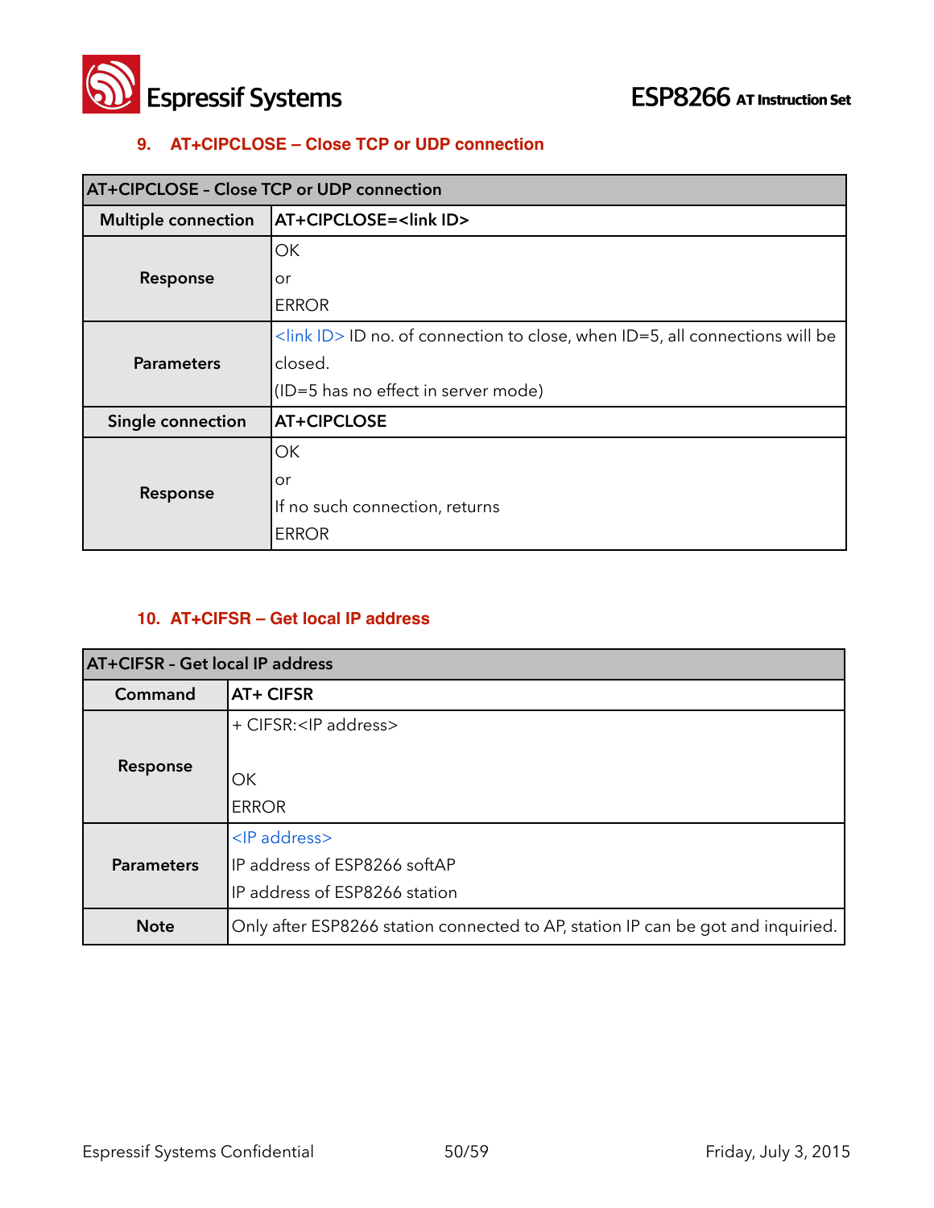## 9. AT+CIPCLOSE – Close TCP or UDP connection

| AT+CIPCLOSE - Close TCP or UDP connection | |
|---|---|
| **Multiple connection** | **AT+CIPCLOSE=<link ID>** |
| **Response** | OK<br>or<br>ERROR |
| **Parameters** | <link ID> ID no. of connection to close, when ID=5, all connections will be closed.<br>(ID=5 has no effect in server mode) |
| **Single connection** | **AT+CIPCLOSE** |
| **Response** | OK<br>or<br>If no such connection, returns<br>ERROR |

## 10. AT+CIFSR – Get local IP address

| AT+CIFSR - Get local IP address | |
|---|---|
| **Command** | **AT+ CIFSR** |
| **Response** | + CIFSR:<IP address><br><br>OK<br>ERROR |
| **Parameters** | <IP address><br>IP address of ESP8266 softAP<br>IP address of ESP8266 station |
| **Note** | Only after ESP8266 station connected to AP, station IP can be got and inquiried. |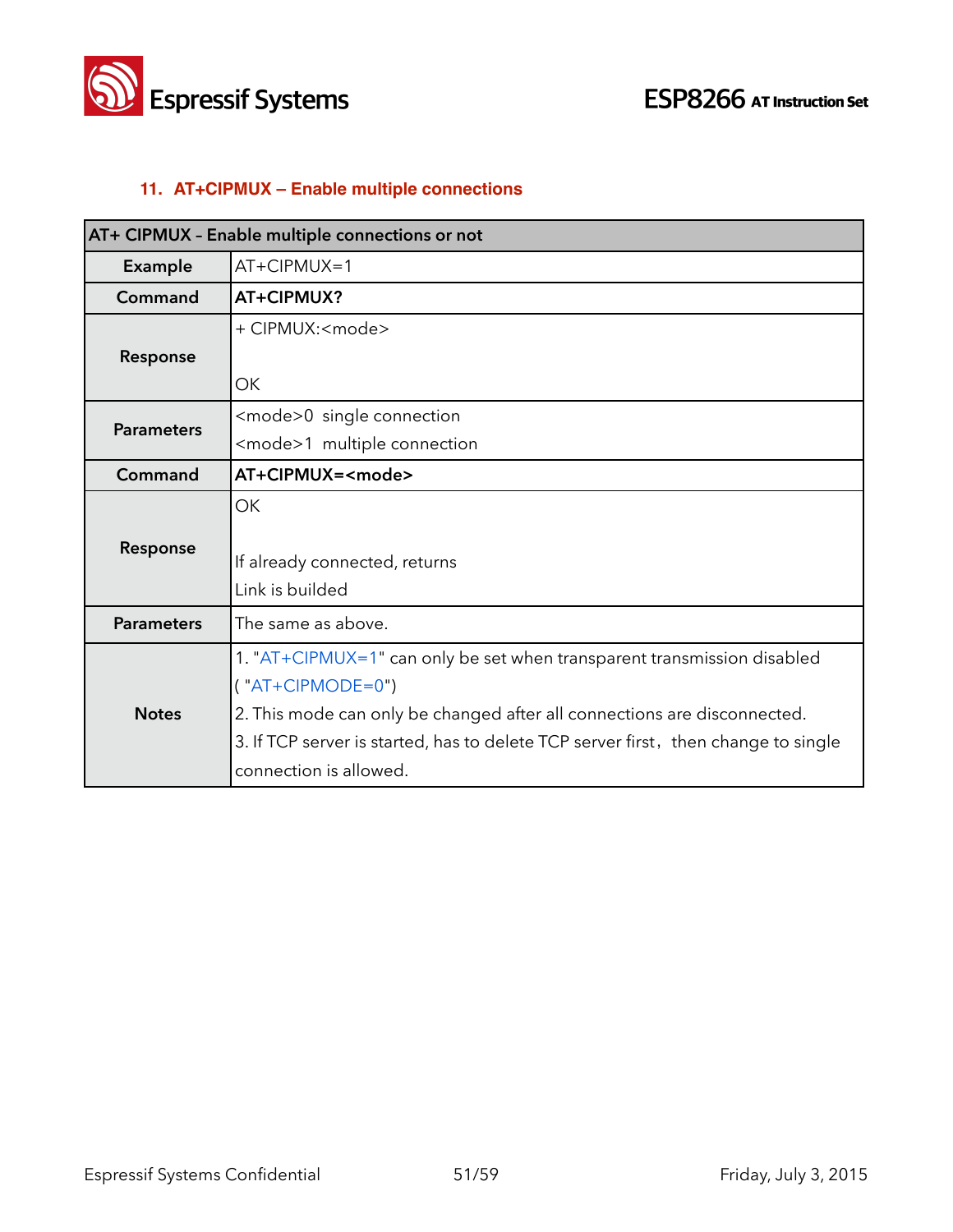### 11. AT+CIPMUX – Enable multiple connections

| AT+ CIPMUX – Enable multiple connections or not | |
|---|---|
| **Example** | AT+CIPMUX=1 |
| **Command** | **AT+CIPMUX?** |
| **Response** | + CIPMUX:<mode><br><br>OK |
| **Parameters** | <mode>0 single connection<br><mode>1 multiple connection |
| **Command** | **AT+CIPMUX=<mode>** |
| **Response** | OK<br><br>If already connected, returns<br>Link is builded |
| **Parameters** | The same as above. |
| **Notes** | 1. "AT+CIPMUX=1" can only be set when transparent transmission disabled ( "AT+CIPMODE=0")<br>2. This mode can only be changed after all connections are disconnected.<br>3. If TCP server is started, has to delete TCP server first，then change to single connection is allowed. |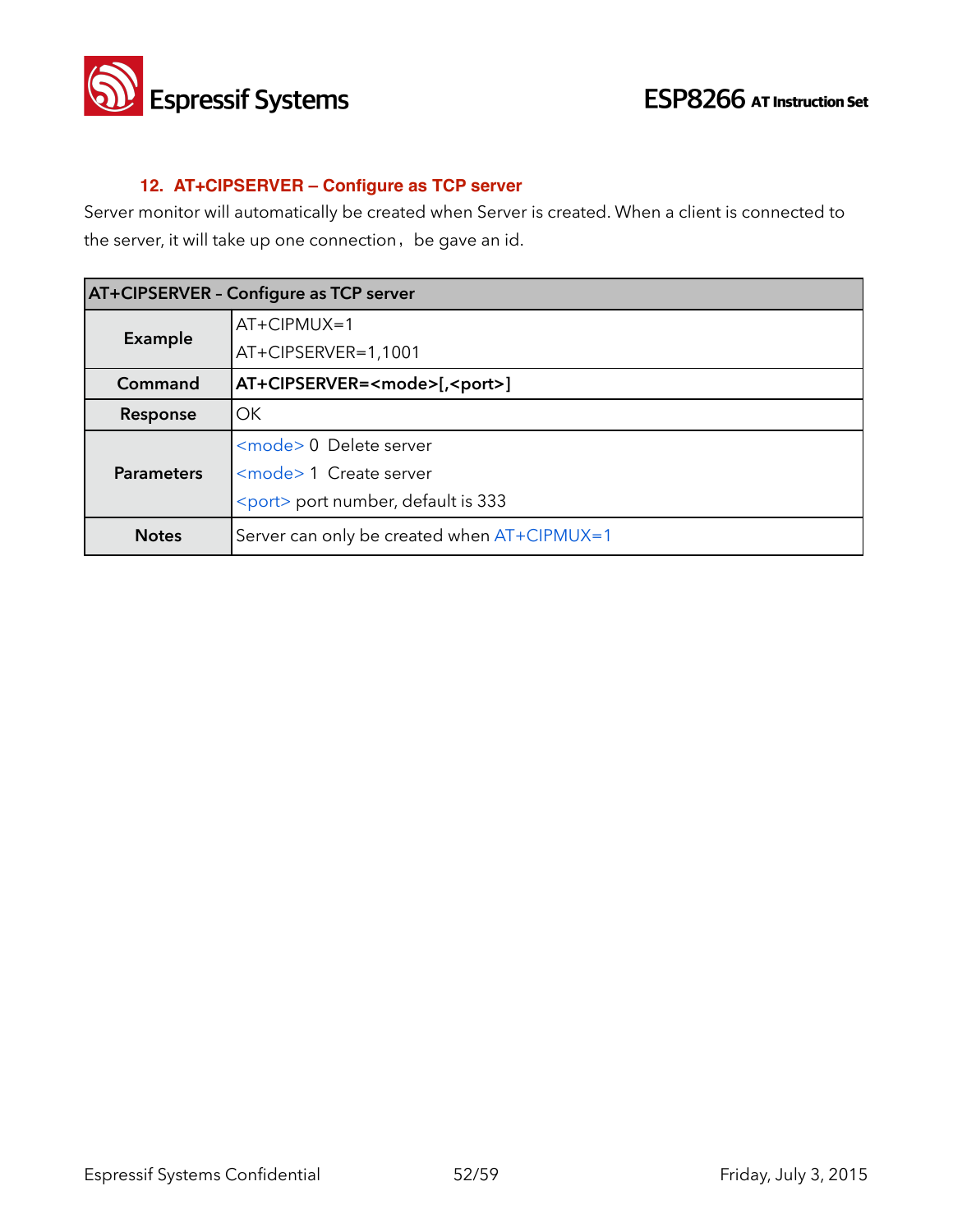## 12. AT+CIPSERVER – Configure as TCP server

Server monitor will automatically be created when Server is created. When a client is connected to the server, it will take up one connection，be gave an id.

| AT+CIPSERVER - Configure as TCP server | |
|---|---|
| **Example** | AT+CIPMUX=1<br>AT+CIPSERVER=1,1001 |
| **Command** | **AT+CIPSERVER=<mode>[,<port>]** |
| **Response** | OK |
| **Parameters** | <mode> 0 Delete server<br><mode> 1 Create server<br><port> port number, default is 333 |
| **Notes** | Server can only be created when AT+CIPMUX=1 |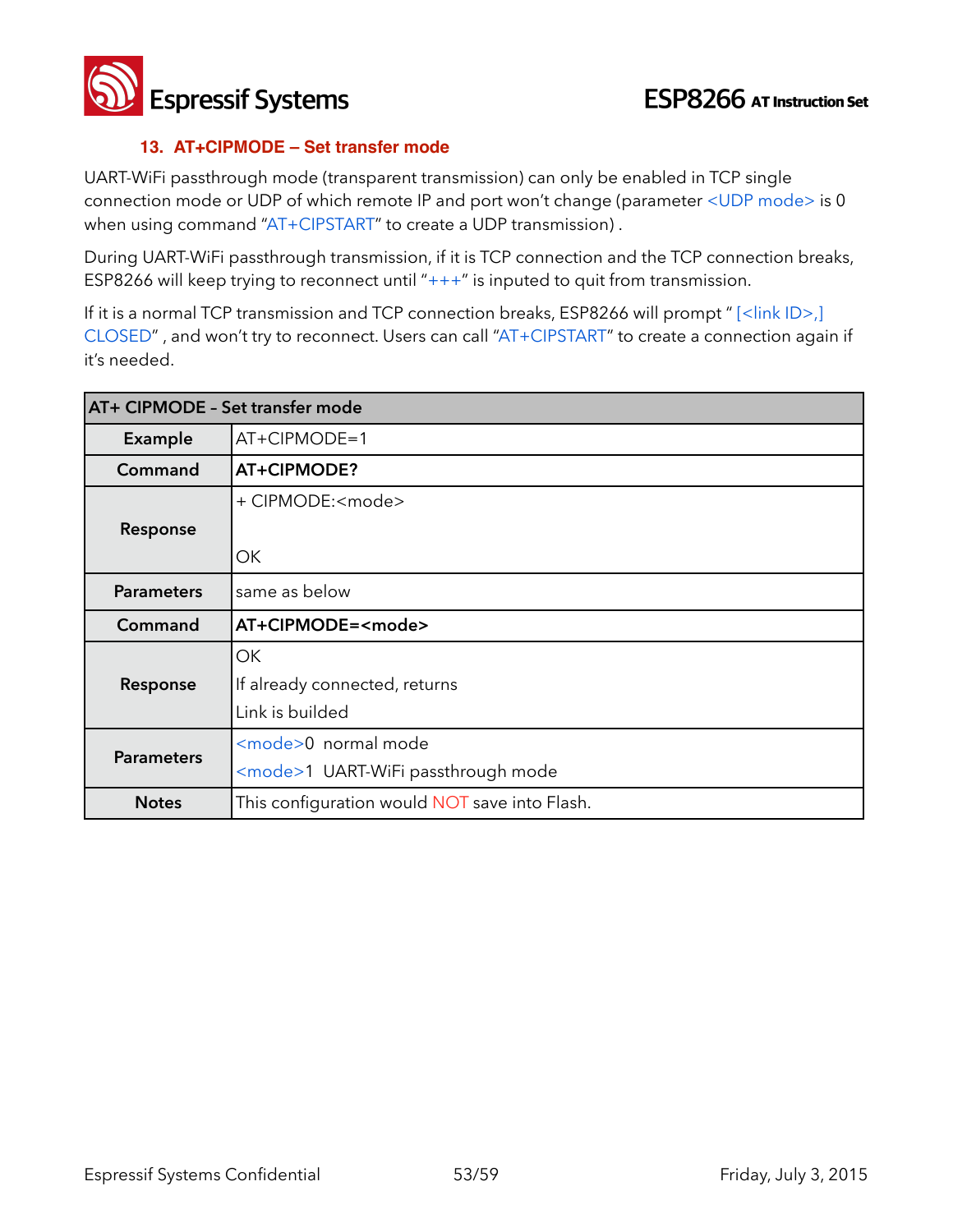### 13. AT+CIPMODE – Set transfer mode

UART-WiFi passthrough mode (transparent transmission) can only be enabled in TCP single connection mode or UDP of which remote IP and port won't change (parameter <UDP mode> is 0 when using command "AT+CIPSTART" to create a UDP transmission) .

During UART-WiFi passthrough transmission, if it is TCP connection and the TCP connection breaks, ESP8266 will keep trying to reconnect until "+++" is inputed to quit from transmission.

If it is a normal TCP transmission and TCP connection breaks, ESP8266 will prompt " [<link ID>,] CLOSED" , and won't try to reconnect. Users can call "AT+CIPSTART" to create a connection again if it's needed.

| AT+ CIPMODE – Set transfer mode | |
|---|---|
| **Example** | AT+CIPMODE=1 |
| **Command** | **AT+CIPMODE?** |
| **Response** | + CIPMODE:<mode><br><br>OK |
| **Parameters** | same as below |
| **Command** | **AT+CIPMODE=<mode>** |
| **Response** | OK<br>If already connected, returns<br>Link is builded |
| **Parameters** | <mode>0 normal mode<br><mode>1 UART-WiFi passthrough mode |
| **Notes** | This configuration would NOT save into Flash. |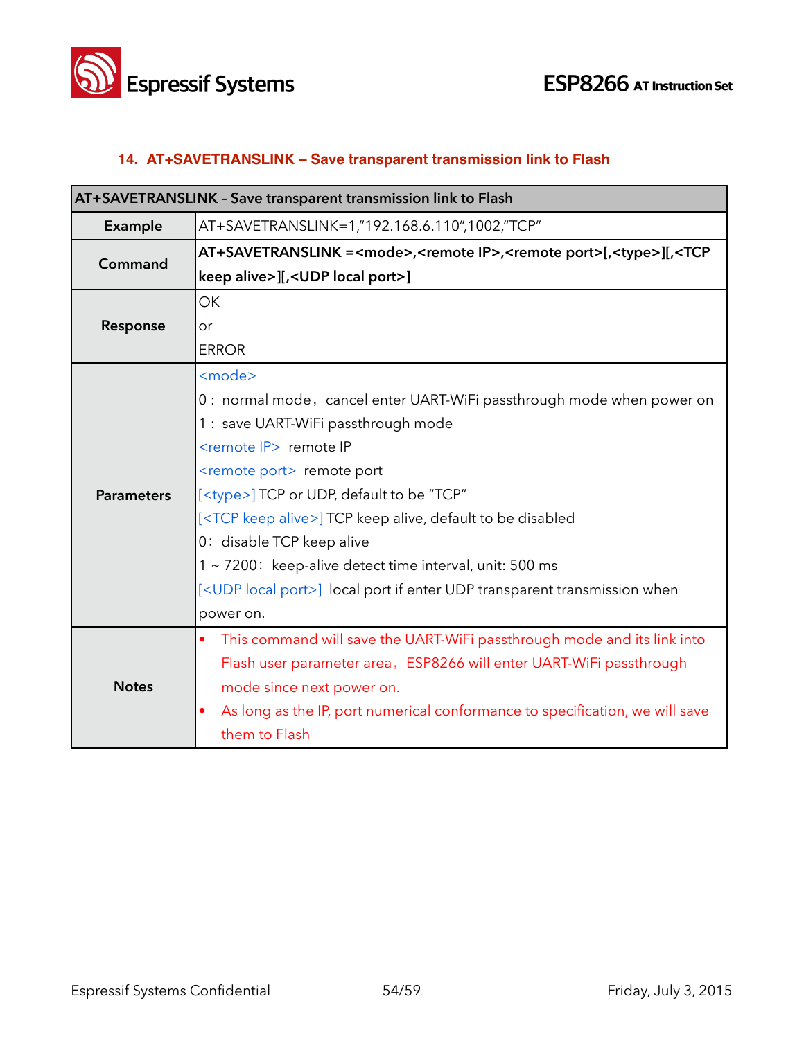## 14. AT+SAVETRANSLINK – Save transparent transmission link to Flash

| AT+SAVETRANSLINK – Save transparent transmission link to Flash | |
|---|---|
| **Example** | AT+SAVETRANSLINK=1,"192.168.6.110",1002,"TCP" |
| **Command** | **AT+SAVETRANSLINK =<mode>,<remote IP>,<remote port>[,<type>][,<TCP keep alive>][,<UDP local port>]** |
| **Response** | OK<br>or<br>ERROR |
| **Parameters** | <mode><br>0 : normal mode，cancel enter UART-WiFi passthrough mode when power on<br>1 : save UART-WiFi passthrough mode<br><remote IP> remote IP<br><remote port> remote port<br>[<type>] TCP or UDP, default to be "TCP"<br>[<TCP keep alive>] TCP keep alive, default to be disabled<br>0: disable TCP keep alive<br>1 ~ 7200: keep-alive detect time interval, unit: 500 ms<br>[<UDP local port>] local port if enter UDP transparent transmission when power on. |
| **Notes** | • This command will save the UART-WiFi passthrough mode and its link into Flash user parameter area，ESP8266 will enter UART-WiFi passthrough mode since next power on.<br>• As long as the IP, port numerical conformance to specification, we will save them to Flash |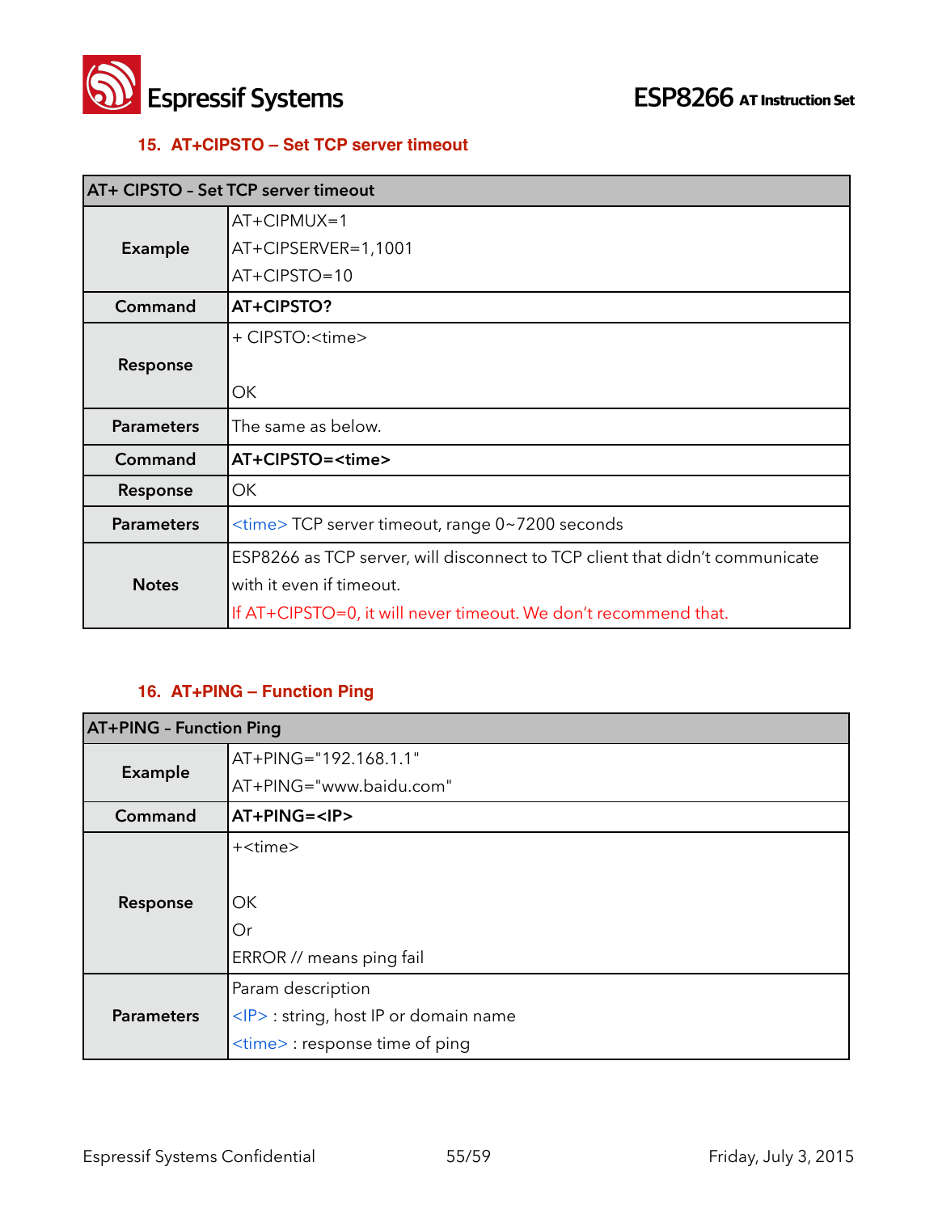### 15. AT+CIPSTO – Set TCP server timeout

| AT+ CIPSTO - Set TCP server timeout | |
|---|---|
| **Example** | AT+CIPMUX=1<br>AT+CIPSERVER=1,1001<br>AT+CIPSTO=10 |
| **Command** | **AT+CIPSTO?** |
| **Response** | + CIPSTO:<time><br><br>OK |
| **Parameters** | The same as below. |
| **Command** | **AT+CIPSTO=<time>** |
| **Response** | OK |
| **Parameters** | <time> TCP server timeout, range 0~7200 seconds |
| **Notes** | ESP8266 as TCP server, will disconnect to TCP client that didn't communicate with it even if timeout.<br>If AT+CIPSTO=0, it will never timeout. We don't recommend that. |

### 16. AT+PING – Function Ping

| AT+PING - Function Ping | |
|---|---|
| **Example** | AT+PING="192.168.1.1"<br>AT+PING="www.baidu.com" |
| **Command** | **AT+PING=<IP>** |
| **Response** | +<time><br><br>OK<br>Or<br>ERROR // means ping fail |
| **Parameters** | Param description<br><IP> : string, host IP or domain name<br><time> : response time of ping |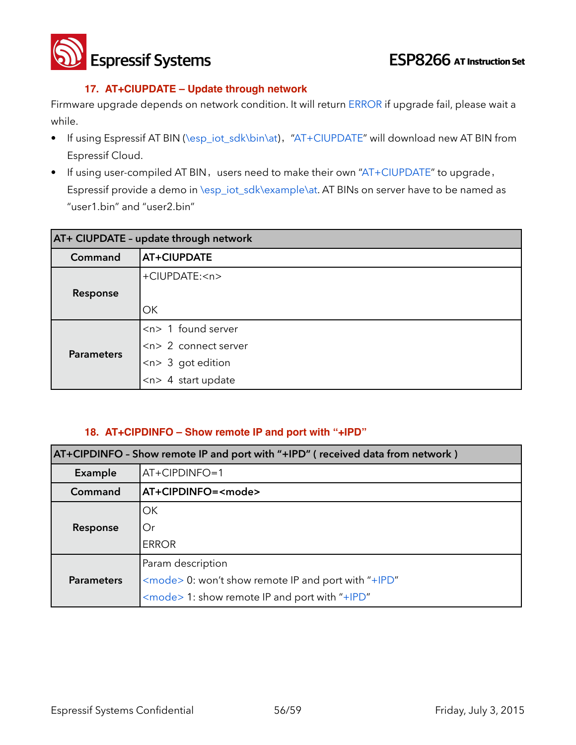### 17. AT+CIUPDATE – Update through network

Firmware upgrade depends on network condition. It will return ERROR if upgrade fail, please wait a while.

- If using Espressif AT BIN (\esp_iot_sdk\bin\at), "AT+CIUPDATE" will download new AT BIN from Espressif Cloud.
- If using user-compiled AT BIN, users need to make their own "AT+CIUPDATE" to upgrade, Espressif provide a demo in \esp_iot_sdk\example\at. AT BINs on server have to be named as "user1.bin" and "user2.bin"

| AT+ CIUPDATE – update through network | |
|---|---|
| **Command** | **AT+CIUPDATE** |
| **Response** | +CIUPDATE:<n><br><br>OK |
| **Parameters** | <n> 1 found server<br><n> 2 connect server<br><n> 3 got edition<br><n> 4 start update |

### 18. AT+CIPDINFO – Show remote IP and port with "+IPD"

| AT+CIPDINFO – Show remote IP and port with "+IPD" ( received data from network ) | |
|---|---|
| **Example** | AT+CIPDINFO=1 |
| **Command** | **AT+CIPDINFO=<mode>** |
| **Response** | OK<br>Or<br>ERROR |
| **Parameters** | Param description<br><mode> 0: won't show remote IP and port with "+IPD"<br><mode> 1: show remote IP and port with "+IPD" |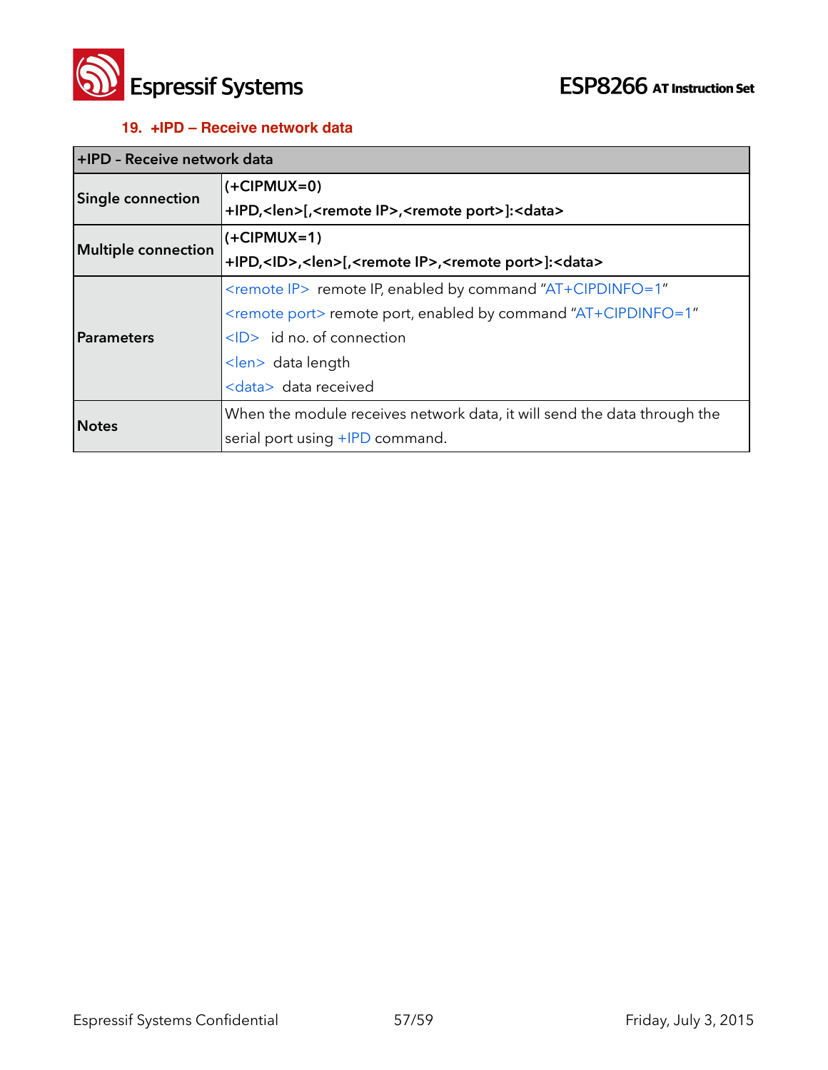### 19. +IPD – Receive network data

| +IPD – Receive network data | |
|---|---|
| **Single connection** | **(+CIPMUX=0)**<br>**+IPD,<len>[,<remote IP>,<remote port>]:<data>** |
| **Multiple connection** | **(+CIPMUX=1)**<br>**+IPD,<ID>,<len>[,<remote IP>,<remote port>]:<data>** |
| **Parameters** | <remote IP> remote IP, enabled by command "AT+CIPDINFO=1"<br><remote port> remote port, enabled by command "AT+CIPDINFO=1"<br><ID> id no. of connection<br><len> data length<br><data> data received |
| **Notes** | When the module receives network data, it will send the data through the serial port using +IPD command. |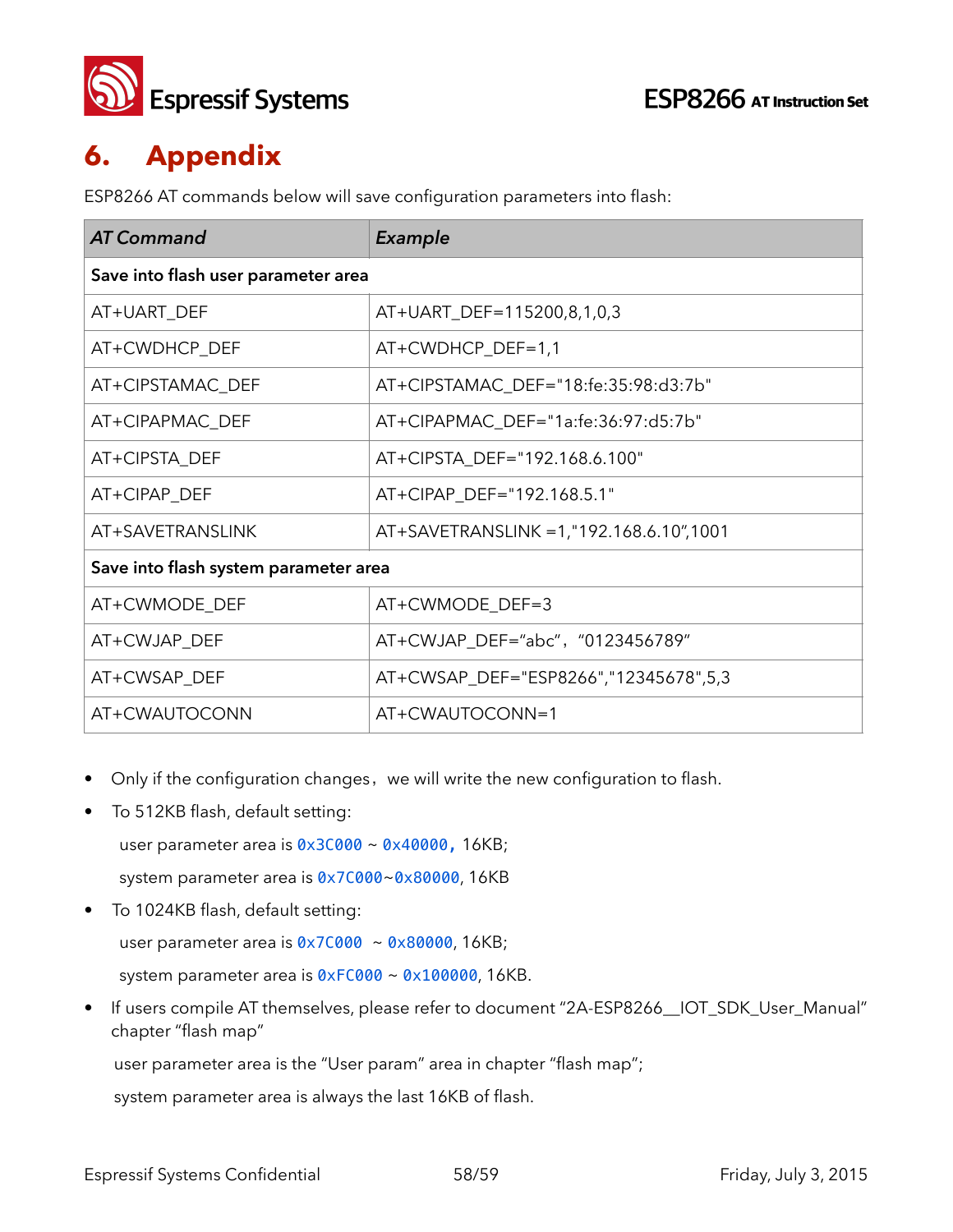# 6. Appendix

ESP8266 AT commands below will save configuration parameters into flash:

| *AT Command* | *Example* |
|---|---|
| **Save into flash user parameter area** | |
| AT+UART_DEF | AT+UART_DEF=115200,8,1,0,3 |
| AT+CWDHCP_DEF | AT+CWDHCP_DEF=1,1 |
| AT+CIPSTAMAC_DEF | AT+CIPSTAMAC_DEF="18:fe:35:98:d3:7b" |
| AT+CIPAPMAC_DEF | AT+CIPAPMAC_DEF="1a:fe:36:97:d5:7b" |
| AT+CIPSTA_DEF | AT+CIPSTA_DEF="192.168.6.100" |
| AT+CIPAP_DEF | AT+CIPAP_DEF="192.168.5.1" |
| AT+SAVETRANSLINK | AT+SAVETRANSLINK =1,"192.168.6.10",1001 |
| **Save into flash system parameter area** | |
| AT+CWMODE_DEF | AT+CWMODE_DEF=3 |
| AT+CWJAP_DEF | AT+CWJAP_DEF="abc"，"0123456789" |
| AT+CWSAP_DEF | AT+CWSAP_DEF="ESP8266","12345678",5,3 |
| AT+CWAUTOCONN | AT+CWAUTOCONN=1 |

- Only if the configuration changes，we will write the new configuration to flash.
- To 512KB flash, default setting:

  user parameter area is `0x3C000` ~ `0x40000,` 16KB;

  system parameter area is `0x7C000`~`0x80000`, 16KB
- To 1024KB flash, default setting:

  user parameter area is `0x7C000` ~ `0x80000`, 16KB;

  system parameter area is `0xFC000` ~ `0x100000`, 16KB.
- If users compile AT themselves, please refer to document "2A-ESP8266__IOT_SDK_User_Manual" chapter "flash map"

  user parameter area is the "User param" area in chapter "flash map";

  system parameter area is always the last 16KB of flash.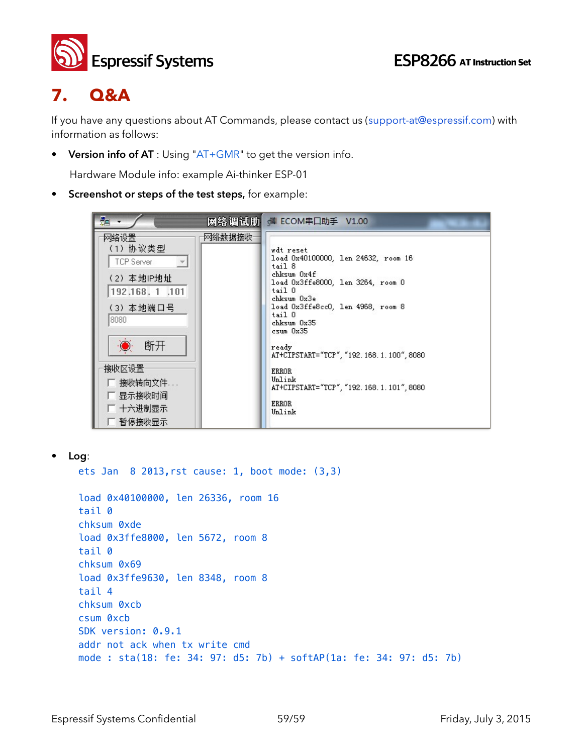// 7. Q&A

If you have any questions about AT Commands, please contact us (support-at@espressif.com) with information as follows:

- **Version info of AT** : Using "AT+GMR" to get the version info.

  Hardware Module info: example Ai-thinker ESP-01

- **Screenshot or steps of the test steps,** for example:

```
wdt reset
load 0x40100000, len 24632, room 16
tail 8
chksum 0x4f
load 0x3ffe8000, len 3264, room 0
tail 0
chksum 0x3e
load 0x3ffe8cc0, len 4968, room 8
tail 0
chksum 0x35
csum 0x35

ready
AT+CIPSTART="TCP","192.168.1.100",8080

ERROR
Unlink
AT+CIPSTART="TCP","192.168.1.101",8080

ERROR
Unlink
```

- **Log**:

```
ets Jan  8 2013,rst cause: 1, boot mode: (3,3)

load 0x40100000, len 26336, room 16
tail 0
chksum 0xde
load 0x3ffe8000, len 5672, room 8
tail 0
chksum 0x69
load 0x3ffe9630, len 8348, room 8
tail 4
chksum 0xcb
csum 0xcb
SDK version: 0.9.1
addr not ack when tx write cmd
mode : sta(18: fe: 34: 97: d5: 7b) + softAP(1a: fe: 34: 97: d5: 7b)
```